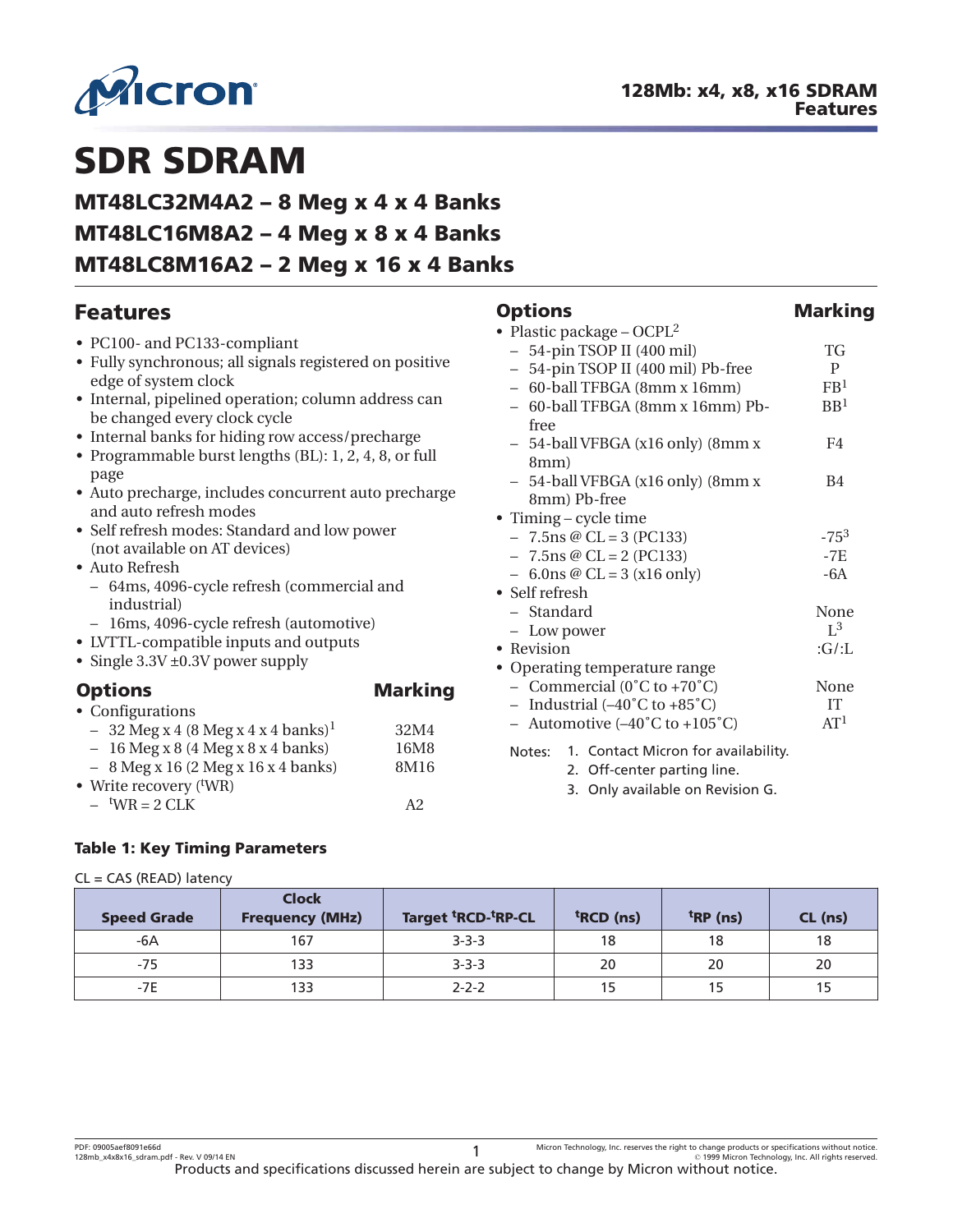# SDR SDRAM

## MT48LC32M4A2 – 8 Meg x 4 x 4 Banks
## MT48LC16M8A2 – 4 Meg x 8 x 4 Banks
## MT48LC8M16A2 – 2 Meg x 16 x 4 Banks

## Features

- PC100- and PC133-compliant
- Fully synchronous; all signals registered on positive edge of system clock
- Internal, pipelined operation; column address can be changed every clock cycle
- Internal banks for hiding row access/precharge
- Programmable burst lengths (BL): 1, 2, 4, 8, or full page
- Auto precharge, includes concurrent auto precharge and auto refresh modes
- Self refresh modes: Standard and low power (not available on AT devices)
- Auto Refresh
  - 64ms, 4096-cycle refresh (commercial and industrial)
  - 16ms, 4096-cycle refresh (automotive)
- LVTTL-compatible inputs and outputs
- Single 3.3V ±0.3V power supply

| Options | Marking |
|---|---|
| • Configurations | |
| – 32 Meg x 4 (8 Meg x 4 x 4 banks)[1] | 32M4 |
| – 16 Meg x 8 (4 Meg x 8 x 4 banks) | 16M8 |
| – 8 Meg x 16 (2 Meg x 16 x 4 banks) | 8M16 |
| • Write recovery (ᵗWR) | |
| – ᵗWR = 2 CLK | A2 |

| Options | Marking |
|---|---|
| • Plastic package – OCPL[2] | |
| – 54-pin TSOP II (400 mil) | TG |
| – 54-pin TSOP II (400 mil) Pb-free | P |
| – 60-ball TFBGA (8mm x 16mm) | FB[1] |
| – 60-ball TFBGA (8mm x 16mm) Pb-free | BB[1] |
| – 54-ball VFBGA (x16 only) (8mm x 8mm) | F4 |
| – 54-ball VFBGA (x16 only) (8mm x 8mm) Pb-free | B4 |
| • Timing – cycle time | |
| – 7.5ns @ CL = 3 (PC133) | -75[3] |
| – 7.5ns @ CL = 2 (PC133) | -7E |
| – 6.0ns @ CL = 3 (x16 only) | -6A |
| • Self refresh | |
| – Standard | None |
| – Low power | L[3] |
| • Revision | :G/:L |
| • Operating temperature range | |
| – Commercial (0˚C to +70˚C) | None |
| – Industrial (–40˚C to +85˚C) | IT |
| – Automotive (–40˚C to +105˚C) | AT[1] |

Notes:
1. Contact Micron for availability.
2. Off-center parting line.
3. Only available on Revision G.

**Table 1: Key Timing Parameters**

CL = CAS (READ) latency

| Speed Grade | Clock Frequency (MHz) | Target ᵗRCD-ᵗRP-CL | ᵗRCD (ns) | ᵗRP (ns) | CL (ns) |
|---|---|---|---|---|---|
| -6A | 167 | 3-3-3 | 18 | 18 | 18 |
| -75 | 133 | 3-3-3 | 20 | 20 | 20 |
| -7E | 133 | 2-2-2 | 15 | 15 | 15 |

Products and specifications discussed herein are subject to change by Micron without notice.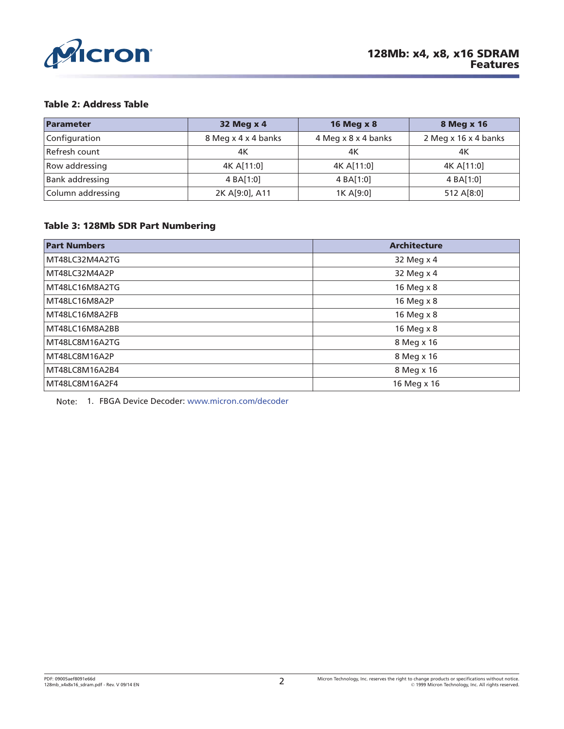**Table 2: Address Table**

| Parameter | 32 Meg x 4 | 16 Meg x 8 | 8 Meg x 16 |
|---|---|---|---|
| Configuration | 8 Meg x 4 x 4 banks | 4 Meg x 8 x 4 banks | 2 Meg x 16 x 4 banks |
| Refresh count | 4K | 4K | 4K |
| Row addressing | 4K A[11:0] | 4K A[11:0] | 4K A[11:0] |
| Bank addressing | 4 BA[1:0] | 4 BA[1:0] | 4 BA[1:0] |
| Column addressing | 2K A[9:0], A11 | 1K A[9:0] | 512 A[8:0] |

**Table 3: 128Mb SDR Part Numbering**

| Part Numbers | Architecture |
|---|---|
| MT48LC32M4A2TG | 32 Meg x 4 |
| MT48LC32M4A2P | 32 Meg x 4 |
| MT48LC16M8A2TG | 16 Meg x 8 |
| MT48LC16M8A2P | 16 Meg x 8 |
| MT48LC16M8A2FB | 16 Meg x 8 |
| MT48LC16M8A2BB | 16 Meg x 8 |
| MT48LC8M16A2TG | 8 Meg x 16 |
| MT48LC8M16A2P | 8 Meg x 16 |
| MT48LC8M16A2B4 | 8 Meg x 16 |
| MT48LC8M16A2F4 | 16 Meg x 16 |

Note: 1. FBGA Device Decoder: www.micron.com/decoder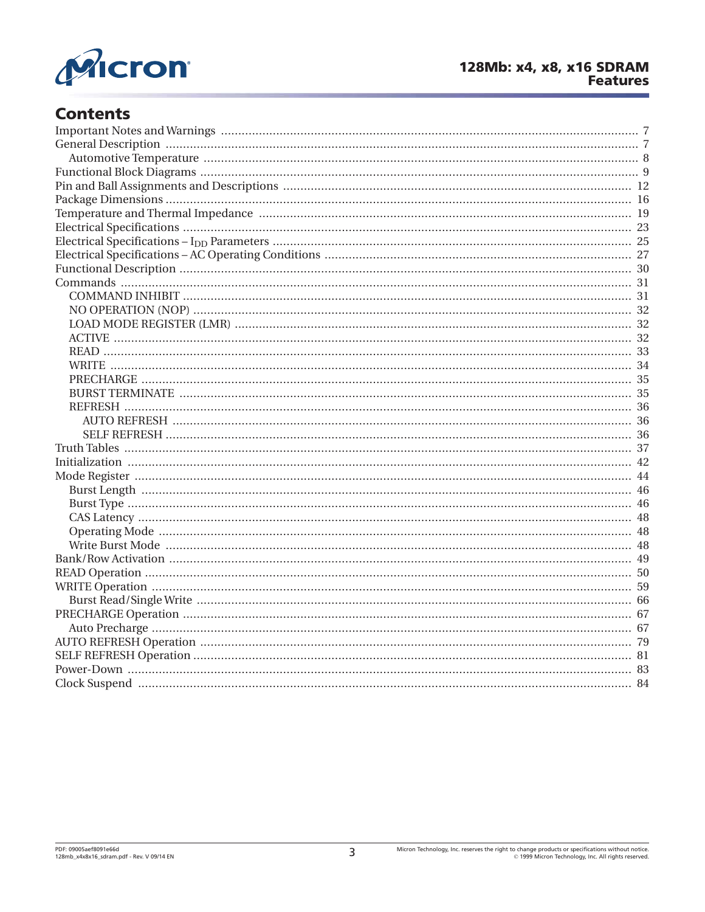## Contents

- Important Notes and Warnings ........ 7
- General Description ........ 7
  - Automotive Temperature ........ 8
- Functional Block Diagrams ........ 9
- Pin and Ball Assignments and Descriptions ........ 12
- Package Dimensions ........ 16
- Temperature and Thermal Impedance ........ 19
- Electrical Specifications ........ 23
- Electrical Specifications – $I_{DD}$ Parameters ........ 25
- Electrical Specifications – AC Operating Conditions ........ 27
- Functional Description ........ 30
- Commands ........ 31
  - COMMAND INHIBIT ........ 31
  - NO OPERATION (NOP) ........ 32
  - LOAD MODE REGISTER (LMR) ........ 32
  - ACTIVE ........ 32
  - READ ........ 33
  - WRITE ........ 34
  - PRECHARGE ........ 35
  - BURST TERMINATE ........ 35
  - REFRESH ........ 36
    - AUTO REFRESH ........ 36
    - SELF REFRESH ........ 36
- Truth Tables ........ 37
- Initialization ........ 42
- Mode Register ........ 44
  - Burst Length ........ 46
  - Burst Type ........ 46
  - CAS Latency ........ 48
  - Operating Mode ........ 48
  - Write Burst Mode ........ 48
- Bank/Row Activation ........ 49
- READ Operation ........ 50
- WRITE Operation ........ 59
  - Burst Read/Single Write ........ 66
- PRECHARGE Operation ........ 67
  - Auto Precharge ........ 67
- AUTO REFRESH Operation ........ 79
- SELF REFRESH Operation ........ 81
- Power-Down ........ 83
- Clock Suspend ........ 84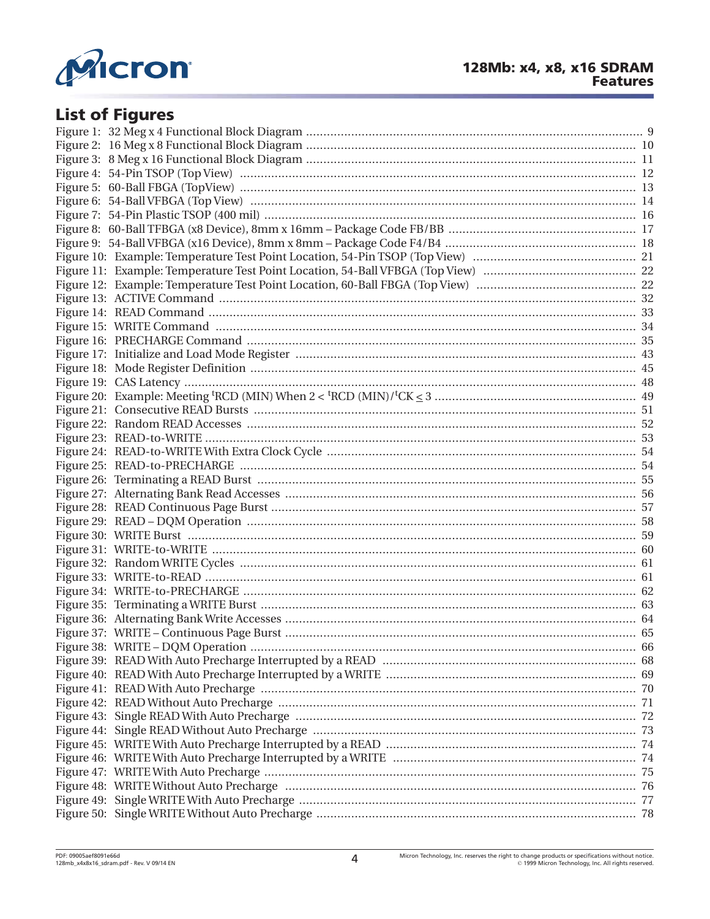## List of Figures

Figure 1: 32 Meg x 4 Functional Block Diagram ..... 9
Figure 2: 16 Meg x 8 Functional Block Diagram ..... 10
Figure 3: 8 Meg x 16 Functional Block Diagram ..... 11
Figure 4: 54-Pin TSOP (Top View) ..... 12
Figure 5: 60-Ball FBGA (TopView) ..... 13
Figure 6: 54-Ball VFBGA (Top View) ..... 14
Figure 7: 54-Pin Plastic TSOP (400 mil) ..... 16
Figure 8: 60-Ball TFBGA (x8 Device), 8mm x 16mm – Package Code FB/BB ..... 17
Figure 9: 54-Ball VFBGA (x16 Device), 8mm x 8mm – Package Code F4/B4 ..... 18
Figure 10: Example: Temperature Test Point Location, 54-Pin TSOP (Top View) ..... 21
Figure 11: Example: Temperature Test Point Location, 54-Ball VFBGA (Top View) ..... 22
Figure 12: Example: Temperature Test Point Location, 60-Ball FBGA (Top View) ..... 22
Figure 13: ACTIVE Command ..... 32
Figure 14: READ Command ..... 33
Figure 15: WRITE Command ..... 34
Figure 16: PRECHARGE Command ..... 35
Figure 17: Initialize and Load Mode Register ..... 43
Figure 18: Mode Register Definition ..... 45
Figure 19: CAS Latency ..... 48
Figure 20: Example: Meeting $^t$RCD (MIN) When 2 < $^t$RCD (MIN)/$^t$CK ≤ 3 ..... 49
Figure 21: Consecutive READ Bursts ..... 51
Figure 22: Random READ Accesses ..... 52
Figure 23: READ-to-WRITE ..... 53
Figure 24: READ-to-WRITE With Extra Clock Cycle ..... 54
Figure 25: READ-to-PRECHARGE ..... 54
Figure 26: Terminating a READ Burst ..... 55
Figure 27: Alternating Bank Read Accesses ..... 56
Figure 28: READ Continuous Page Burst ..... 57
Figure 29: READ – DQM Operation ..... 58
Figure 30: WRITE Burst ..... 59
Figure 31: WRITE-to-WRITE ..... 60
Figure 32: Random WRITE Cycles ..... 61
Figure 33: WRITE-to-READ ..... 61
Figure 34: WRITE-to-PRECHARGE ..... 62
Figure 35: Terminating a WRITE Burst ..... 63
Figure 36: Alternating Bank Write Accesses ..... 64
Figure 37: WRITE – Continuous Page Burst ..... 65
Figure 38: WRITE – DQM Operation ..... 66
Figure 39: READ With Auto Precharge Interrupted by a READ ..... 68
Figure 40: READ With Auto Precharge Interrupted by a WRITE ..... 69
Figure 41: READ With Auto Precharge ..... 70
Figure 42: READ Without Auto Precharge ..... 71
Figure 43: Single READ With Auto Precharge ..... 72
Figure 44: Single READ Without Auto Precharge ..... 73
Figure 45: WRITE With Auto Precharge Interrupted by a READ ..... 74
Figure 46: WRITE With Auto Precharge Interrupted by a WRITE ..... 74
Figure 47: WRITE With Auto Precharge ..... 75
Figure 48: WRITE Without Auto Precharge ..... 76
Figure 49: Single WRITE With Auto Precharge ..... 77
Figure 50: Single WRITE Without Auto Precharge ..... 78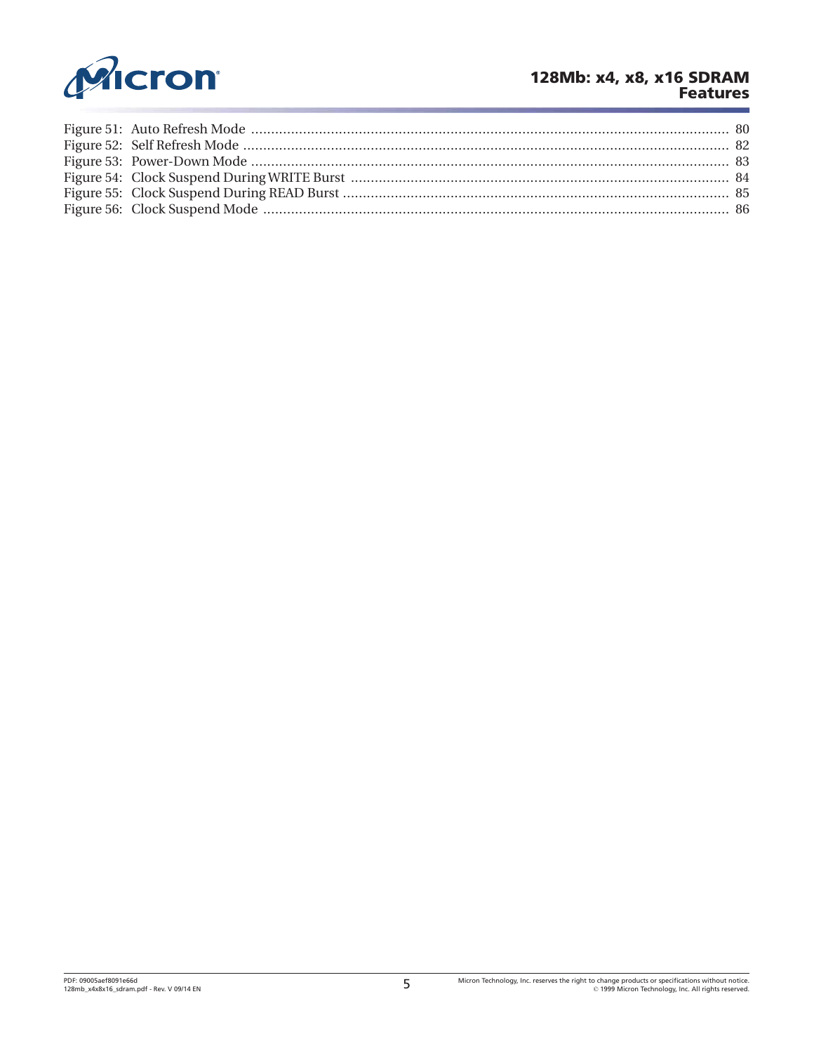Figure 51: Auto Refresh Mode ........................................................ 80
Figure 52: Self Refresh Mode ........................................................ 82
Figure 53: Power-Down Mode ........................................................ 83
Figure 54: Clock Suspend During WRITE Burst ........................................................ 84
Figure 55: Clock Suspend During READ Burst ........................................................ 85
Figure 56: Clock Suspend Mode ........................................................ 86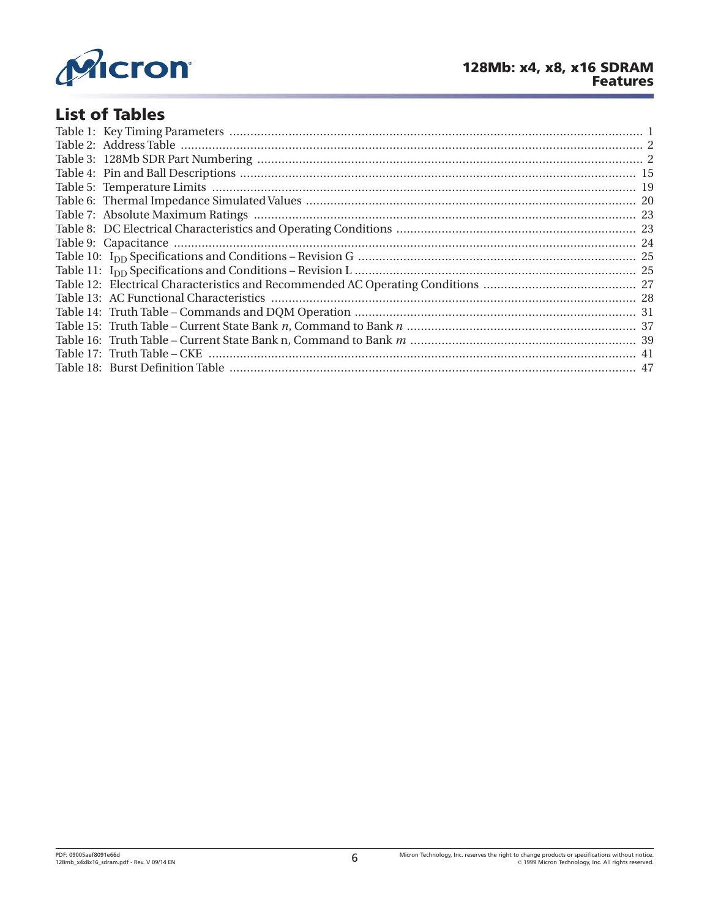## List of Tables

Table 1: Key Timing Parameters ........................................................................................................................ 1
Table 2: Address Table ..................................................................................................................................... 2
Table 3: 128Mb SDR Part Numbering ............................................................................................................... 2
Table 4: Pin and Ball Descriptions .................................................................................................................. 15
Table 5: Temperature Limits .......................................................................................................................... 19
Table 6: Thermal Impedance Simulated Values ............................................................................................... 20
Table 7: Absolute Maximum Ratings .............................................................................................................. 23
Table 8: DC Electrical Characteristics and Operating Conditions ...................................................................... 23
Table 9: Capacitance ..................................................................................................................................... 24
Table 10: $I_{DD}$ Specifications and Conditions – Revision G ................................................................................ 25
Table 11: $I_{DD}$ Specifications and Conditions – Revision L ................................................................................. 25
Table 12: Electrical Characteristics and Recommended AC Operating Conditions ............................................ 27
Table 13: AC Functional Characteristics ......................................................................................................... 28
Table 14: Truth Table – Commands and DQM Operation ................................................................................. 31
Table 15: Truth Table – Current State Bank *n*, Command to Bank *n* .................................................................. 37
Table 16: Truth Table – Current State Bank n, Command to Bank *m* ................................................................. 39
Table 17: Truth Table – CKE ........................................................................................................................... 41
Table 18: Burst Definition Table ..................................................................................................................... 47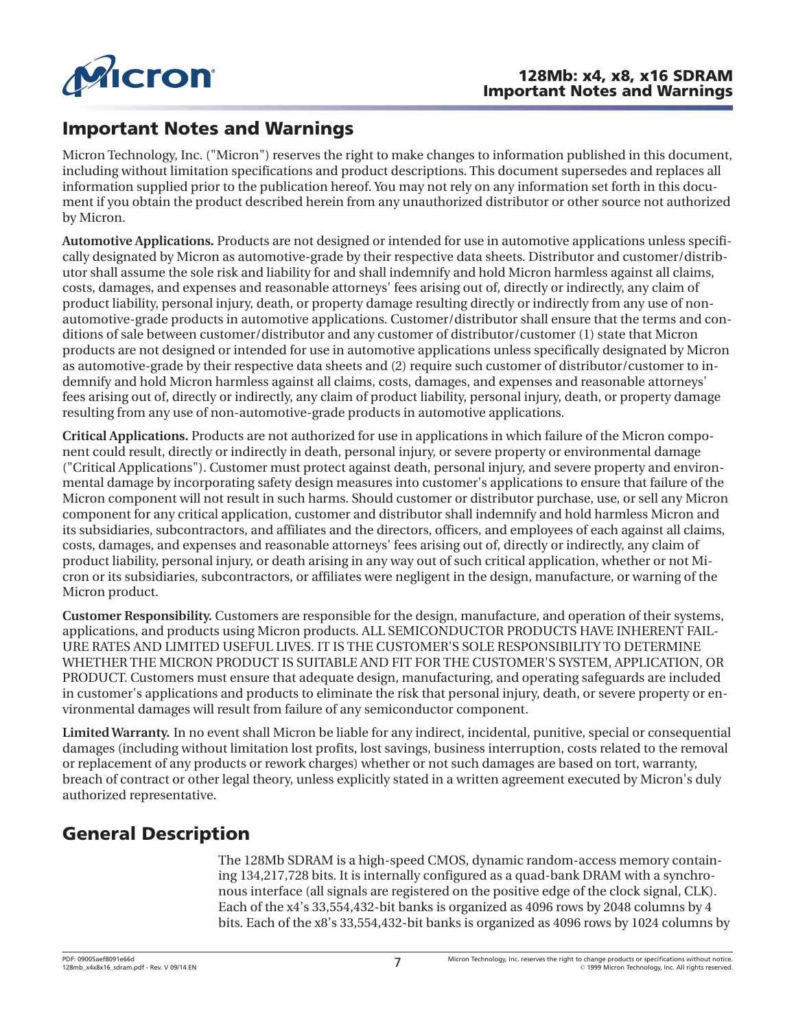## Important Notes and Warnings

Micron Technology, Inc. ("Micron") reserves the right to make changes to information published in this document, including without limitation specifications and product descriptions. This document supersedes and replaces all information supplied prior to the publication hereof. You may not rely on any information set forth in this document if you obtain the product described herein from any unauthorized distributor or other source not authorized by Micron.

**Automotive Applications.** Products are not designed or intended for use in automotive applications unless specifically designated by Micron as automotive-grade by their respective data sheets. Distributor and customer/distributor shall assume the sole risk and liability for and shall indemnify and hold Micron harmless against all claims, costs, damages, and expenses and reasonable attorneys' fees arising out of, directly or indirectly, any claim of product liability, personal injury, death, or property damage resulting directly or indirectly from any use of non-automotive-grade products in automotive applications. Customer/distributor shall ensure that the terms and conditions of sale between customer/distributor and any customer of distributor/customer (1) state that Micron products are not designed or intended for use in automotive applications unless specifically designated by Micron as automotive-grade by their respective data sheets and (2) require such customer of distributor/customer to indemnify and hold Micron harmless against all claims, costs, damages, and expenses and reasonable attorneys' fees arising out of, directly or indirectly, any claim of product liability, personal injury, death, or property damage resulting from any use of non-automotive-grade products in automotive applications.

**Critical Applications.** Products are not authorized for use in applications in which failure of the Micron component could result, directly or indirectly in death, personal injury, or severe property or environmental damage ("Critical Applications"). Customer must protect against death, personal injury, and severe property and environmental damage by incorporating safety design measures into customer's applications to ensure that failure of the Micron component will not result in such harms. Should customer or distributor purchase, use, or sell any Micron component for any critical application, customer and distributor shall indemnify and hold harmless Micron and its subsidiaries, subcontractors, and affiliates and the directors, officers, and employees of each against all claims, costs, damages, and expenses and reasonable attorneys' fees arising out of, directly or indirectly, any claim of product liability, personal injury, or death arising in any way out of such critical application, whether or not Micron or its subsidiaries, subcontractors, or affiliates were negligent in the design, manufacture, or warning of the Micron product.

**Customer Responsibility.** Customers are responsible for the design, manufacture, and operation of their systems, applications, and products using Micron products. ALL SEMICONDUCTOR PRODUCTS HAVE INHERENT FAILURE RATES AND LIMITED USEFUL LIVES. IT IS THE CUSTOMER'S SOLE RESPONSIBILITY TO DETERMINE WHETHER THE MICRON PRODUCT IS SUITABLE AND FIT FOR THE CUSTOMER'S SYSTEM, APPLICATION, OR PRODUCT. Customers must ensure that adequate design, manufacturing, and operating safeguards are included in customer's applications and products to eliminate the risk that personal injury, death, or severe property or environmental damages will result from failure of any semiconductor component.

**Limited Warranty.** In no event shall Micron be liable for any indirect, incidental, punitive, special or consequential damages (including without limitation lost profits, lost savings, business interruption, costs related to the removal or replacement of any products or rework charges) whether or not such damages are based on tort, warranty, breach of contract or other legal theory, unless explicitly stated in a written agreement executed by Micron's duly authorized representative.

## General Description

The 128Mb SDRAM is a high-speed CMOS, dynamic random-access memory containing 134,217,728 bits. It is internally configured as a quad-bank DRAM with a synchronous interface (all signals are registered on the positive edge of the clock signal, CLK). Each of the x4's 33,554,432-bit banks is organized as 4096 rows by 2048 columns by 4 bits. Each of the x8's 33,554,432-bit banks is organized as 4096 rows by 1024 columns by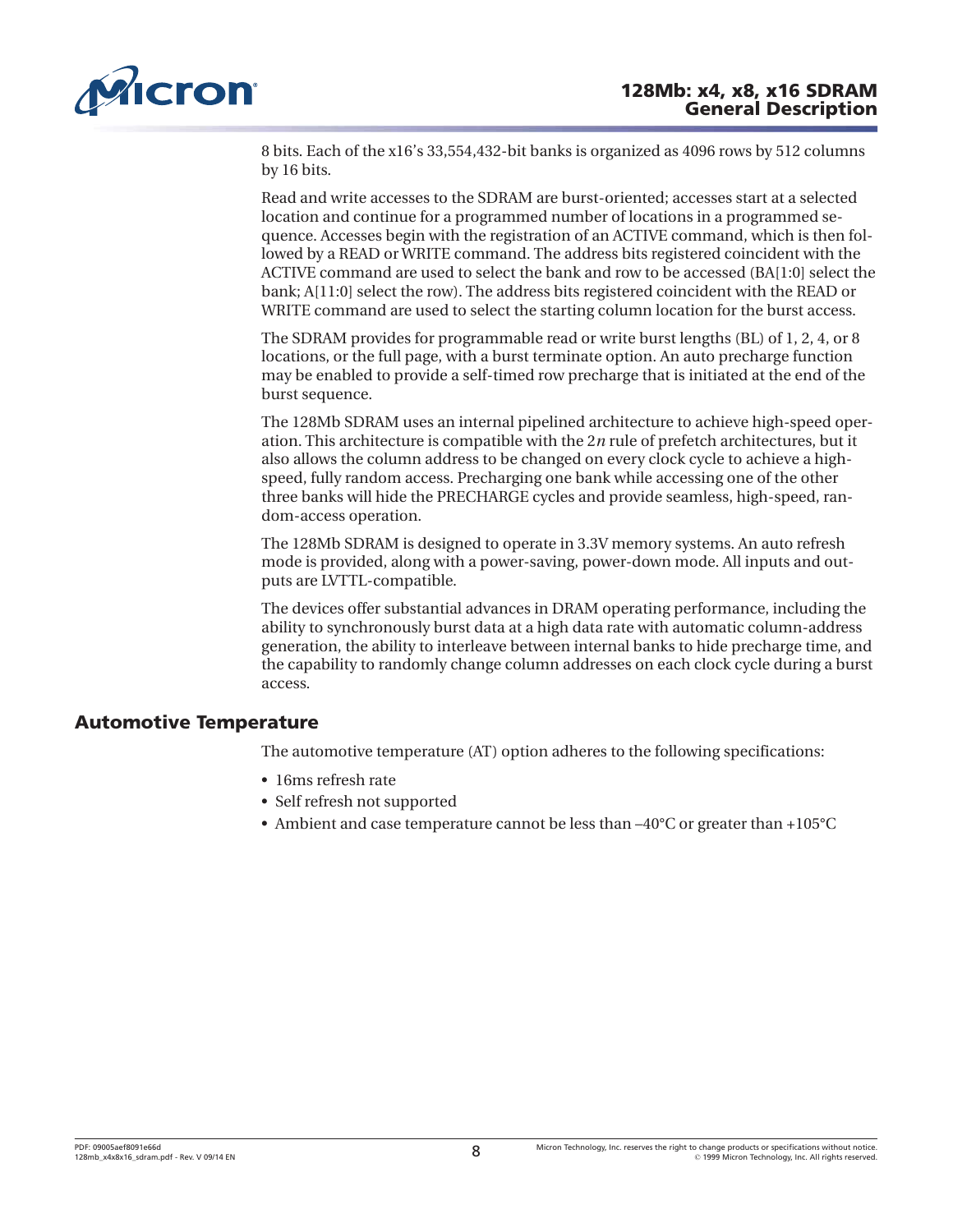8 bits. Each of the x16's 33,554,432-bit banks is organized as 4096 rows by 512 columns by 16 bits.

Read and write accesses to the SDRAM are burst-oriented; accesses start at a selected location and continue for a programmed number of locations in a programmed sequence. Accesses begin with the registration of an ACTIVE command, which is then followed by a READ or WRITE command. The address bits registered coincident with the ACTIVE command are used to select the bank and row to be accessed (BA[1:0] select the bank; A[11:0] select the row). The address bits registered coincident with the READ or WRITE command are used to select the starting column location for the burst access.

The SDRAM provides for programmable read or write burst lengths (BL) of 1, 2, 4, or 8 locations, or the full page, with a burst terminate option. An auto precharge function may be enabled to provide a self-timed row precharge that is initiated at the end of the burst sequence.

The 128Mb SDRAM uses an internal pipelined architecture to achieve high-speed operation. This architecture is compatible with the $2n$ rule of prefetch architectures, but it also allows the column address to be changed on every clock cycle to achieve a high-speed, fully random access. Precharging one bank while accessing one of the other three banks will hide the PRECHARGE cycles and provide seamless, high-speed, random-access operation.

The 128Mb SDRAM is designed to operate in 3.3V memory systems. An auto refresh mode is provided, along with a power-saving, power-down mode. All inputs and outputs are LVTTL-compatible.

The devices offer substantial advances in DRAM operating performance, including the ability to synchronously burst data at a high data rate with automatic column-address generation, the ability to interleave between internal banks to hide precharge time, and the capability to randomly change column addresses on each clock cycle during a burst access.

## Automotive Temperature

The automotive temperature (AT) option adheres to the following specifications:

- 16ms refresh rate
- Self refresh not supported
- Ambient and case temperature cannot be less than –40°C or greater than +105°C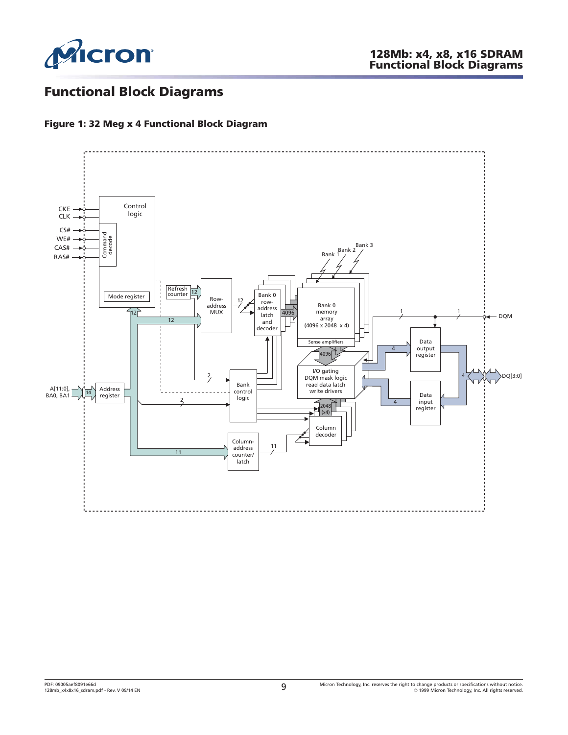# Functional Block Diagrams

**Figure 1: 32 Meg x 4 Functional Block Diagram**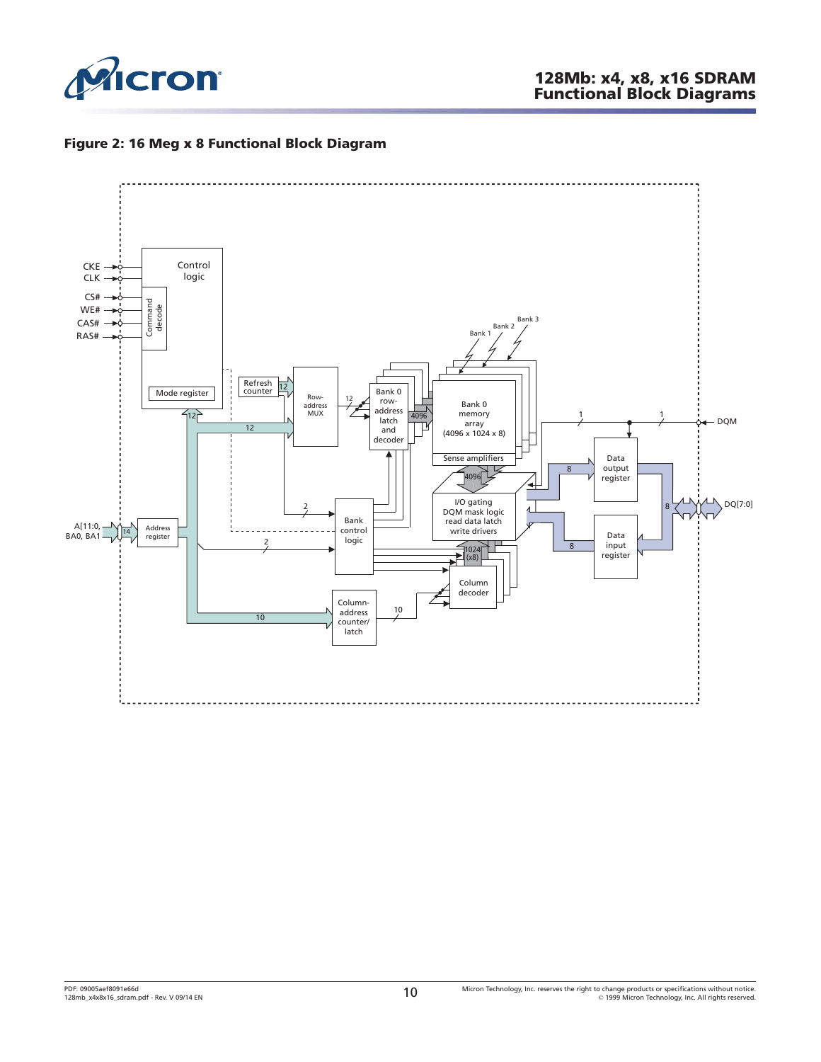**Figure 2: 16 Meg x 8 Functional Block Diagram**

CKE
CLK
CS#
WE#
CAS#
RAS#

Control logic

Command decode

Mode register

Refresh counter

Row-address MUX

Bank 0 row-address latch and decoder

Bank 0 memory array (4096 x 1024 x 8)

Bank 1
Bank 2
Bank 3

Sense amplifiers

I/O gating
DQM mask logic
read data latch
write drivers

Bank control logic

Column decoder

Column-address counter/ latch

Address register

A[11:0], BA0, BA1

Data output register

Data input register

DQM

DQ[7:0]

12
12
12
12
14
2
2
10
10
4096
4096
1024 (x8)
1
1
8
8
8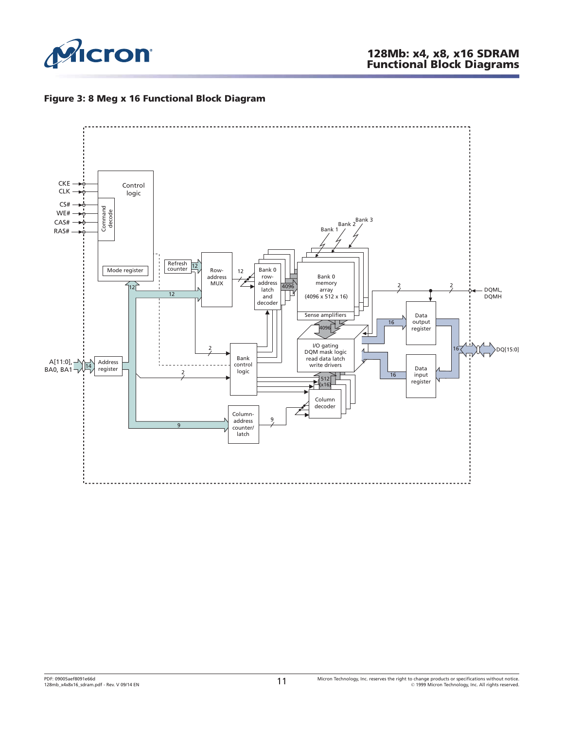**Figure 3: 8 Meg x 16 Functional Block Diagram**

CKE
CLK
CS#
WE#
CAS#
RAS#

Control logic

Command decode

Mode register

Refresh counter

12

Row-address MUX

12

Bank 0 row-address latch and decoder

4096

Bank 3
Bank 2
Bank 1

Bank 0 memory array (4096 x 512 x 16)

Sense amplifiers

4096

I/O gating
DQM mask logic
read data latch
write drivers

2

2

DQML, DQMH

16

Data output register

16

DQ[15:0]

16

Data input register

512 (x16)

Column decoder

2

Bank control logic

2

A[11:0], BA0, BA1

14

Address register

12

12

9

Column-address counter/latch

9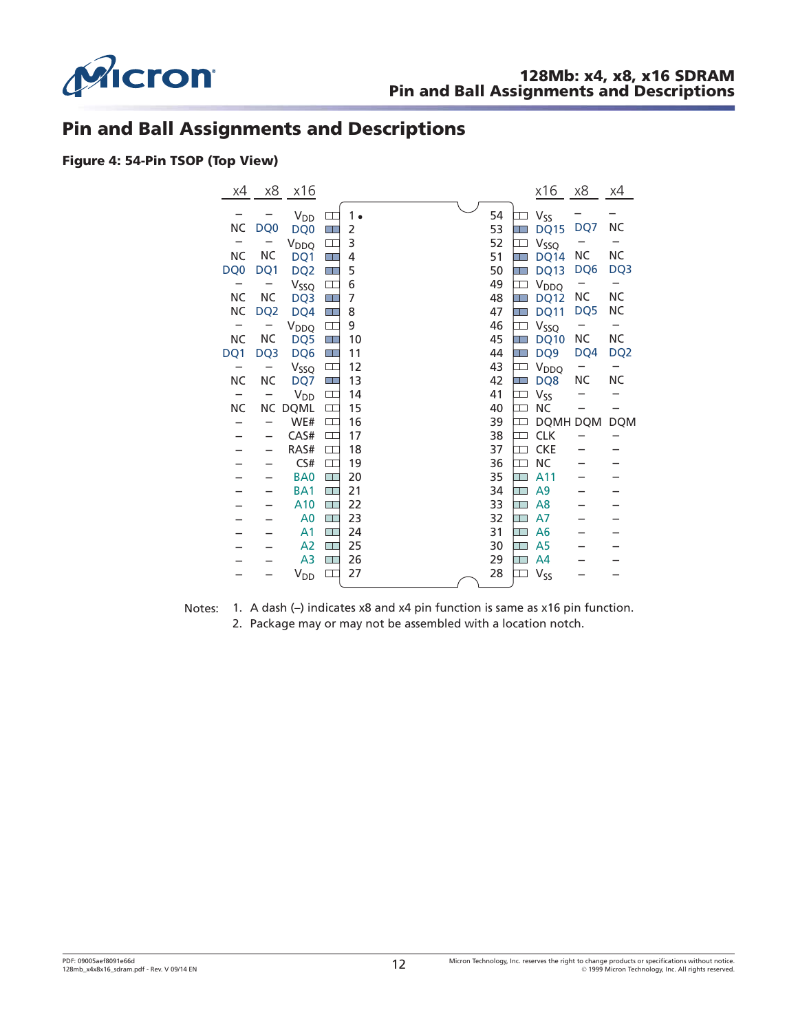# Pin and Ball Assignments and Descriptions

**Figure 4: 54-Pin TSOP (Top View)**

| x4 | x8 | x16 | Pin | Pin | x16 | x8 | x4 |
|---|---|---|---|---|---|---|---|
| – | – | $V_{DD}$ | 1 | 54 | $V_{SS}$ | – | – |
| NC | DQ0 | DQ0 | 2 | 53 | DQ15 | DQ7 | NC |
| – | – | $V_{DDQ}$ | 3 | 52 | $V_{SSQ}$ | – | – |
| NC | NC | DQ1 | 4 | 51 | DQ14 | NC | NC |
| DQ0 | DQ1 | DQ2 | 5 | 50 | DQ13 | DQ6 | DQ3 |
| – | – | $V_{SSQ}$ | 6 | 49 | $V_{DDQ}$ | – | – |
| NC | NC | DQ3 | 7 | 48 | DQ12 | NC | NC |
| NC | DQ2 | DQ4 | 8 | 47 | DQ11 | DQ5 | NC |
| – | – | $V_{DDQ}$ | 9 | 46 | $V_{SSQ}$ | – | – |
| NC | NC | DQ5 | 10 | 45 | DQ10 | NC | NC |
| DQ1 | DQ3 | DQ6 | 11 | 44 | DQ9 | DQ4 | DQ2 |
| – | – | $V_{SSQ}$ | 12 | 43 | $V_{DDQ}$ | – | – |
| NC | NC | DQ7 | 13 | 42 | DQ8 | NC | NC |
| – | – | $V_{DD}$ | 14 | 41 | $V_{SS}$ | – | – |
| NC | NC | DQML | 15 | 40 | NC | – | – |
| – | – | WE# | 16 | 39 | DQMH | DQM | DQM |
| – | – | CAS# | 17 | 38 | CLK | – | – |
| – | – | RAS# | 18 | 37 | CKE | – | – |
| – | – | CS# | 19 | 36 | NC | – | – |
| – | – | BA0 | 20 | 35 | A11 | – | – |
| – | – | BA1 | 21 | 34 | A9 | – | – |
| – | – | A10 | 22 | 33 | A8 | – | – |
| – | – | A0 | 23 | 32 | A7 | – | – |
| – | – | A1 | 24 | 31 | A6 | – | – |
| – | – | A2 | 25 | 30 | A5 | – | – |
| – | – | A3 | 26 | 29 | A4 | – | – |
| – | – | $V_{DD}$ | 27 | 28 | $V_{SS}$ | – | – |

Notes:
1. A dash (–) indicates x8 and x4 pin function is same as x16 pin function.
2. Package may or may not be assembled with a location notch.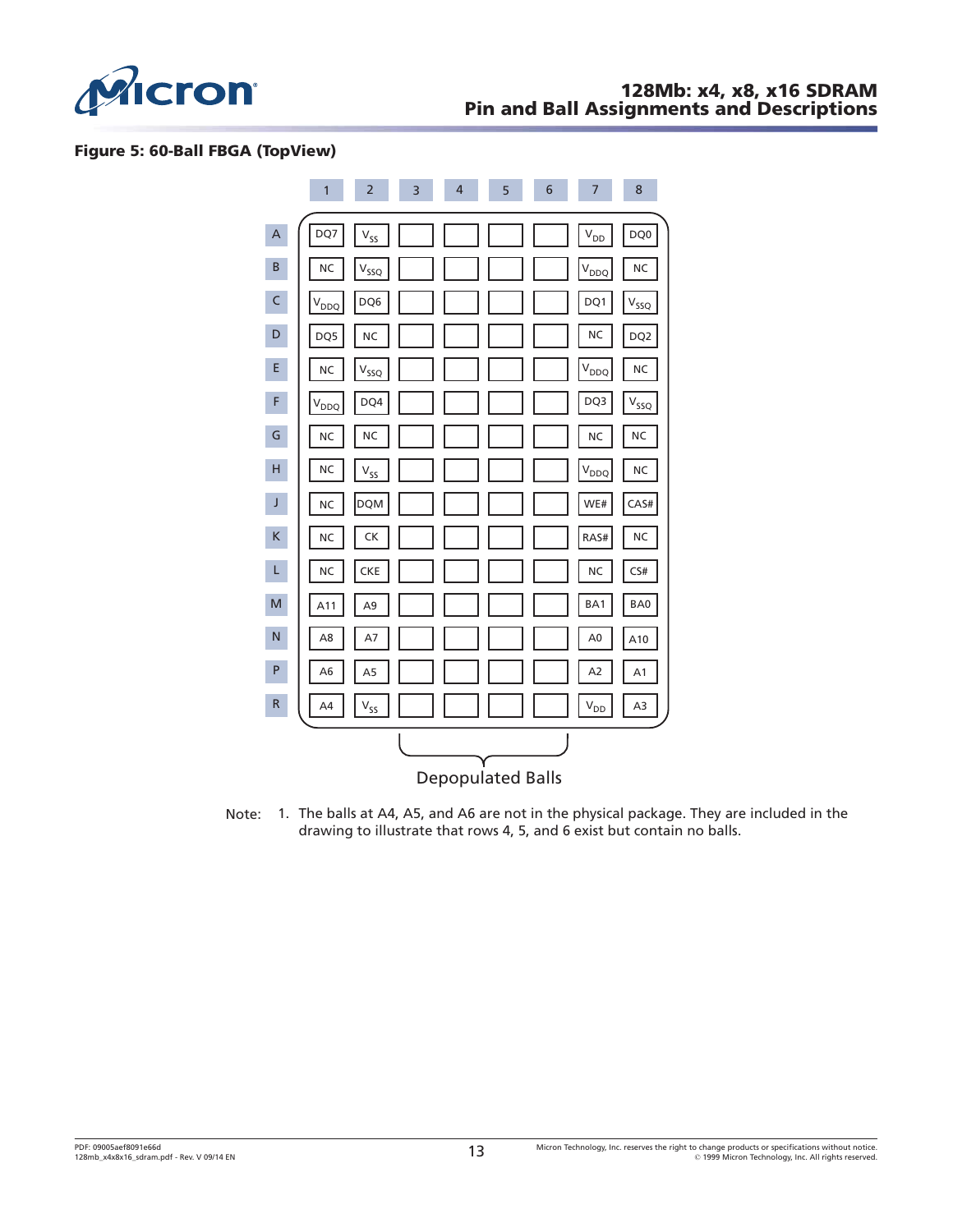**Figure 5: 60-Ball FBGA (TopView)**

| | 1 | 2 | 3 | 4 | 5 | 6 | 7 | 8 |
|---|---|---|---|---|---|---|---|---|
| A | DQ7 | $V_{SS}$ | | | | | $V_{DD}$ | DQ0 |
| B | NC | $V_{SSQ}$ | | | | | $V_{DDQ}$ | NC |
| C | $V_{DDQ}$ | DQ6 | | | | | DQ1 | $V_{SSQ}$ |
| D | DQ5 | NC | | | | | NC | DQ2 |
| E | NC | $V_{SSQ}$ | | | | | $V_{DDQ}$ | NC |
| F | $V_{DDQ}$ | DQ4 | | | | | DQ3 | $V_{SSQ}$ |
| G | NC | NC | | | | | NC | NC |
| H | NC | $V_{SS}$ | | | | | $V_{DDQ}$ | NC |
| J | NC | DQM | | | | | WE# | CAS# |
| K | NC | CK | | | | | RAS# | NC |
| L | NC | CKE | | | | | NC | CS# |
| M | A11 | A9 | | | | | BA1 | BA0 |
| N | A8 | A7 | | | | | A0 | A10 |
| P | A6 | A5 | | | | | A2 | A1 |
| R | A4 | $V_{SS}$ | | | | | $V_{DD}$ | A3 |

Depopulated Balls (columns 3–6)

Note: 1. The balls at A4, A5, and A6 are not in the physical package. They are included in the drawing to illustrate that rows 4, 5, and 6 exist but contain no balls.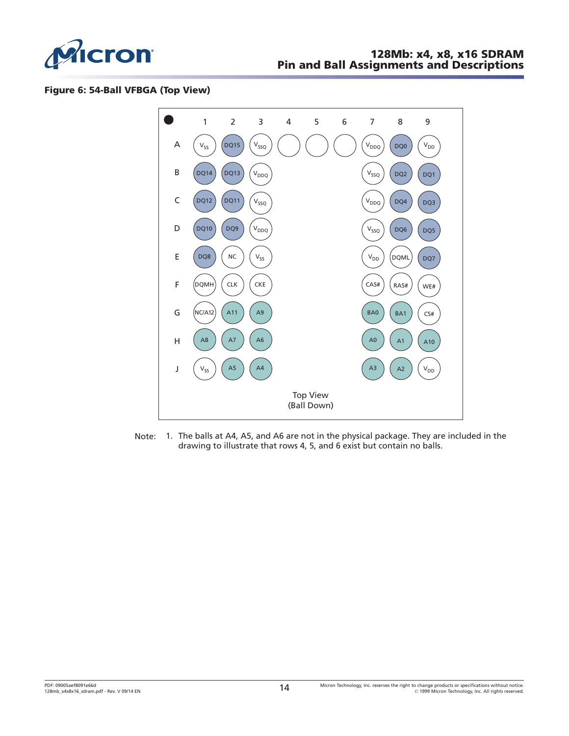**Figure 6: 54-Ball VFBGA (Top View)**

| | 1 | 2 | 3 | 4 | 5 | 6 | 7 | 8 | 9 |
|---|---|---|---|---|---|---|---|---|---|
| A | $V_{SS}$ | DQ15 | $V_{SSQ}$ | | | | $V_{DDQ}$ | DQ0 | $V_{DD}$ |
| B | DQ14 | DQ13 | $V_{DDQ}$ | | | | $V_{SSQ}$ | DQ2 | DQ1 |
| C | DQ12 | DQ11 | $V_{SSQ}$ | | | | $V_{DDQ}$ | DQ4 | DQ3 |
| D | DQ10 | DQ9 | $V_{DDQ}$ | | | | $V_{SSQ}$ | DQ6 | DQ5 |
| E | DQ8 | NC | $V_{SS}$ | | | | $V_{DD}$ | DQML | DQ7 |
| F | DQMH | CLK | CKE | | | | CAS# | RAS# | WE# |
| G | NC/A12 | A11 | A9 | | | | BA0 | BA1 | CS# |
| H | A8 | A7 | A6 | | | | A0 | A1 | A10 |
| J | $V_{SS}$ | A5 | A4 | | | | A3 | A2 | $V_{DD}$ |

Top View
(Ball Down)

Note: 1. The balls at A4, A5, and A6 are not in the physical package. They are included in the drawing to illustrate that rows 4, 5, and 6 exist but contain no balls.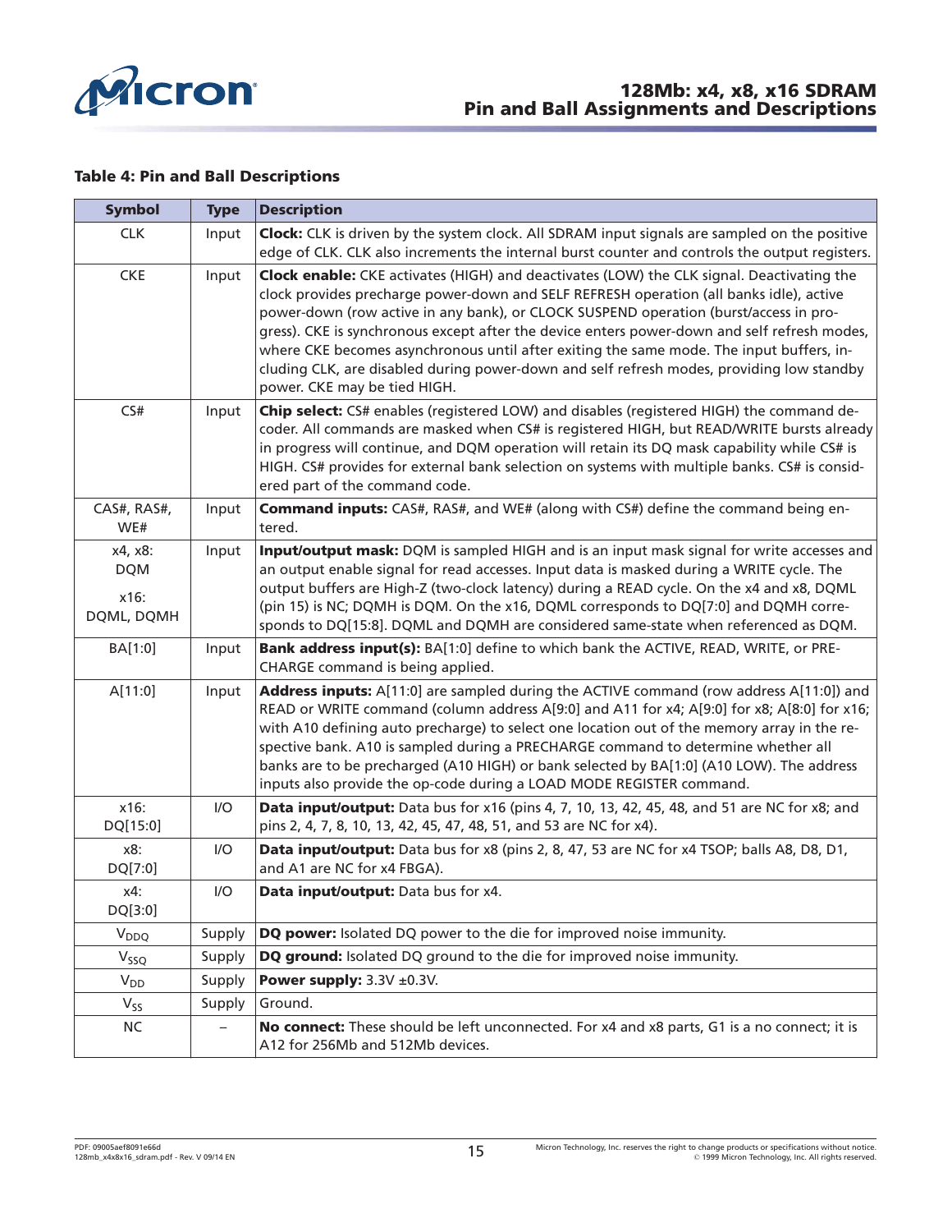**Table 4: Pin and Ball Descriptions**

| Symbol | Type | Description |
|---|---|---|
| CLK | Input | **Clock:** CLK is driven by the system clock. All SDRAM input signals are sampled on the positive edge of CLK. CLK also increments the internal burst counter and controls the output registers. |
| CKE | Input | **Clock enable:** CKE activates (HIGH) and deactivates (LOW) the CLK signal. Deactivating the clock provides precharge power-down and SELF REFRESH operation (all banks idle), active power-down (row active in any bank), or CLOCK SUSPEND operation (burst/access in progress). CKE is synchronous except after the device enters power-down and self refresh modes, where CKE becomes asynchronous until after exiting the same mode. The input buffers, including CLK, are disabled during power-down and self refresh modes, providing low standby power. CKE may be tied HIGH. |
| CS# | Input | **Chip select:** CS# enables (registered LOW) and disables (registered HIGH) the command decoder. All commands are masked when CS# is registered HIGH, but READ/WRITE bursts already in progress will continue, and DQM operation will retain its DQ mask capability while CS# is HIGH. CS# provides for external bank selection on systems with multiple banks. CS# is considered part of the command code. |
| CAS#, RAS#, WE# | Input | **Command inputs:** CAS#, RAS#, and WE# (along with CS#) define the command being entered. |
| x4, x8: DQM<br>x16: DQML, DQMH | Input | **Input/output mask:** DQM is sampled HIGH and is an input mask signal for write accesses and an output enable signal for read accesses. Input data is masked during a WRITE cycle. The output buffers are High-Z (two-clock latency) during a READ cycle. On the x4 and x8, DQML (pin 15) is NC; DQMH is DQM. On the x16, DQML corresponds to DQ[7:0] and DQMH corresponds to DQ[15:8]. DQML and DQMH are considered same-state when referenced as DQM. |
| BA[1:0] | Input | **Bank address input(s):** BA[1:0] define to which bank the ACTIVE, READ, WRITE, or PRECHARGE command is being applied. |
| A[11:0] | Input | **Address inputs:** A[11:0] are sampled during the ACTIVE command (row address A[11:0]) and READ or WRITE command (column address A[9:0] and A11 for x4; A[9:0] for x8; A[8:0] for x16; with A10 defining auto precharge) to select one location out of the memory array in the respective bank. A10 is sampled during a PRECHARGE command to determine whether all banks are to be precharged (A10 HIGH) or bank selected by BA[1:0] (A10 LOW). The address inputs also provide the op-code during a LOAD MODE REGISTER command. |
| x16: DQ[15:0] | I/O | **Data input/output:** Data bus for x16 (pins 4, 7, 10, 13, 42, 45, 48, and 51 are NC for x8; and pins 2, 4, 7, 8, 10, 13, 42, 45, 47, 48, 51, and 53 are NC for x4). |
| x8: DQ[7:0] | I/O | **Data input/output:** Data bus for x8 (pins 2, 8, 47, 53 are NC for x4 TSOP; balls A8, D8, D1, and A1 are NC for x4 FBGA). |
| x4: DQ[3:0] | I/O | **Data input/output:** Data bus for x4. |
| $V_{DDQ}$ | Supply | **DQ power:** Isolated DQ power to the die for improved noise immunity. |
| $V_{SSQ}$ | Supply | **DQ ground:** Isolated DQ ground to the die for improved noise immunity. |
| $V_{DD}$ | Supply | **Power supply:** 3.3V ±0.3V. |
| $V_{SS}$ | Supply | Ground. |
| NC | – | **No connect:** These should be left unconnected. For x4 and x8 parts, G1 is a no connect; it is A12 for 256Mb and 512Mb devices. |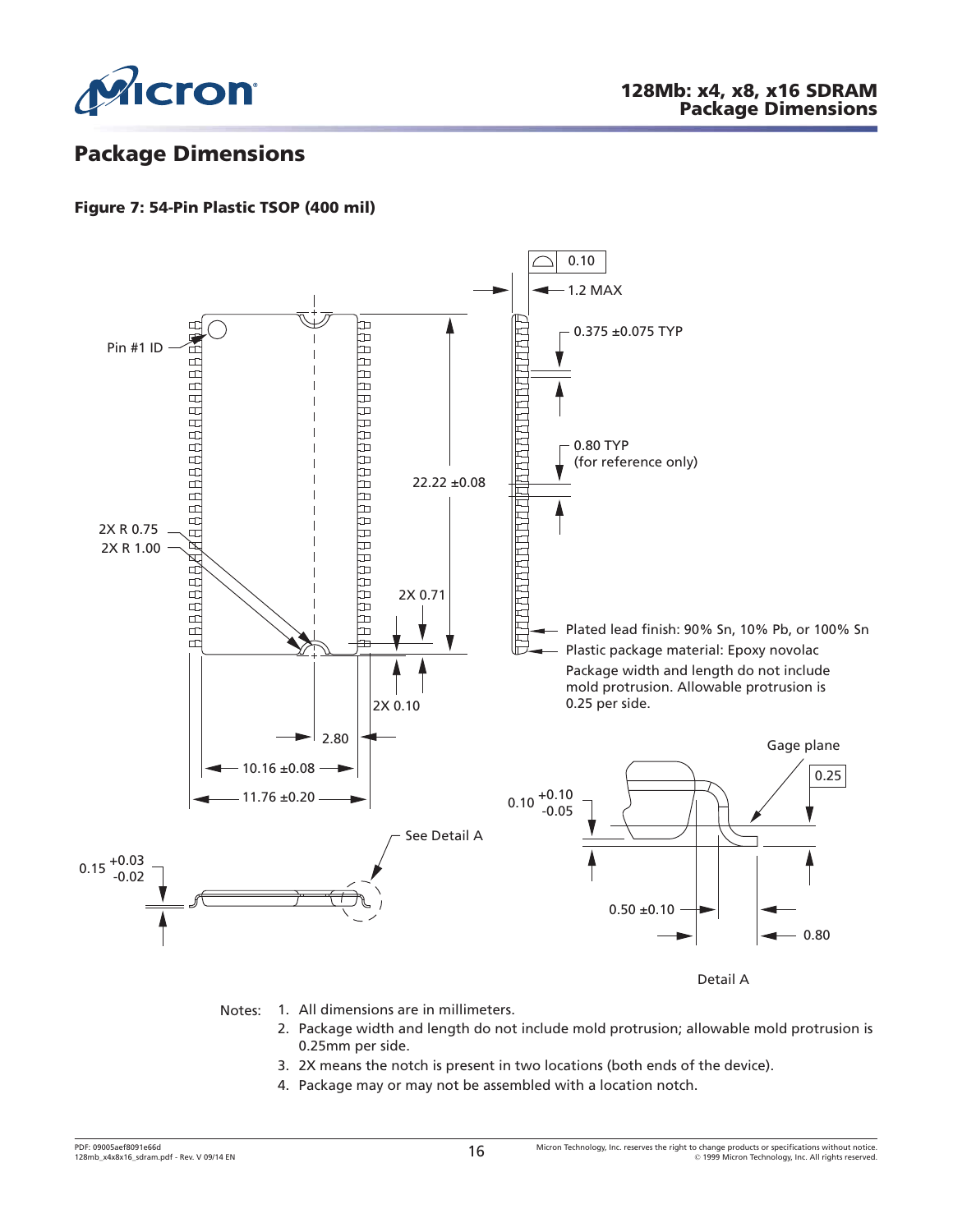## Package Dimensions

**Figure 7: 54-Pin Plastic TSOP (400 mil)**

Pin #1 ID

2X R 0.75

2X R 1.00

22.22 ±0.08

2X 0.71

2X 0.10

2.80

10.16 ±0.08

11.76 ±0.20

0.10

1.2 MAX

0.375 ±0.075 TYP

0.80 TYP (for reference only)

Plated lead finish: 90% Sn, 10% Pb, or 100% Sn

Plastic package material: Epoxy novolac

Package width and length do not include mold protrusion. Allowable protrusion is 0.25 per side.

See Detail A

0.15 +0.03 -0.02

Gage plane

0.25

0.10 +0.10 -0.05

0.50 ±0.10

0.80

Detail A

Notes:
1. All dimensions are in millimeters.
2. Package width and length do not include mold protrusion; allowable mold protrusion is 0.25mm per side.
3. 2X means the notch is present in two locations (both ends of the device).
4. Package may or may not be assembled with a location notch.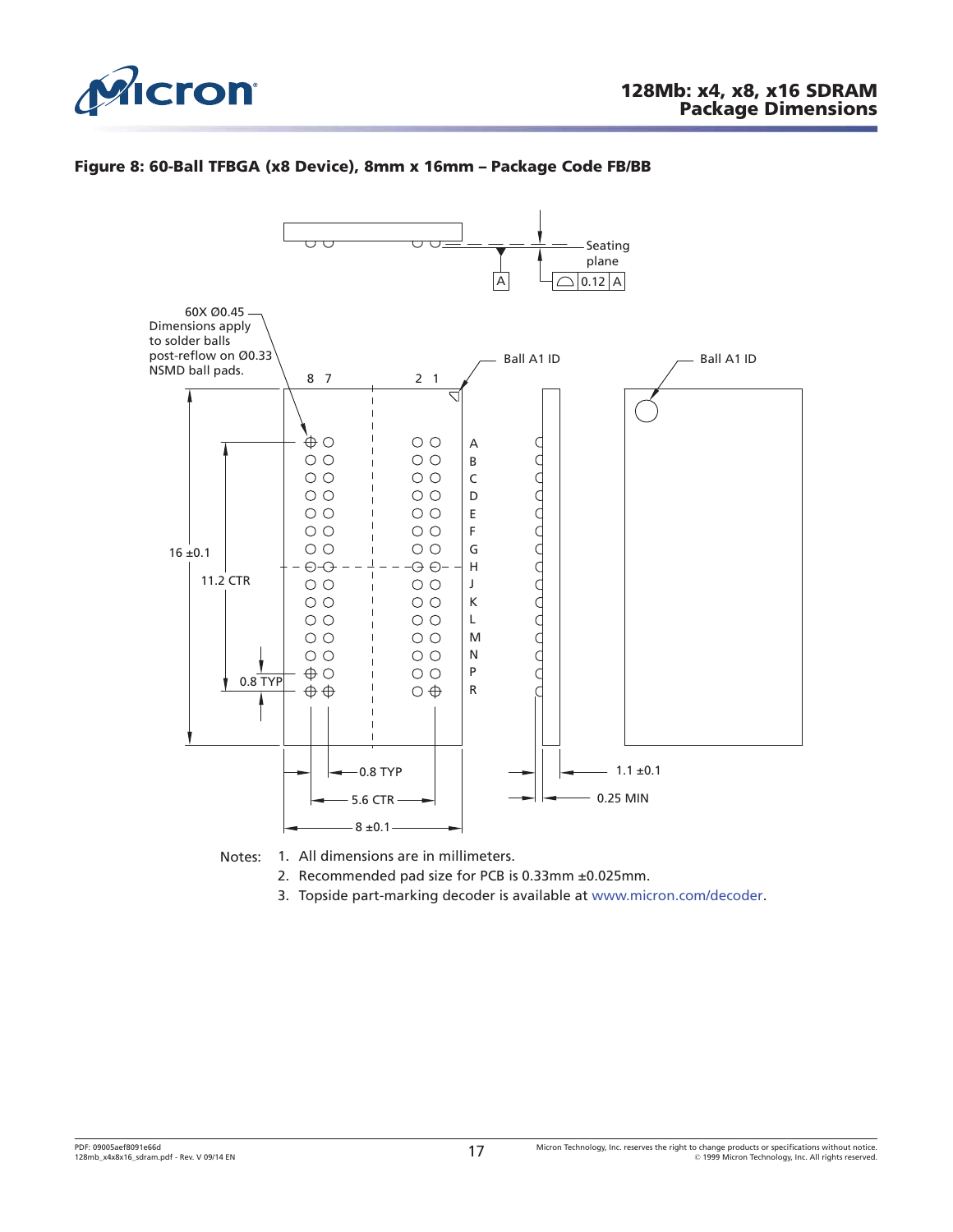**Figure 8: 60-Ball TFBGA (x8 Device), 8mm x 16mm – Package Code FB/BB**

Seating plane

A

0.12 A

60X Ø0.45 Dimensions apply to solder balls post-reflow on Ø0.33 NSMD ball pads.

Ball A1 ID

Ball A1 ID

8 7 2 1

A B C D E F G H J K L M N P R

16 ±0.1

11.2 CTR

0.8 TYP

0.8 TYP

5.6 CTR

8 ±0.1

1.1 ±0.1

0.25 MIN

Notes:

1. All dimensions are in millimeters.
2. Recommended pad size for PCB is 0.33mm ±0.025mm.
3. Topside part-marking decoder is available at www.micron.com/decoder.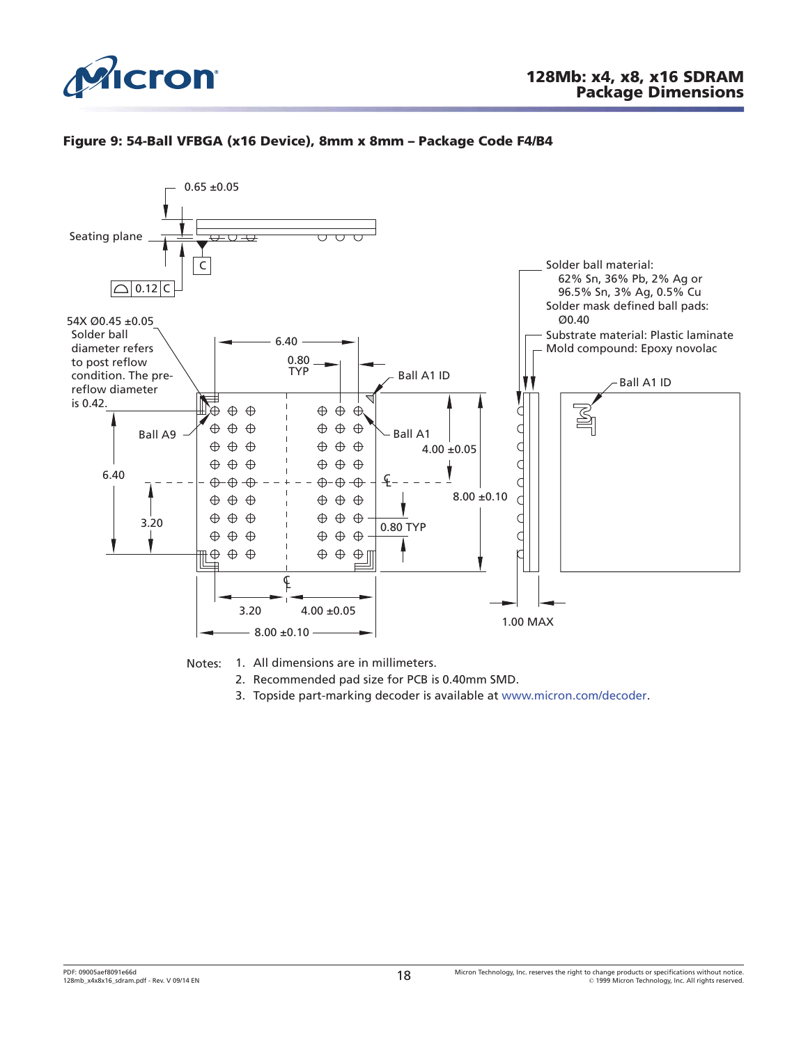**Figure 9: 54-Ball VFBGA (x16 Device), 8mm x 8mm – Package Code F4/B4**

0.65 ±0.05

Seating plane

C

0.12 C

54X Ø0.45 ±0.05 Solder ball diameter refers to post reflow condition. The pre-reflow diameter is 0.42.

Ball A9

6.40

3.20

6.40

0.80 TYP

Ball A1 ID

Ball A1

4.00 ±0.05

8.00 ±0.10

0.80 TYP

3.20

4.00 ±0.05

8.00 ±0.10

Solder ball material: 62% Sn, 36% Pb, 2% Ag or 96.5% Sn, 3% Ag, 0.5% Cu

Solder mask defined ball pads: Ø0.40

Substrate material: Plastic laminate

Mold compound: Epoxy novolac

Ball A1 ID

1.00 MAX

Notes:
1. All dimensions are in millimeters.
2. Recommended pad size for PCB is 0.40mm SMD.
3. Topside part-marking decoder is available at www.micron.com/decoder.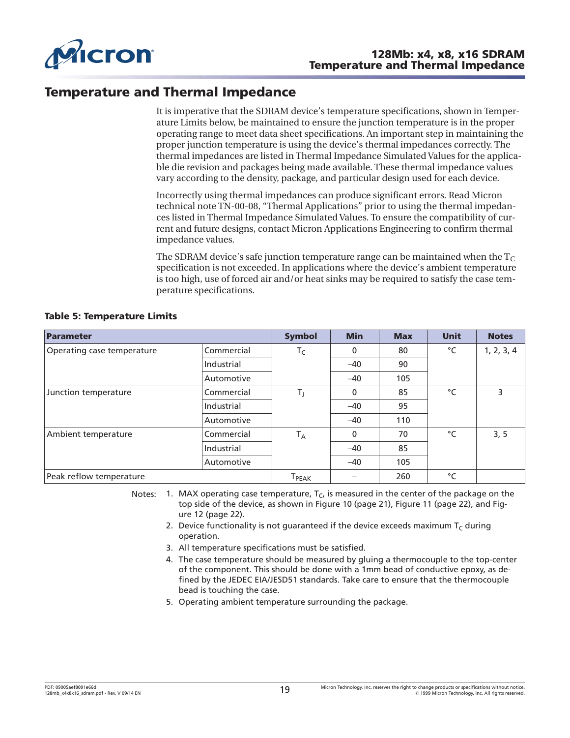## Temperature and Thermal Impedance

It is imperative that the SDRAM device's temperature specifications, shown in Temperature Limits below, be maintained to ensure the junction temperature is in the proper operating range to meet data sheet specifications. An important step in maintaining the proper junction temperature is using the device's thermal impedances correctly. The thermal impedances are listed in Thermal Impedance Simulated Values for the applicable die revision and packages being made available. These thermal impedance values vary according to the density, package, and particular design used for each device.

Incorrectly using thermal impedances can produce significant errors. Read Micron technical note TN-00-08, "Thermal Applications" prior to using the thermal impedances listed in Thermal Impedance Simulated Values. To ensure the compatibility of current and future designs, contact Micron Applications Engineering to confirm thermal impedance values.

The SDRAM device's safe junction temperature range can be maintained when the $T_C$ specification is not exceeded. In applications where the device's ambient temperature is too high, use of forced air and/or heat sinks may be required to satisfy the case temperature specifications.

**Table 5: Temperature Limits**

| Parameter | | Symbol | Min | Max | Unit | Notes |
|---|---|---|---|---|---|---|
| Operating case temperature | Commercial | $T_C$ | 0 | 80 | °C | 1, 2, 3, 4 |
| | Industrial | | –40 | 90 | | |
| | Automotive | | –40 | 105 | | |
| Junction temperature | Commercial | $T_J$ | 0 | 85 | °C | 3 |
| | Industrial | | –40 | 95 | | |
| | Automotive | | –40 | 110 | | |
| Ambient temperature | Commercial | $T_A$ | 0 | 70 | °C | 3, 5 |
| | Industrial | | –40 | 85 | | |
| | Automotive | | –40 | 105 | | |
| Peak reflow temperature | | $T_{PEAK}$ | – | 260 | °C | |

Notes:

1. MAX operating case temperature, $T_C$, is measured in the center of the package on the top side of the device, as shown in Figure 10 (page 21), Figure 11 (page 22), and Figure 12 (page 22).
2. Device functionality is not guaranteed if the device exceeds maximum $T_C$ during operation.
3. All temperature specifications must be satisfied.
4. The case temperature should be measured by gluing a thermocouple to the top-center of the component. This should be done with a 1mm bead of conductive epoxy, as defined by the JEDEC EIA/JESD51 standards. Take care to ensure that the thermocouple bead is touching the case.
5. Operating ambient temperature surrounding the package.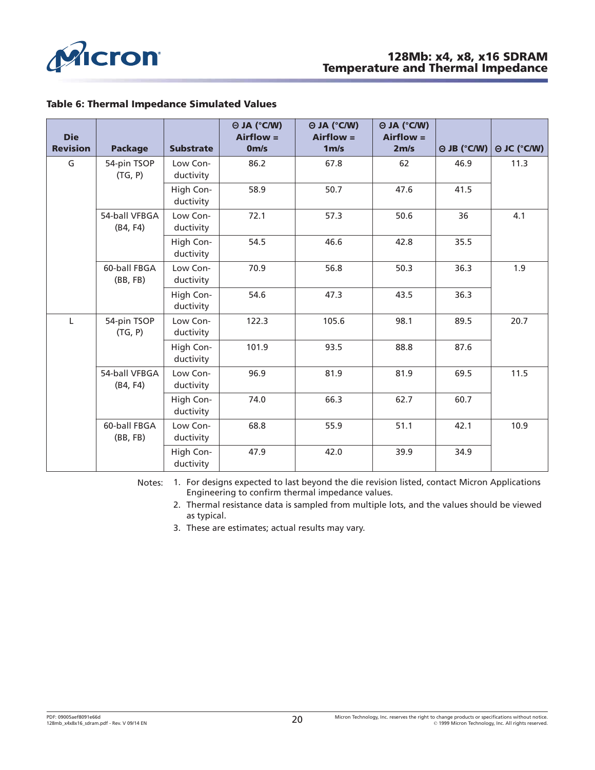**Table 6: Thermal Impedance Simulated Values**

| Die Revision | Package | Substrate | Θ JA (°C/W) Airflow = 0m/s | Θ JA (°C/W) Airflow = 1m/s | Θ JA (°C/W) Airflow = 2m/s | Θ JB (°C/W) | Θ JC (°C/W) |
|---|---|---|---|---|---|---|---|
| G | 54-pin TSOP (TG, P) | Low Conductivity | 86.2 | 67.8 | 62 | 46.9 | 11.3 |
| | | High Conductivity | 58.9 | 50.7 | 47.6 | 41.5 | |
| | 54-ball VFBGA (B4, F4) | Low Conductivity | 72.1 | 57.3 | 50.6 | 36 | 4.1 |
| | | High Conductivity | 54.5 | 46.6 | 42.8 | 35.5 | |
| | 60-ball FBGA (BB, FB) | Low Conductivity | 70.9 | 56.8 | 50.3 | 36.3 | 1.9 |
| | | High Conductivity | 54.6 | 47.3 | 43.5 | 36.3 | |
| L | 54-pin TSOP (TG, P) | Low Conductivity | 122.3 | 105.6 | 98.1 | 89.5 | 20.7 |
| | | High Conductivity | 101.9 | 93.5 | 88.8 | 87.6 | |
| | 54-ball VFBGA (B4, F4) | Low Conductivity | 96.9 | 81.9 | 81.9 | 69.5 | 11.5 |
| | | High Conductivity | 74.0 | 66.3 | 62.7 | 60.7 | |
| | 60-ball FBGA (BB, FB) | Low Conductivity | 68.8 | 55.9 | 51.1 | 42.1 | 10.9 |
| | | High Conductivity | 47.9 | 42.0 | 39.9 | 34.9 | |

Notes:
1. For designs expected to last beyond the die revision listed, contact Micron Applications Engineering to confirm thermal impedance values.
2. Thermal resistance data is sampled from multiple lots, and the values should be viewed as typical.
3. These are estimates; actual results may vary.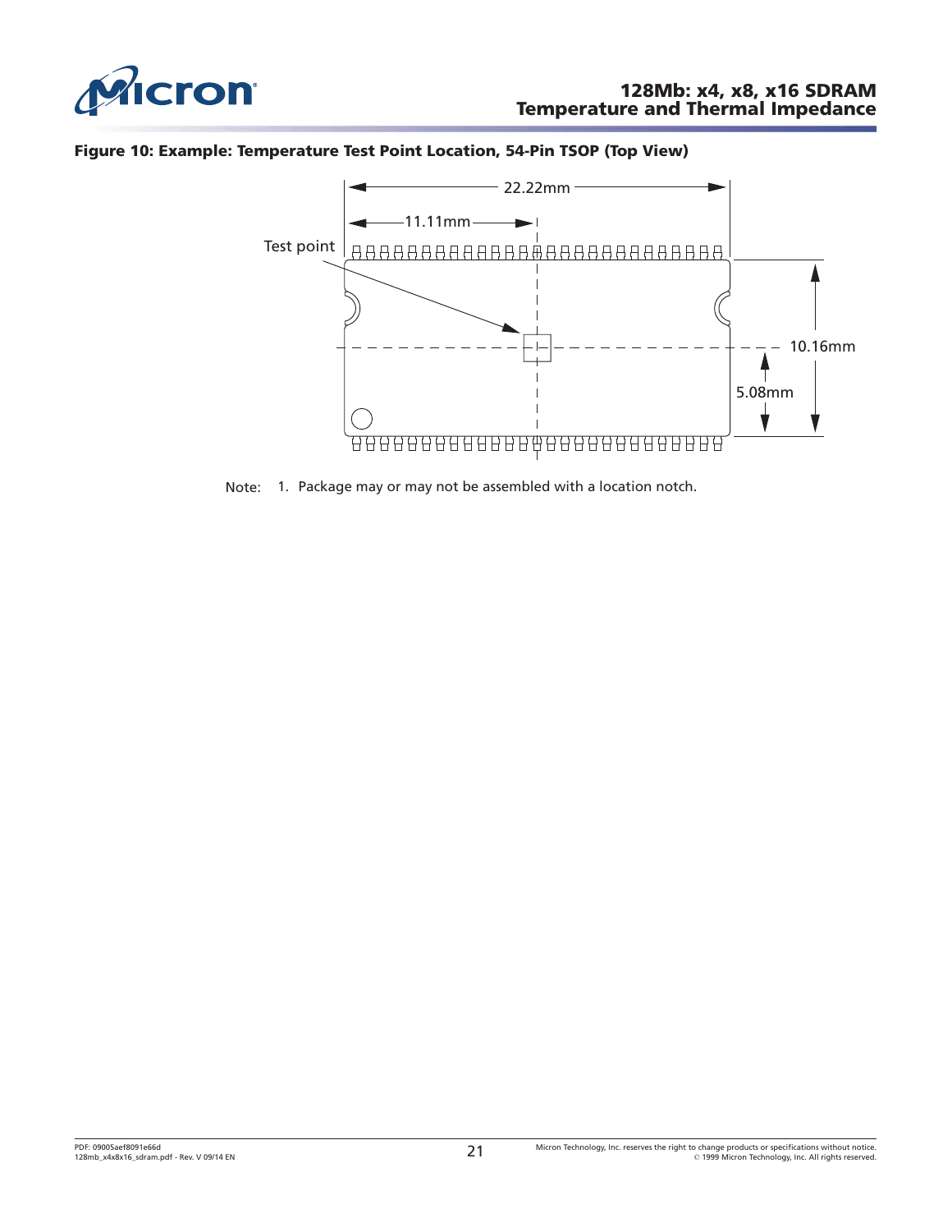**Figure 10: Example: Temperature Test Point Location, 54-Pin TSOP (Top View)**

Test point

22.22mm

11.11mm

10.16mm

5.08mm

Note: 1. Package may or may not be assembled with a location notch.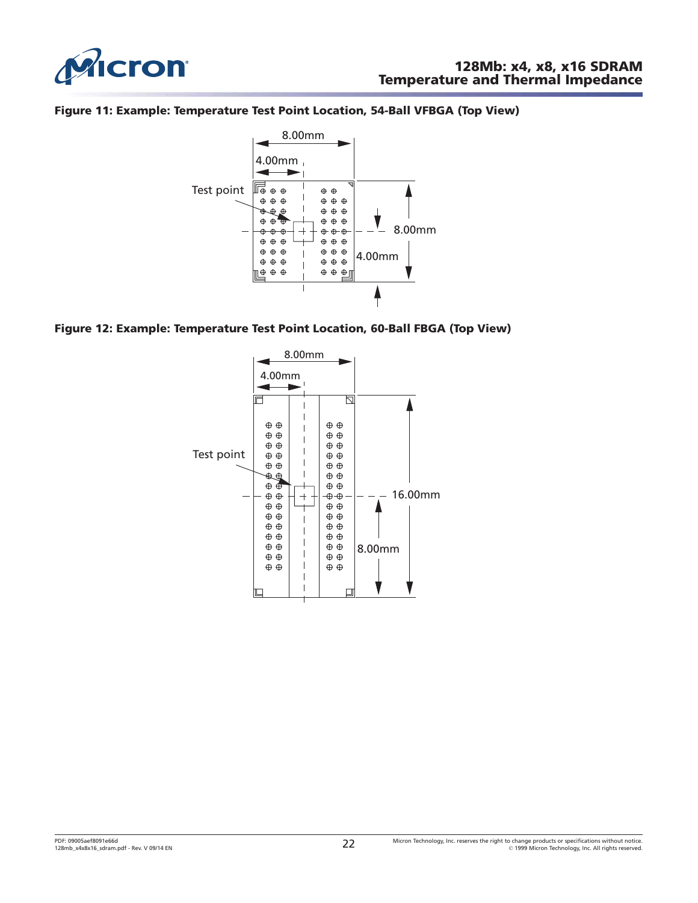**Figure 11: Example: Temperature Test Point Location, 54-Ball VFBGA (Top View)**

8.00mm

4.00mm

Test point

8.00mm

4.00mm

**Figure 12: Example: Temperature Test Point Location, 60-Ball FBGA (Top View)**

8.00mm

4.00mm

Test point

16.00mm

8.00mm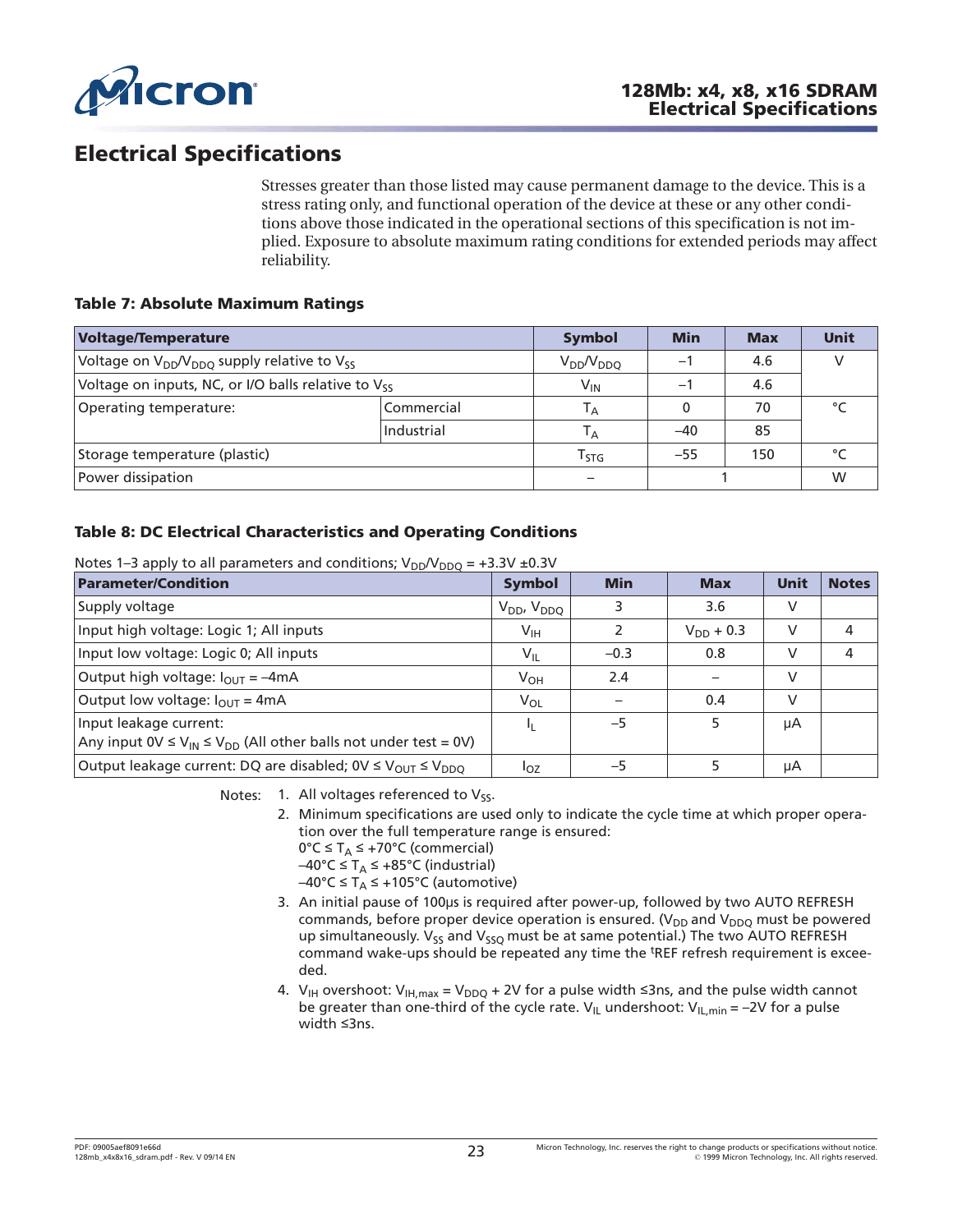## Electrical Specifications

Stresses greater than those listed may cause permanent damage to the device. This is a stress rating only, and functional operation of the device at these or any other conditions above those indicated in the operational sections of this specification is not implied. Exposure to absolute maximum rating conditions for extended periods may affect reliability.

**Table 7: Absolute Maximum Ratings**

| Voltage/Temperature | | Symbol | Min | Max | Unit |
|---|---|---|---|---|---|
| Voltage on $V_{DD}/V_{DDQ}$ supply relative to $V_{SS}$ | | $V_{DD}/V_{DDQ}$ | –1 | 4.6 | V |
| Voltage on inputs, NC, or I/O balls relative to $V_{SS}$ | | $V_{IN}$ | –1 | 4.6 | |
| Operating temperature: | Commercial | $T_A$ | 0 | 70 | °C |
| | Industrial | $T_A$ | –40 | 85 | |
| Storage temperature (plastic) | | $T_{STG}$ | –55 | 150 | °C |
| Power dissipation | | – | 1 | | W |

**Table 8: DC Electrical Characteristics and Operating Conditions**

Notes 1–3 apply to all parameters and conditions; $V_{DD}/V_{DDQ}$ = +3.3V ±0.3V

| Parameter/Condition | Symbol | Min | Max | Unit | Notes |
|---|---|---|---|---|---|
| Supply voltage | $V_{DD}$, $V_{DDQ}$ | 3 | 3.6 | V | |
| Input high voltage: Logic 1; All inputs | $V_{IH}$ | 2 | $V_{DD}$ + 0.3 | V | 4 |
| Input low voltage: Logic 0; All inputs | $V_{IL}$ | –0.3 | 0.8 | V | 4 |
| Output high voltage: $I_{OUT}$ = –4mA | $V_{OH}$ | 2.4 | – | V | |
| Output low voltage: $I_{OUT}$ = 4mA | $V_{OL}$ | – | 0.4 | V | |
| Input leakage current: Any input 0V ≤ $V_{IN}$ ≤ $V_{DD}$ (All other balls not under test = 0V) | $I_L$ | –5 | 5 | µA | |
| Output leakage current: DQ are disabled; 0V ≤ $V_{OUT}$ ≤ $V_{DDQ}$ | $I_{OZ}$ | –5 | 5 | µA | |

Notes:
1. All voltages referenced to $V_{SS}$.
2. Minimum specifications are used only to indicate the cycle time at which proper operation over the full temperature range is ensured:
   0°C ≤ $T_A$ ≤ +70°C (commercial)
   –40°C ≤ $T_A$ ≤ +85°C (industrial)
   –40°C ≤ $T_A$ ≤ +105°C (automotive)
3. An initial pause of 100µs is required after power-up, followed by two AUTO REFRESH commands, before proper device operation is ensured. ($V_{DD}$ and $V_{DDQ}$ must be powered up simultaneously. $V_{SS}$ and $V_{SSQ}$ must be at same potential.) The two AUTO REFRESH command wake-ups should be repeated any time the $^tREF$ refresh requirement is exceeded.
4. $V_{IH}$ overshoot: $V_{IH,max}$ = $V_{DDQ}$ + 2V for a pulse width ≤3ns, and the pulse width cannot be greater than one-third of the cycle rate. $V_{IL}$ undershoot: $V_{IL,min}$ = –2V for a pulse width ≤3ns.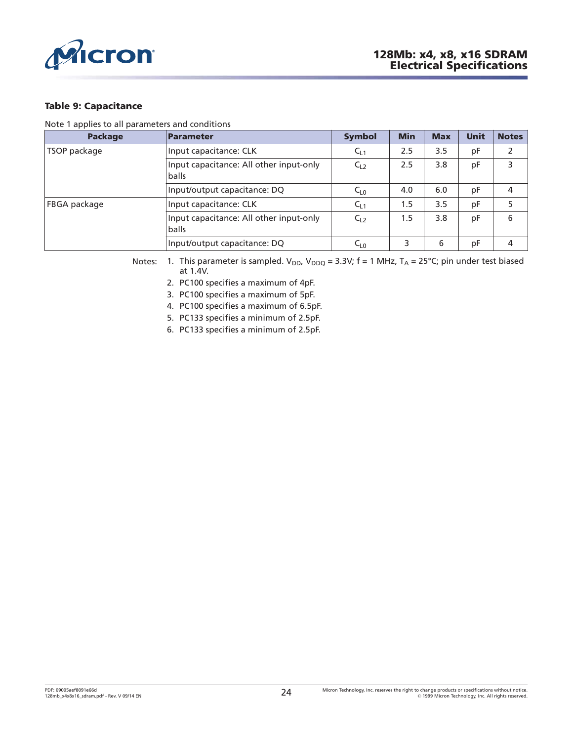### Table 9: Capacitance

Note 1 applies to all parameters and conditions

| Package | Parameter | Symbol | Min | Max | Unit | Notes |
|---|---|---|---|---|---|---|
| TSOP package | Input capacitance: CLK | $C_{L1}$ | 2.5 | 3.5 | pF | 2 |
| | Input capacitance: All other input-only balls | $C_{L2}$ | 2.5 | 3.8 | pF | 3 |
| | Input/output capacitance: DQ | $C_{L0}$ | 4.0 | 6.0 | pF | 4 |
| FBGA package | Input capacitance: CLK | $C_{L1}$ | 1.5 | 3.5 | pF | 5 |
| | Input capacitance: All other input-only balls | $C_{L2}$ | 1.5 | 3.8 | pF | 6 |
| | Input/output capacitance: DQ | $C_{L0}$ | 3 | 6 | pF | 4 |

Notes:
1. This parameter is sampled. $V_{DD}$, $V_{DDQ}$ = 3.3V; f = 1 MHz, $T_A$ = 25°C; pin under test biased at 1.4V.
2. PC100 specifies a maximum of 4pF.
3. PC100 specifies a maximum of 5pF.
4. PC100 specifies a maximum of 6.5pF.
5. PC133 specifies a minimum of 2.5pF.
6. PC133 specifies a minimum of 2.5pF.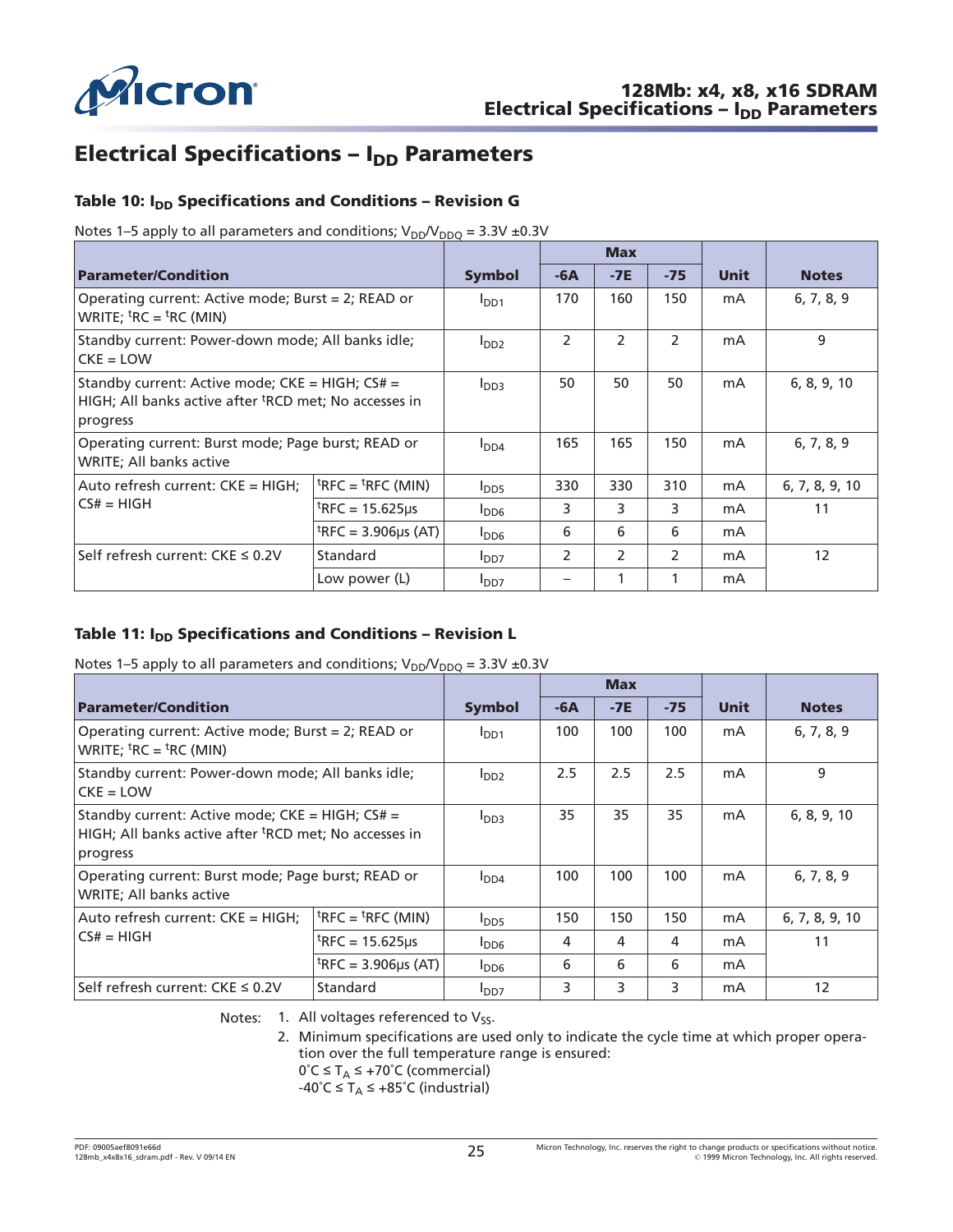## Electrical Specifications – $I_{DD}$ Parameters

### Table 10: $I_{DD}$ Specifications and Conditions – Revision G

Notes 1–5 apply to all parameters and conditions; $V_{DD}/V_{DDQ}$ = 3.3V ±0.3V

| Parameter/Condition | | Symbol | Max | | | Unit | Notes |
|---|---|---|---|---|---|---|---|
| | | | -6A | -7E | -75 | | |
| Operating current: Active mode; Burst = 2; READ or WRITE; ${}^tRC = {}^tRC$ (MIN) | | $I_{DD1}$ | 170 | 160 | 150 | mA | 6, 7, 8, 9 |
| Standby current: Power-down mode; All banks idle; CKE = LOW | | $I_{DD2}$ | 2 | 2 | 2 | mA | 9 |
| Standby current: Active mode; CKE = HIGH; CS# = HIGH; All banks active after ${}^tRCD$ met; No accesses in progress | | $I_{DD3}$ | 50 | 50 | 50 | mA | 6, 8, 9, 10 |
| Operating current: Burst mode; Page burst; READ or WRITE; All banks active | | $I_{DD4}$ | 165 | 165 | 150 | mA | 6, 7, 8, 9 |
| Auto refresh current: CKE = HIGH; CS# = HIGH | ${}^tRFC = {}^tRFC$ (MIN) | $I_{DD5}$ | 330 | 330 | 310 | mA | 6, 7, 8, 9, 10 |
| | ${}^tRFC$ = 15.625µs | $I_{DD6}$ | 3 | 3 | 3 | mA | 11 |
| | ${}^tRFC$ = 3.906µs (AT) | $I_{DD6}$ | 6 | 6 | 6 | mA | |
| Self refresh current: CKE ≤ 0.2V | Standard | $I_{DD7}$ | 2 | 2 | 2 | mA | 12 |
| | Low power (L) | $I_{DD7}$ | – | 1 | 1 | mA | |

### Table 11: $I_{DD}$ Specifications and Conditions – Revision L

Notes 1–5 apply to all parameters and conditions; $V_{DD}/V_{DDQ}$ = 3.3V ±0.3V

| Parameter/Condition | | Symbol | Max | | | Unit | Notes |
|---|---|---|---|---|---|---|---|
| | | | -6A | -7E | -75 | | |
| Operating current: Active mode; Burst = 2; READ or WRITE; ${}^tRC = {}^tRC$ (MIN) | | $I_{DD1}$ | 100 | 100 | 100 | mA | 6, 7, 8, 9 |
| Standby current: Power-down mode; All banks idle; CKE = LOW | | $I_{DD2}$ | 2.5 | 2.5 | 2.5 | mA | 9 |
| Standby current: Active mode; CKE = HIGH; CS# = HIGH; All banks active after ${}^tRCD$ met; No accesses in progress | | $I_{DD3}$ | 35 | 35 | 35 | mA | 6, 8, 9, 10 |
| Operating current: Burst mode; Page burst; READ or WRITE; All banks active | | $I_{DD4}$ | 100 | 100 | 100 | mA | 6, 7, 8, 9 |
| Auto refresh current: CKE = HIGH; CS# = HIGH | ${}^tRFC = {}^tRFC$ (MIN) | $I_{DD5}$ | 150 | 150 | 150 | mA | 6, 7, 8, 9, 10 |
| | ${}^tRFC$ = 15.625µs | $I_{DD6}$ | 4 | 4 | 4 | mA | 11 |
| | ${}^tRFC$ = 3.906µs (AT) | $I_{DD6}$ | 6 | 6 | 6 | mA | |
| Self refresh current: CKE ≤ 0.2V | Standard | $I_{DD7}$ | 3 | 3 | 3 | mA | 12 |

Notes:
1. All voltages referenced to $V_{SS}$.
2. Minimum specifications are used only to indicate the cycle time at which proper operation over the full temperature range is ensured:
   0˚C ≤ $T_A$ ≤ +70˚C (commercial)
   -40˚C ≤ $T_A$ ≤ +85˚C (industrial)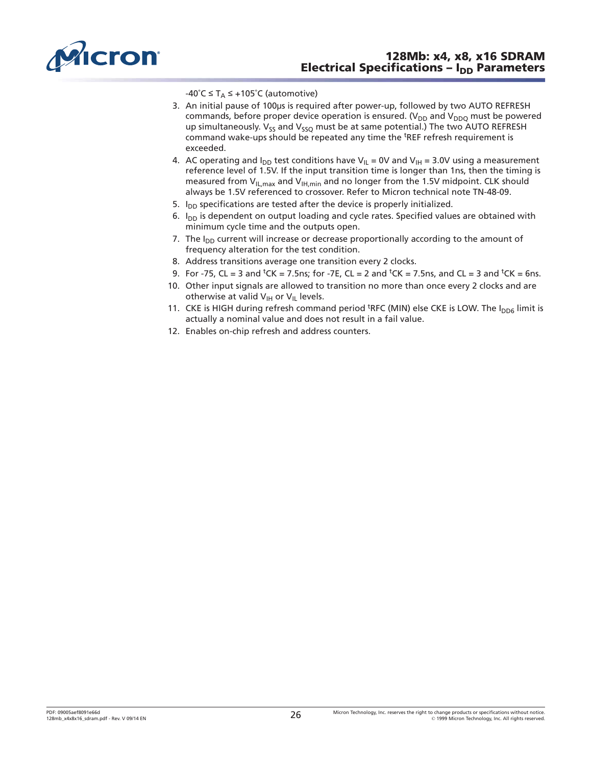-40˚C ≤ $T_A$ ≤ +105˚C (automotive)

3. An initial pause of 100µs is required after power-up, followed by two AUTO REFRESH commands, before proper device operation is ensured. ($V_{DD}$ and $V_{DDQ}$ must be powered up simultaneously. $V_{SS}$ and $V_{SSQ}$ must be at same potential.) The two AUTO REFRESH command wake-ups should be repeated any time the $^tREF$ refresh requirement is exceeded.
4. AC operating and $I_{DD}$ test conditions have $V_{IL}$ = 0V and $V_{IH}$ = 3.0V using a measurement reference level of 1.5V. If the input transition time is longer than 1ns, then the timing is measured from $V_{IL,max}$ and $V_{IH,min}$ and no longer from the 1.5V midpoint. CLK should always be 1.5V referenced to crossover. Refer to Micron technical note TN-48-09.
5. $I_{DD}$ specifications are tested after the device is properly initialized.
6. $I_{DD}$ is dependent on output loading and cycle rates. Specified values are obtained with minimum cycle time and the outputs open.
7. The $I_{DD}$ current will increase or decrease proportionally according to the amount of frequency alteration for the test condition.
8. Address transitions average one transition every 2 clocks.
9. For -75, CL = 3 and $^tCK$ = 7.5ns; for -7E, CL = 2 and $^tCK$ = 7.5ns, and CL = 3 and $^tCK$ = 6ns.
10. Other input signals are allowed to transition no more than once every 2 clocks and are otherwise at valid $V_{IH}$ or $V_{IL}$ levels.
11. CKE is HIGH during refresh command period $^tRFC$ (MIN) else CKE is LOW. The $I_{DD6}$ limit is actually a nominal value and does not result in a fail value.
12. Enables on-chip refresh and address counters.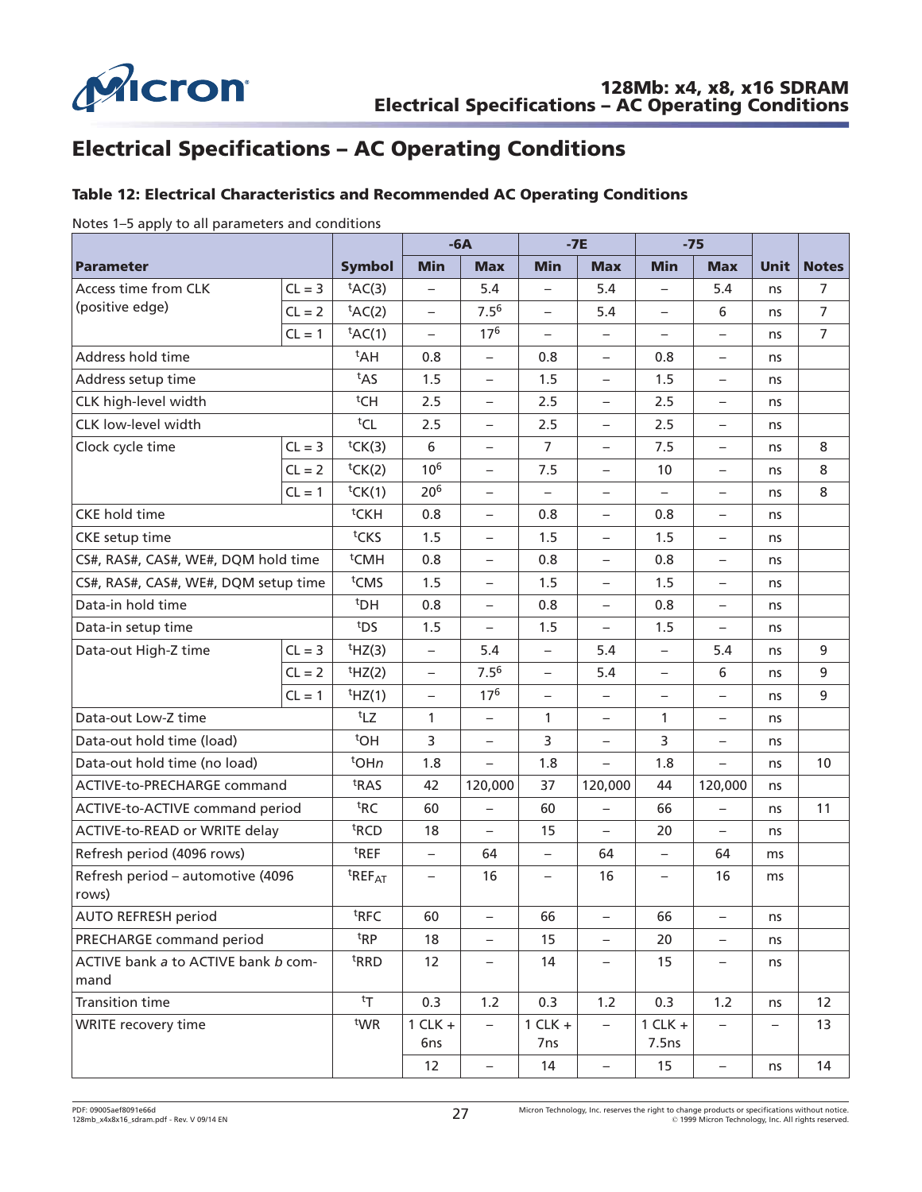# Electrical Specifications – AC Operating Conditions

**Table 12: Electrical Characteristics and Recommended AC Operating Conditions**

Notes 1–5 apply to all parameters and conditions

| Parameter | | Symbol | -6A | | -7E | | -75 | | Unit | Notes |
|---|---|---|---|---|---|---|---|---|---|---|
| | | | Min | Max | Min | Max | Min | Max | | |
| Access time from CLK (positive edge) | CL = 3 | $^tAC(3)$ | – | 5.4 | – | 5.4 | – | 5.4 | ns | 7 |
| | CL = 2 | $^tAC(2)$ | – | 7.5[6] | – | 5.4 | – | 6 | ns | 7 |
| | CL = 1 | $^tAC(1)$ | – | 17[6] | – | – | – | – | ns | 7 |
| Address hold time | | $^tAH$ | 0.8 | – | 0.8 | – | 0.8 | – | ns | |
| Address setup time | | $^tAS$ | 1.5 | – | 1.5 | – | 1.5 | – | ns | |
| CLK high-level width | | $^tCH$ | 2.5 | – | 2.5 | – | 2.5 | – | ns | |
| CLK low-level width | | $^tCL$ | 2.5 | – | 2.5 | – | 2.5 | – | ns | |
| Clock cycle time | CL = 3 | $^tCK(3)$ | 6 | – | 7 | – | 7.5 | – | ns | 8 |
| | CL = 2 | $^tCK(2)$ | 10[6] | – | 7.5 | – | 10 | – | ns | 8 |
| | CL = 1 | $^tCK(1)$ | 20[6] | – | – | – | – | – | ns | 8 |
| CKE hold time | | $^tCKH$ | 0.8 | – | 0.8 | – | 0.8 | – | ns | |
| CKE setup time | | $^tCKS$ | 1.5 | – | 1.5 | – | 1.5 | – | ns | |
| CS#, RAS#, CAS#, WE#, DQM hold time | | $^tCMH$ | 0.8 | – | 0.8 | – | 0.8 | – | ns | |
| CS#, RAS#, CAS#, WE#, DQM setup time | | $^tCMS$ | 1.5 | – | 1.5 | – | 1.5 | – | ns | |
| Data-in hold time | | $^tDH$ | 0.8 | – | 0.8 | – | 0.8 | – | ns | |
| Data-in setup time | | $^tDS$ | 1.5 | – | 1.5 | – | 1.5 | – | ns | |
| Data-out High-Z time | CL = 3 | $^tHZ(3)$ | – | 5.4 | – | 5.4 | – | 5.4 | ns | 9 |
| | CL = 2 | $^tHZ(2)$ | – | 7.5[6] | – | 5.4 | – | 6 | ns | 9 |
| | CL = 1 | $^tHZ(1)$ | – | 17[6] | – | – | – | – | ns | 9 |
| Data-out Low-Z time | | $^tLZ$ | 1 | – | 1 | – | 1 | – | ns | |
| Data-out hold time (load) | | $^tOH$ | 3 | – | 3 | – | 3 | – | ns | |
| Data-out hold time (no load) | | $^tOH_n$ | 1.8 | – | 1.8 | – | 1.8 | – | ns | 10 |
| ACTIVE-to-PRECHARGE command | | $^tRAS$ | 42 | 120,000 | 37 | 120,000 | 44 | 120,000 | ns | |
| ACTIVE-to-ACTIVE command period | | $^tRC$ | 60 | – | 60 | – | 66 | – | ns | 11 |
| ACTIVE-to-READ or WRITE delay | | $^tRCD$ | 18 | – | 15 | – | 20 | – | ns | |
| Refresh period (4096 rows) | | $^tREF$ | – | 64 | – | 64 | – | 64 | ms | |
| Refresh period – automotive (4096 rows) | | $^tREF_{AT}$ | – | 16 | – | 16 | – | 16 | ms | |
| AUTO REFRESH period | | $^tRFC$ | 60 | – | 66 | – | 66 | – | ns | |
| PRECHARGE command period | | $^tRP$ | 18 | – | 15 | – | 20 | – | ns | |
| ACTIVE bank *a* to ACTIVE bank *b* command | | $^tRRD$ | 12 | – | 14 | – | 15 | – | ns | |
| Transition time | | $^tT$ | 0.3 | 1.2 | 0.3 | 1.2 | 0.3 | 1.2 | ns | 12 |
| WRITE recovery time | | $^tWR$ | 1 CLK + 6ns | – | 1 CLK + 7ns | – | 1 CLK + 7.5ns | – | – | 13 |
| | | | 12 | – | 14 | – | 15 | – | ns | 14 |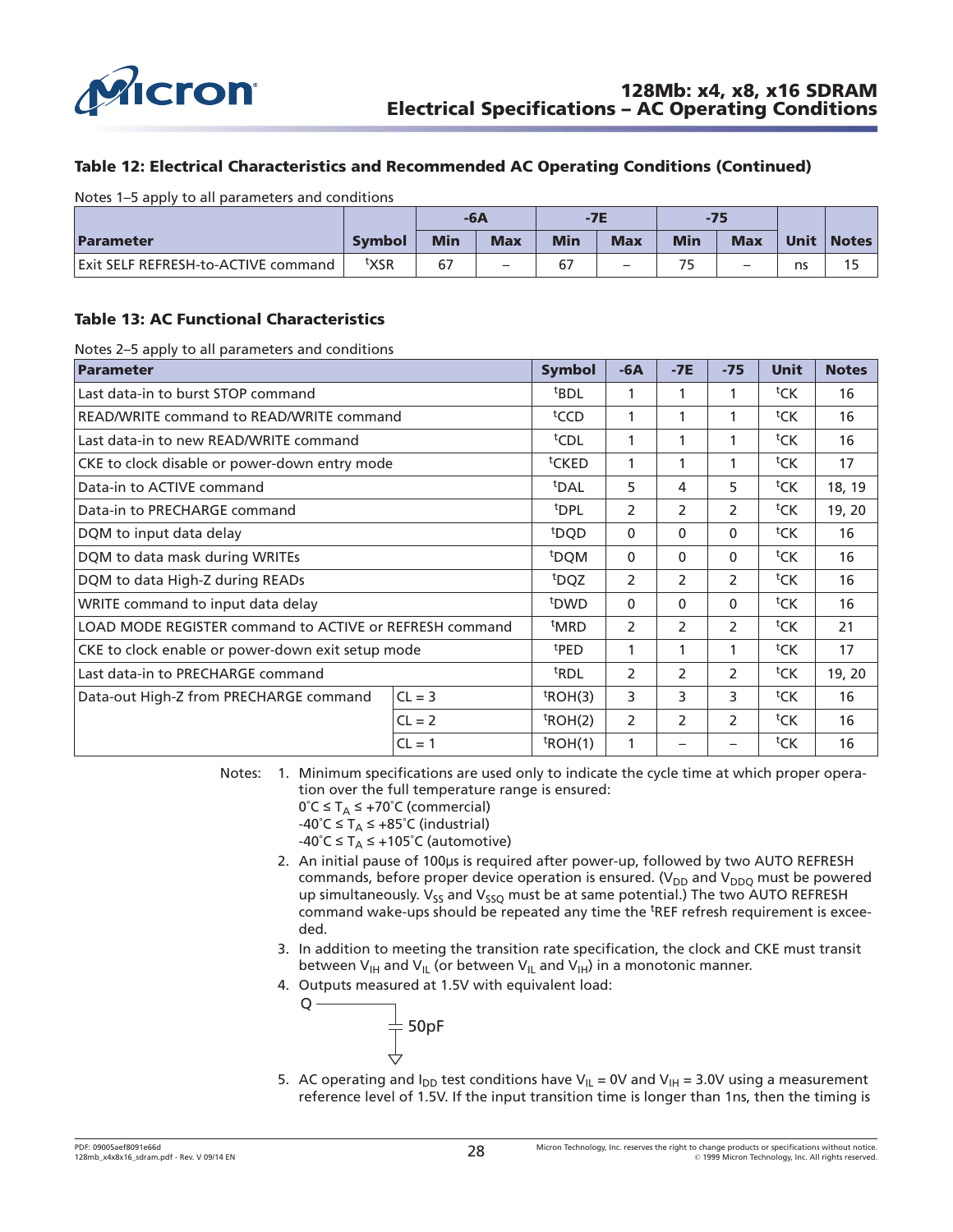**Table 12: Electrical Characteristics and Recommended AC Operating Conditions (Continued)**

Notes 1–5 apply to all parameters and conditions

| Parameter | Symbol | -6A | | -7E | | -75 | | Unit | Notes |
|---|---|---|---|---|---|---|---|---|---|
| | | Min | Max | Min | Max | Min | Max | | |
| Exit SELF REFRESH-to-ACTIVE command | ${}^{t}$XSR | 67 | – | 67 | – | 75 | – | ns | 15 |

**Table 13: AC Functional Characteristics**

Notes 2–5 apply to all parameters and conditions

| Parameter | | Symbol | -6A | -7E | -75 | Unit | Notes |
|---|---|---|---|---|---|---|---|
| Last data-in to burst STOP command | | ${}^{t}$BDL | 1 | 1 | 1 | ${}^{t}$CK | 16 |
| READ/WRITE command to READ/WRITE command | | ${}^{t}$CCD | 1 | 1 | 1 | ${}^{t}$CK | 16 |
| Last data-in to new READ/WRITE command | | ${}^{t}$CDL | 1 | 1 | 1 | ${}^{t}$CK | 16 |
| CKE to clock disable or power-down entry mode | | ${}^{t}$CKED | 1 | 1 | 1 | ${}^{t}$CK | 17 |
| Data-in to ACTIVE command | | ${}^{t}$DAL | 5 | 4 | 5 | ${}^{t}$CK | 18, 19 |
| Data-in to PRECHARGE command | | ${}^{t}$DPL | 2 | 2 | 2 | ${}^{t}$CK | 19, 20 |
| DQM to input data delay | | ${}^{t}$DQD | 0 | 0 | 0 | ${}^{t}$CK | 16 |
| DQM to data mask during WRITEs | | ${}^{t}$DQM | 0 | 0 | 0 | ${}^{t}$CK | 16 |
| DQM to data High-Z during READs | | ${}^{t}$DQZ | 2 | 2 | 2 | ${}^{t}$CK | 16 |
| WRITE command to input data delay | | ${}^{t}$DWD | 0 | 0 | 0 | ${}^{t}$CK | 16 |
| LOAD MODE REGISTER command to ACTIVE or REFRESH command | | ${}^{t}$MRD | 2 | 2 | 2 | ${}^{t}$CK | 21 |
| CKE to clock enable or power-down exit setup mode | | ${}^{t}$PED | 1 | 1 | 1 | ${}^{t}$CK | 17 |
| Last data-in to PRECHARGE command | | ${}^{t}$RDL | 2 | 2 | 2 | ${}^{t}$CK | 19, 20 |
| Data-out High-Z from PRECHARGE command | CL = 3 | ${}^{t}$ROH(3) | 3 | 3 | 3 | ${}^{t}$CK | 16 |
| | CL = 2 | ${}^{t}$ROH(2) | 2 | 2 | 2 | ${}^{t}$CK | 16 |
| | CL = 1 | ${}^{t}$ROH(1) | 1 | – | – | ${}^{t}$CK | 16 |

Notes:

1. Minimum specifications are used only to indicate the cycle time at which proper operation over the full temperature range is ensured:
   $0^{\circ}C \leq T_A \leq +70^{\circ}C$ (commercial)
   $-40^{\circ}C \leq T_A \leq +85^{\circ}C$ (industrial)
   $-40^{\circ}C \leq T_A \leq +105^{\circ}C$ (automotive)
2. An initial pause of 100µs is required after power-up, followed by two AUTO REFRESH commands, before proper device operation is ensured. ($V_{DD}$ and $V_{DDQ}$ must be powered up simultaneously. $V_{SS}$ and $V_{SSQ}$ must be at same potential.) The two AUTO REFRESH command wake-ups should be repeated any time the ${}^{t}$REF refresh requirement is exceeded.
3. In addition to meeting the transition rate specification, the clock and CKE must transit between $V_{IH}$ and $V_{IL}$ (or between $V_{IL}$ and $V_{IH}$) in a monotonic manner.
4. Outputs measured at 1.5V with equivalent load:
   Q — 50pF to ground
5. AC operating and $I_{DD}$ test conditions have $V_{IL}$ = 0V and $V_{IH}$ = 3.0V using a measurement reference level of 1.5V. If the input transition time is longer than 1ns, then the timing is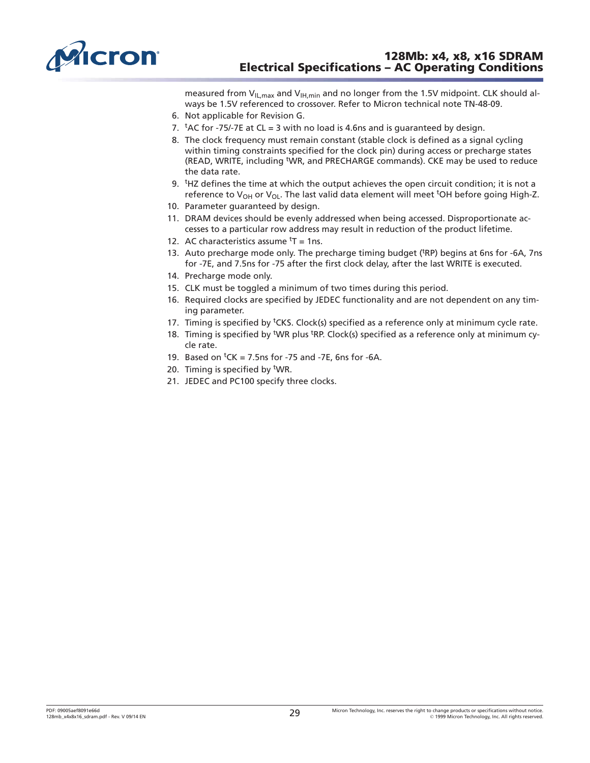measured from $V_{IL,max}$ and $V_{IH,min}$ and no longer from the 1.5V midpoint. CLK should always be 1.5V referenced to crossover. Refer to Micron technical note TN-48-09.

6. Not applicable for Revision G.
7. $^{t}$AC for -75/-7E at CL = 3 with no load is 4.6ns and is guaranteed by design.
8. The clock frequency must remain constant (stable clock is defined as a signal cycling within timing constraints specified for the clock pin) during access or precharge states (READ, WRITE, including $^{t}$WR, and PRECHARGE commands). CKE may be used to reduce the data rate.
9. $^{t}$HZ defines the time at which the output achieves the open circuit condition; it is not a reference to $V_{OH}$ or $V_{OL}$. The last valid data element will meet $^{t}$OH before going High-Z.
10. Parameter guaranteed by design.
11. DRAM devices should be evenly addressed when being accessed. Disproportionate accesses to a particular row address may result in reduction of the product lifetime.
12. AC characteristics assume $^{t}$T = 1ns.
13. Auto precharge mode only. The precharge timing budget ($^{t}$RP) begins at 6ns for -6A, 7ns for -7E, and 7.5ns for -75 after the first clock delay, after the last WRITE is executed.
14. Precharge mode only.
15. CLK must be toggled a minimum of two times during this period.
16. Required clocks are specified by JEDEC functionality and are not dependent on any timing parameter.
17. Timing is specified by $^{t}$CKS. Clock(s) specified as a reference only at minimum cycle rate.
18. Timing is specified by $^{t}$WR plus $^{t}$RP. Clock(s) specified as a reference only at minimum cycle rate.
19. Based on $^{t}$CK = 7.5ns for -75 and -7E, 6ns for -6A.
20. Timing is specified by $^{t}$WR.
21. JEDEC and PC100 specify three clocks.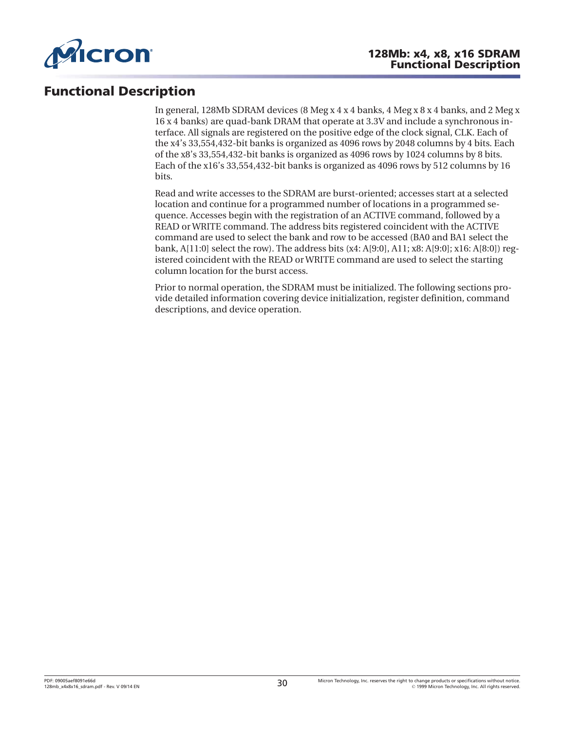# Functional Description

In general, 128Mb SDRAM devices (8 Meg x 4 x 4 banks, 4 Meg x 8 x 4 banks, and 2 Meg x 16 x 4 banks) are quad-bank DRAM that operate at 3.3V and include a synchronous interface. All signals are registered on the positive edge of the clock signal, CLK. Each of the x4's 33,554,432-bit banks is organized as 4096 rows by 2048 columns by 4 bits. Each of the x8's 33,554,432-bit banks is organized as 4096 rows by 1024 columns by 8 bits. Each of the x16's 33,554,432-bit banks is organized as 4096 rows by 512 columns by 16 bits.

Read and write accesses to the SDRAM are burst-oriented; accesses start at a selected location and continue for a programmed number of locations in a programmed sequence. Accesses begin with the registration of an ACTIVE command, followed by a READ or WRITE command. The address bits registered coincident with the ACTIVE command are used to select the bank and row to be accessed (BA0 and BA1 select the bank, A[11:0] select the row). The address bits (x4: A[9:0], A11; x8: A[9:0]; x16: A[8:0]) registered coincident with the READ or WRITE command are used to select the starting column location for the burst access.

Prior to normal operation, the SDRAM must be initialized. The following sections provide detailed information covering device initialization, register definition, command descriptions, and device operation.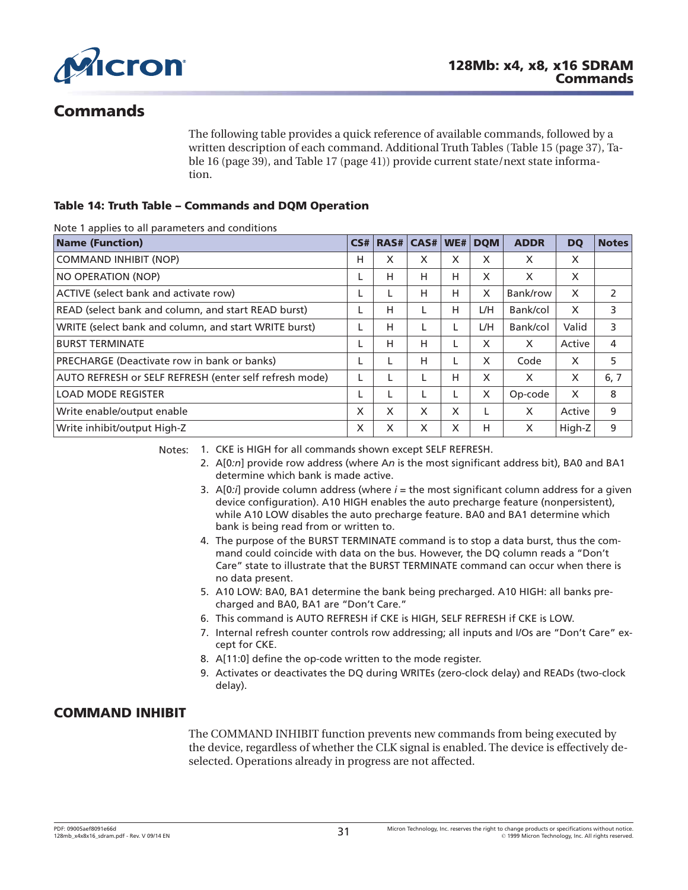# Commands

The following table provides a quick reference of available commands, followed by a written description of each command. Additional Truth Tables (Table 15 (page 37), Table 16 (page 39), and Table 17 (page 41)) provide current state/next state information.

### Table 14: Truth Table – Commands and DQM Operation

Note 1 applies to all parameters and conditions

| Name (Function) | CS# | RAS# | CAS# | WE# | DQM | ADDR | DQ | Notes |
|---|---|---|---|---|---|---|---|---|
| COMMAND INHIBIT (NOP) | H | X | X | X | X | X | X | |
| NO OPERATION (NOP) | L | H | H | H | X | X | X | |
| ACTIVE (select bank and activate row) | L | L | H | H | X | Bank/row | X | 2 |
| READ (select bank and column, and start READ burst) | L | H | L | H | L/H | Bank/col | X | 3 |
| WRITE (select bank and column, and start WRITE burst) | L | H | L | L | L/H | Bank/col | Valid | 3 |
| BURST TERMINATE | L | H | H | L | X | X | Active | 4 |
| PRECHARGE (Deactivate row in bank or banks) | L | L | H | L | X | Code | X | 5 |
| AUTO REFRESH or SELF REFRESH (enter self refresh mode) | L | L | L | H | X | X | X | 6, 7 |
| LOAD MODE REGISTER | L | L | L | L | X | Op-code | X | 8 |
| Write enable/output enable | X | X | X | X | L | X | Active | 9 |
| Write inhibit/output High-Z | X | X | X | X | H | X | High-Z | 9 |

Notes:
1. CKE is HIGH for all commands shown except SELF REFRESH.
2. A[0:*n*] provide row address (where A*n* is the most significant address bit), BA0 and BA1 determine which bank is made active.
3. A[0:*i*] provide column address (where *i* = the most significant column address for a given device configuration). A10 HIGH enables the auto precharge feature (nonpersistent), while A10 LOW disables the auto precharge feature. BA0 and BA1 determine which bank is being read from or written to.
4. The purpose of the BURST TERMINATE command is to stop a data burst, thus the command could coincide with data on the bus. However, the DQ column reads a "Don't Care" state to illustrate that the BURST TERMINATE command can occur when there is no data present.
5. A10 LOW: BA0, BA1 determine the bank being precharged. A10 HIGH: all banks precharged and BA0, BA1 are "Don't Care."
6. This command is AUTO REFRESH if CKE is HIGH, SELF REFRESH if CKE is LOW.
7. Internal refresh counter controls row addressing; all inputs and I/Os are "Don't Care" except for CKE.
8. A[11:0] define the op-code written to the mode register.
9. Activates or deactivates the DQ during WRITEs (zero-clock delay) and READs (two-clock delay).

## COMMAND INHIBIT

The COMMAND INHIBIT function prevents new commands from being executed by the device, regardless of whether the CLK signal is enabled. The device is effectively deselected. Operations already in progress are not affected.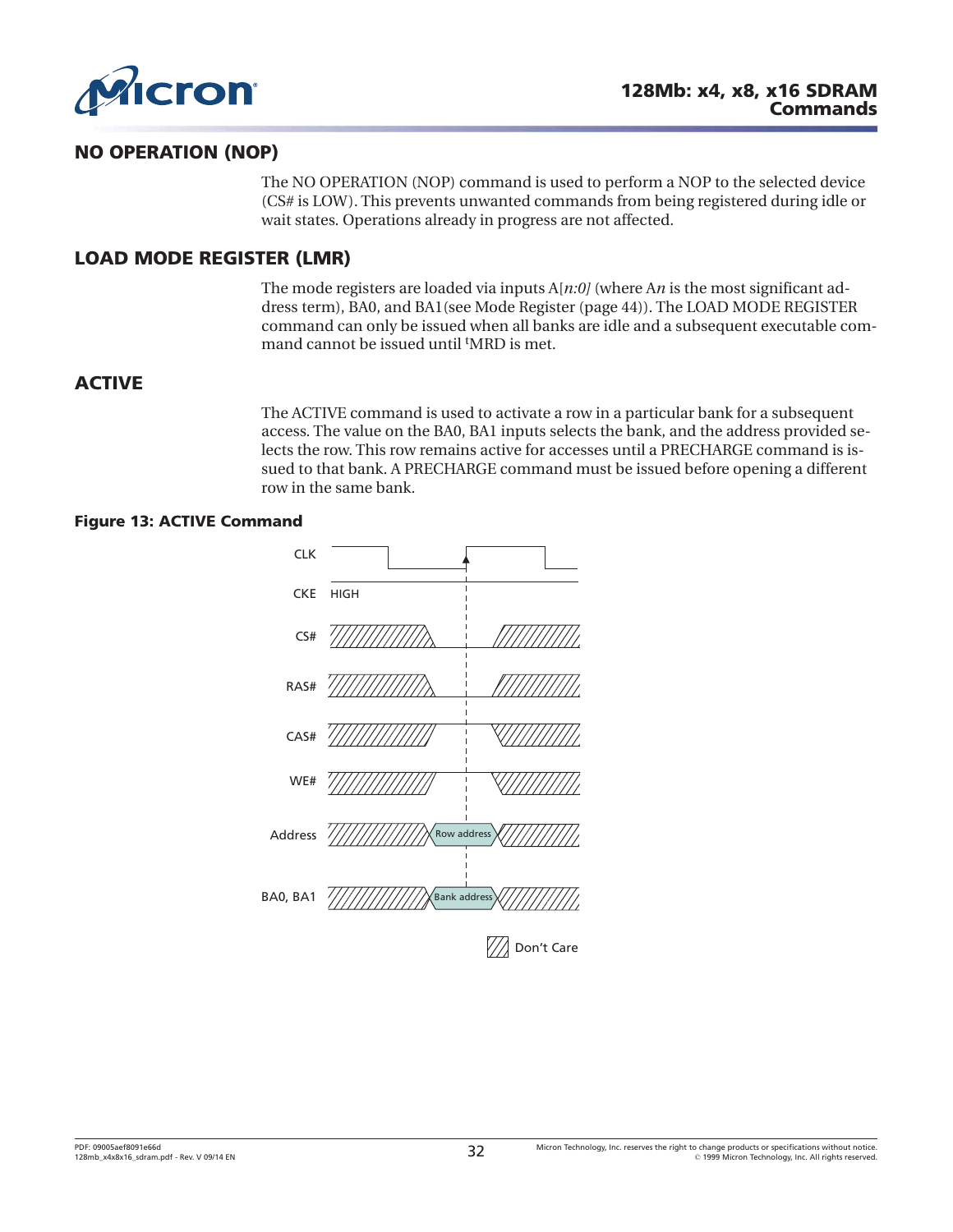## NO OPERATION (NOP)

The NO OPERATION (NOP) command is used to perform a NOP to the selected device (CS# is LOW). This prevents unwanted commands from being registered during idle or wait states. Operations already in progress are not affected.

## LOAD MODE REGISTER (LMR)

The mode registers are loaded via inputs A[*n:0*] (where A*n* is the most significant address term), BA0, and BA1(see Mode Register (page 44)). The LOAD MODE REGISTER command can only be issued when all banks are idle and a subsequent executable command cannot be issued until $^{t}$MRD is met.

## ACTIVE

The ACTIVE command is used to activate a row in a particular bank for a subsequent access. The value on the BA0, BA1 inputs selects the bank, and the address provided selects the row. This row remains active for accesses until a PRECHARGE command is issued to that bank. A PRECHARGE command must be issued before opening a different row in the same bank.

**Figure 13: ACTIVE Command**

CLK
CKE HIGH
CS#
RAS#
CAS#
WE#
Address Row address
BA0, BA1 Bank address

Don't Care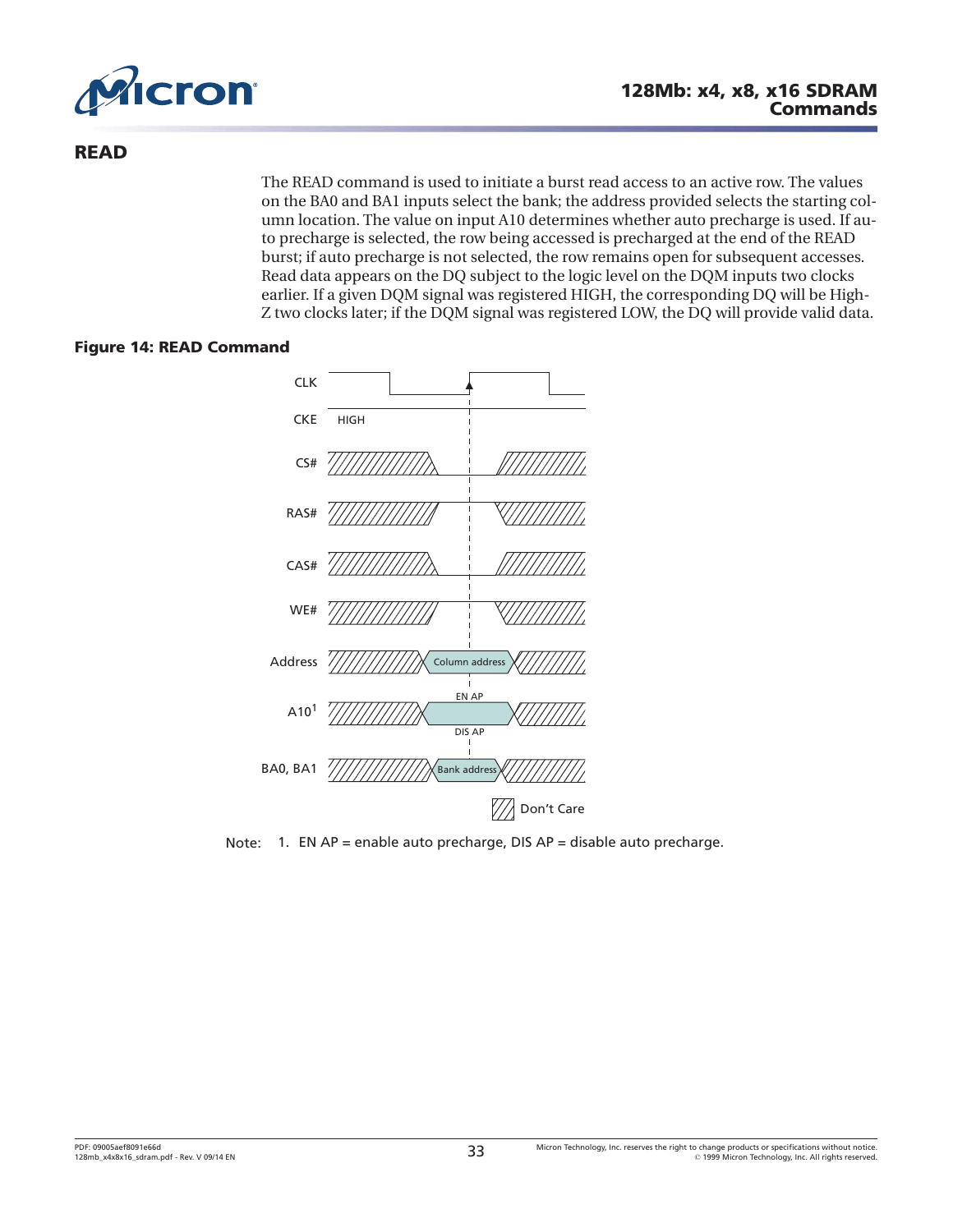## READ

The READ command is used to initiate a burst read access to an active row. The values on the BA0 and BA1 inputs select the bank; the address provided selects the starting column location. The value on input A10 determines whether auto precharge is used. If auto precharge is selected, the row being accessed is precharged at the end of the READ burst; if auto precharge is not selected, the row remains open for subsequent accesses. Read data appears on the DQ subject to the logic level on the DQM inputs two clocks earlier. If a given DQM signal was registered HIGH, the corresponding DQ will be High-Z two clocks later; if the DQM signal was registered LOW, the DQ will provide valid data.

**Figure 14: READ Command**

CLK

CKE HIGH

CS#

RAS#

CAS#

WE#

Address — Column address

A10[1] — EN AP / DIS AP

BA0, BA1 — Bank address

Don't Care

Note: 1. EN AP = enable auto precharge, DIS AP = disable auto precharge.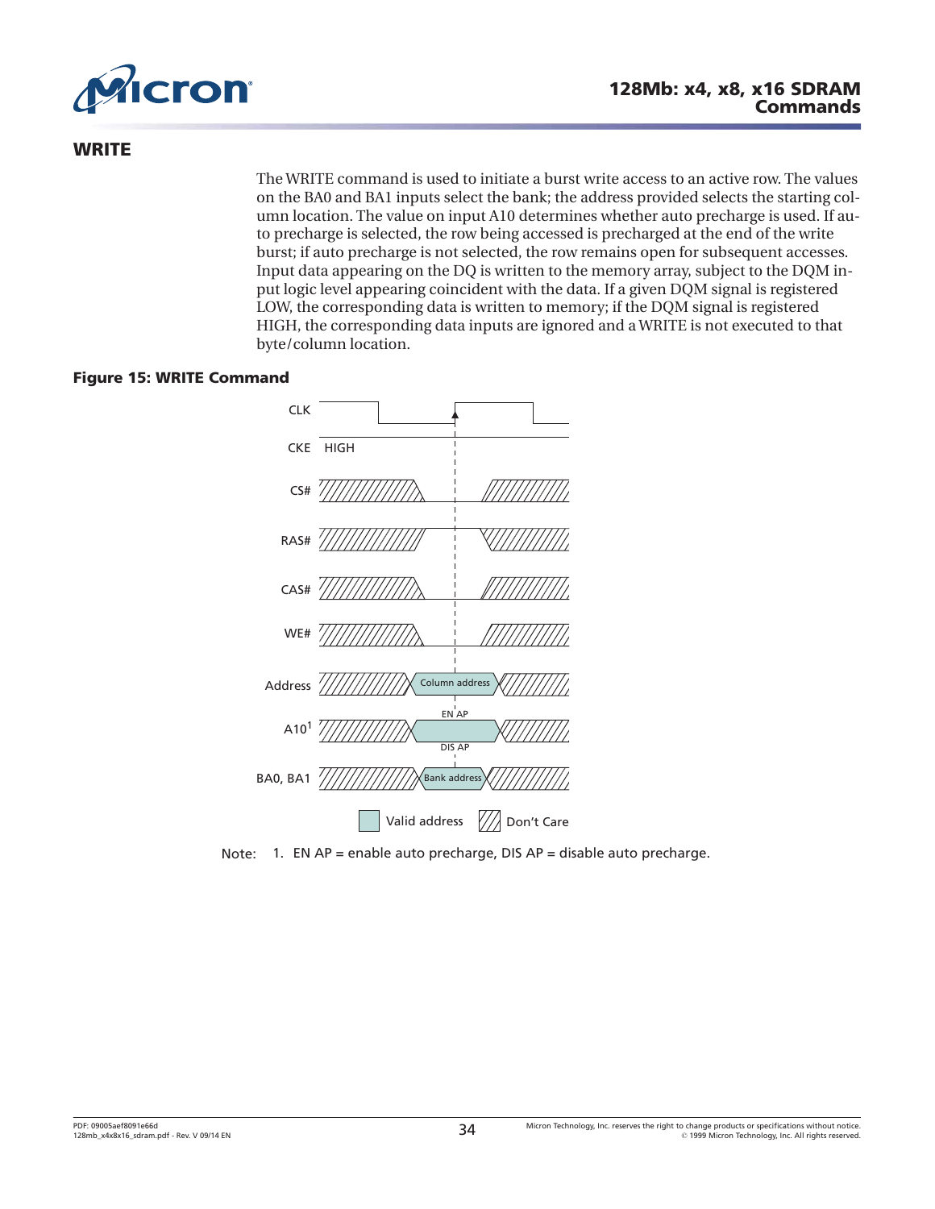## WRITE

The WRITE command is used to initiate a burst write access to an active row. The values on the BA0 and BA1 inputs select the bank; the address provided selects the starting column location. The value on input A10 determines whether auto precharge is used. If auto precharge is selected, the row being accessed is precharged at the end of the write burst; if auto precharge is not selected, the row remains open for subsequent accesses. Input data appearing on the DQ is written to the memory array, subject to the DQM input logic level appearing coincident with the data. If a given DQM signal is registered LOW, the corresponding data is written to memory; if the DQM signal is registered HIGH, the corresponding data inputs are ignored and a WRITE is not executed to that byte/column location.

**Figure 15: WRITE Command**

CLK

CKE HIGH

CS#

RAS#

CAS#

WE#

Address — Column address

A10[1] — EN AP / DIS AP

BA0, BA1 — Bank address

Valid address | Don't Care

Note: 1. EN AP = enable auto precharge, DIS AP = disable auto precharge.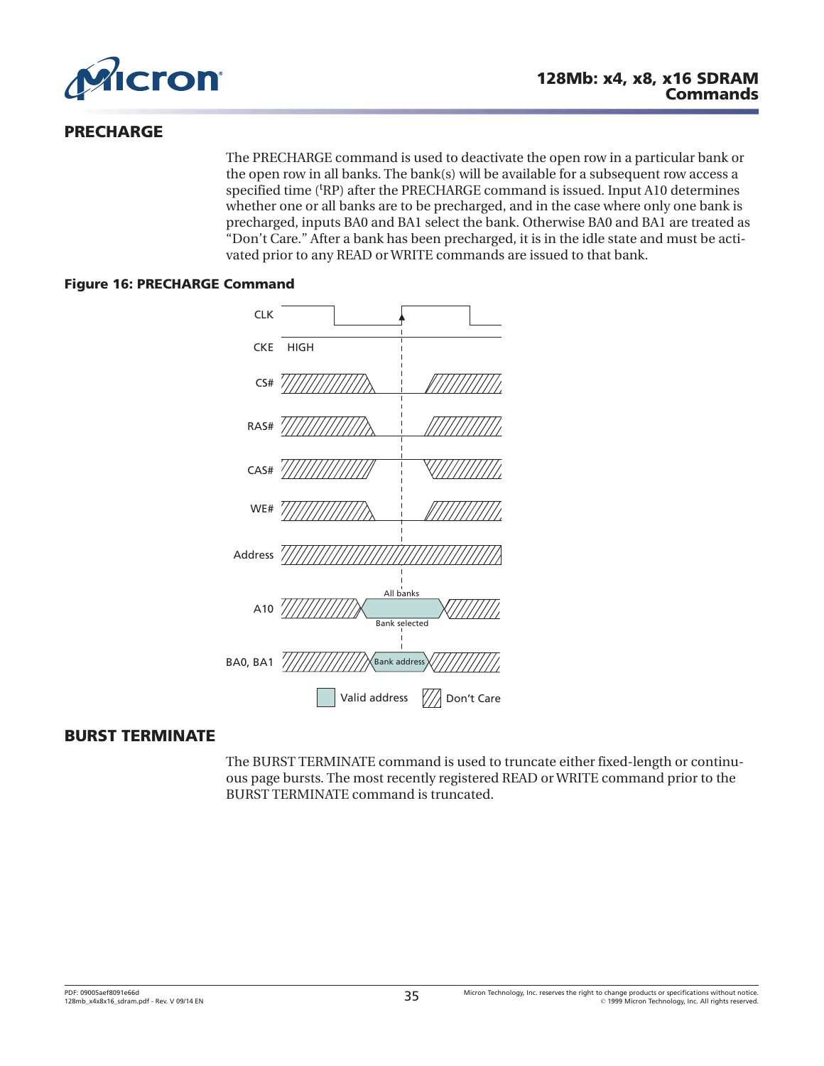## PRECHARGE

The PRECHARGE command is used to deactivate the open row in a particular bank or the open row in all banks. The bank(s) will be available for a subsequent row access a specified time ($^{t}$RP) after the PRECHARGE command is issued. Input A10 determines whether one or all banks are to be precharged, and in the case where only one bank is precharged, inputs BA0 and BA1 select the bank. Otherwise BA0 and BA1 are treated as "Don't Care." After a bank has been precharged, it is in the idle state and must be activated prior to any READ or WRITE commands are issued to that bank.

**Figure 16: PRECHARGE Command**

## BURST TERMINATE

The BURST TERMINATE command is used to truncate either fixed-length or continuous page bursts. The most recently registered READ or WRITE command prior to the BURST TERMINATE command is truncated.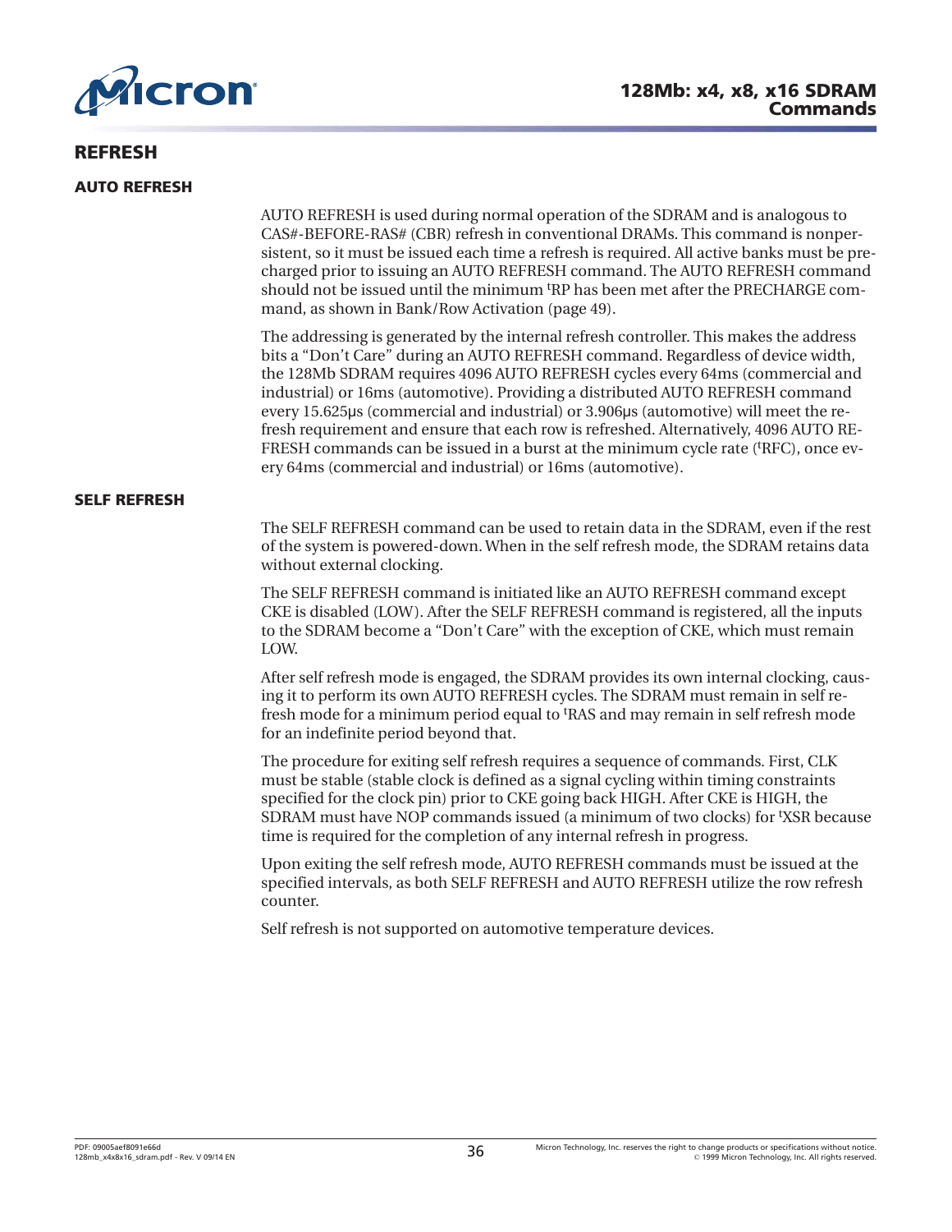## REFRESH

### AUTO REFRESH

AUTO REFRESH is used during normal operation of the SDRAM and is analogous to CAS#-BEFORE-RAS# (CBR) refresh in conventional DRAMs. This command is nonpersistent, so it must be issued each time a refresh is required. All active banks must be precharged prior to issuing an AUTO REFRESH command. The AUTO REFRESH command should not be issued until the minimum $^{t}$RP has been met after the PRECHARGE command, as shown in Bank/Row Activation (page 49).

The addressing is generated by the internal refresh controller. This makes the address bits a "Don't Care" during an AUTO REFRESH command. Regardless of device width, the 128Mb SDRAM requires 4096 AUTO REFRESH cycles every 64ms (commercial and industrial) or 16ms (automotive). Providing a distributed AUTO REFRESH command every 15.625μs (commercial and industrial) or 3.906μs (automotive) will meet the refresh requirement and ensure that each row is refreshed. Alternatively, 4096 AUTO REFRESH commands can be issued in a burst at the minimum cycle rate ($^{t}$RFC), once every 64ms (commercial and industrial) or 16ms (automotive).

### SELF REFRESH

The SELF REFRESH command can be used to retain data in the SDRAM, even if the rest of the system is powered-down. When in the self refresh mode, the SDRAM retains data without external clocking.

The SELF REFRESH command is initiated like an AUTO REFRESH command except CKE is disabled (LOW). After the SELF REFRESH command is registered, all the inputs to the SDRAM become a "Don't Care" with the exception of CKE, which must remain LOW.

After self refresh mode is engaged, the SDRAM provides its own internal clocking, causing it to perform its own AUTO REFRESH cycles. The SDRAM must remain in self refresh mode for a minimum period equal to $^{t}$RAS and may remain in self refresh mode for an indefinite period beyond that.

The procedure for exiting self refresh requires a sequence of commands. First, CLK must be stable (stable clock is defined as a signal cycling within timing constraints specified for the clock pin) prior to CKE going back HIGH. After CKE is HIGH, the SDRAM must have NOP commands issued (a minimum of two clocks) for $^{t}$XSR because time is required for the completion of any internal refresh in progress.

Upon exiting the self refresh mode, AUTO REFRESH commands must be issued at the specified intervals, as both SELF REFRESH and AUTO REFRESH utilize the row refresh counter.

Self refresh is not supported on automotive temperature devices.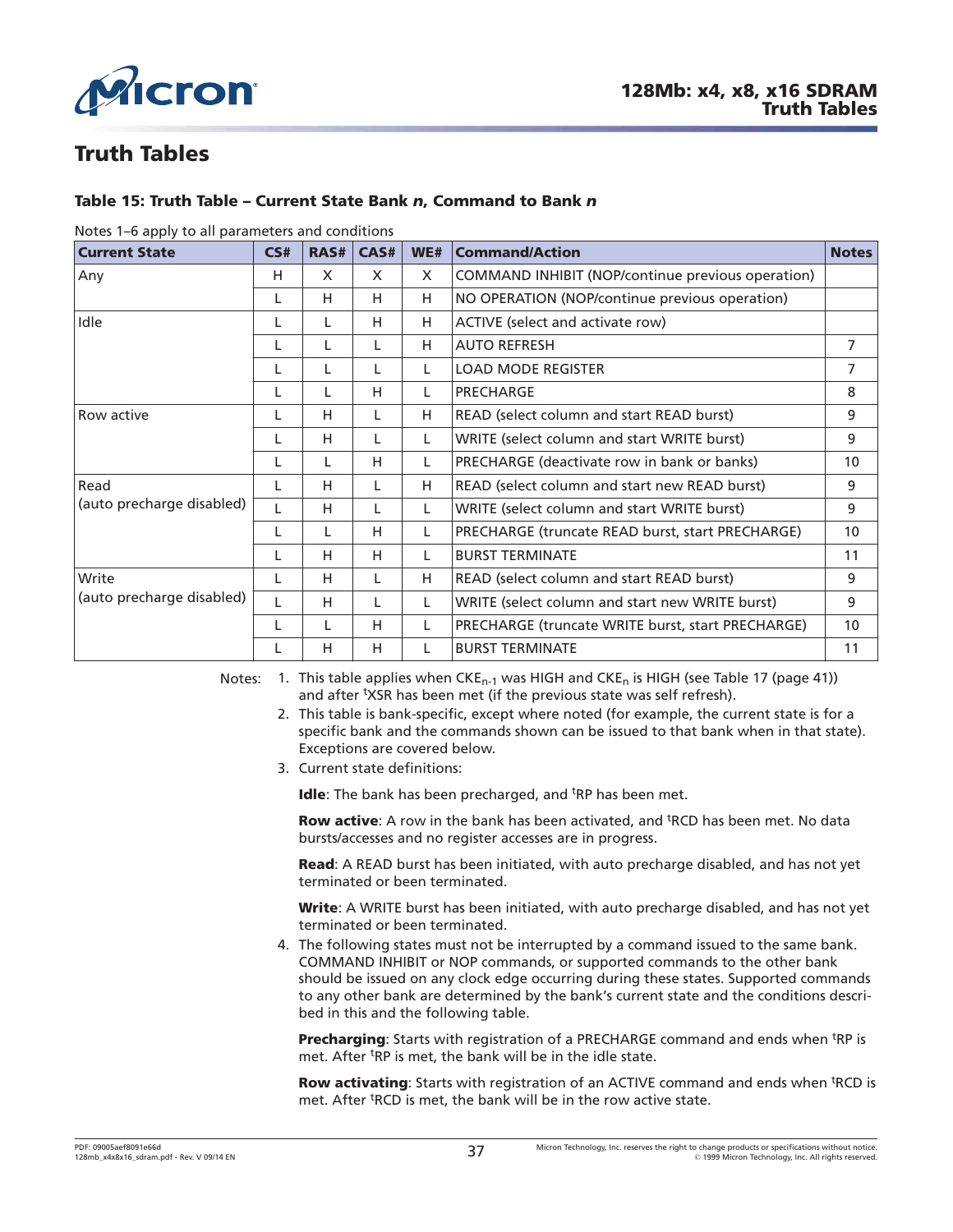# Truth Tables

### Table 15: Truth Table – Current State Bank *n*, Command to Bank *n*

Notes 1–6 apply to all parameters and conditions

| Current State | CS# | RAS# | CAS# | WE# | Command/Action | Notes |
|---|---|---|---|---|---|---|
| Any | H | X | X | X | COMMAND INHIBIT (NOP/continue previous operation) | |
| | L | H | H | H | NO OPERATION (NOP/continue previous operation) | |
| Idle | L | L | H | H | ACTIVE (select and activate row) | |
| | L | L | L | H | AUTO REFRESH | 7 |
| | L | L | L | L | LOAD MODE REGISTER | 7 |
| | L | L | H | L | PRECHARGE | 8 |
| Row active | L | H | L | H | READ (select column and start READ burst) | 9 |
| | L | H | L | L | WRITE (select column and start WRITE burst) | 9 |
| | L | L | H | L | PRECHARGE (deactivate row in bank or banks) | 10 |
| Read (auto precharge disabled) | L | H | L | H | READ (select column and start new READ burst) | 9 |
| | L | H | L | L | WRITE (select column and start WRITE burst) | 9 |
| | L | L | H | L | PRECHARGE (truncate READ burst, start PRECHARGE) | 10 |
| | L | H | H | L | BURST TERMINATE | 11 |
| Write (auto precharge disabled) | L | H | L | H | READ (select column and start READ burst) | 9 |
| | L | H | L | L | WRITE (select column and start new WRITE burst) | 9 |
| | L | L | H | L | PRECHARGE (truncate WRITE burst, start PRECHARGE) | 10 |
| | L | H | H | L | BURST TERMINATE | 11 |

Notes:

1. This table applies when $CKE_{n-1}$ was HIGH and $CKE_n$ is HIGH (see Table 17 (page 41)) and after $^tXSR$ has been met (if the previous state was self refresh).
2. This table is bank-specific, except where noted (for example, the current state is for a specific bank and the commands shown can be issued to that bank when in that state). Exceptions are covered below.
3. Current state definitions:

   **Idle**: The bank has been precharged, and $^tRP$ has been met.

   **Row active**: A row in the bank has been activated, and $^tRCD$ has been met. No data bursts/accesses and no register accesses are in progress.

   **Read**: A READ burst has been initiated, with auto precharge disabled, and has not yet terminated or been terminated.

   **Write**: A WRITE burst has been initiated, with auto precharge disabled, and has not yet terminated or been terminated.
4. The following states must not be interrupted by a command issued to the same bank. COMMAND INHIBIT or NOP commands, or supported commands to the other bank should be issued on any clock edge occurring during these states. Supported commands to any other bank are determined by the bank's current state and the conditions described in this and the following table.

   **Precharging**: Starts with registration of a PRECHARGE command and ends when $^tRP$ is met. After $^tRP$ is met, the bank will be in the idle state.

   **Row activating**: Starts with registration of an ACTIVE command and ends when $^tRCD$ is met. After $^tRCD$ is met, the bank will be in the row active state.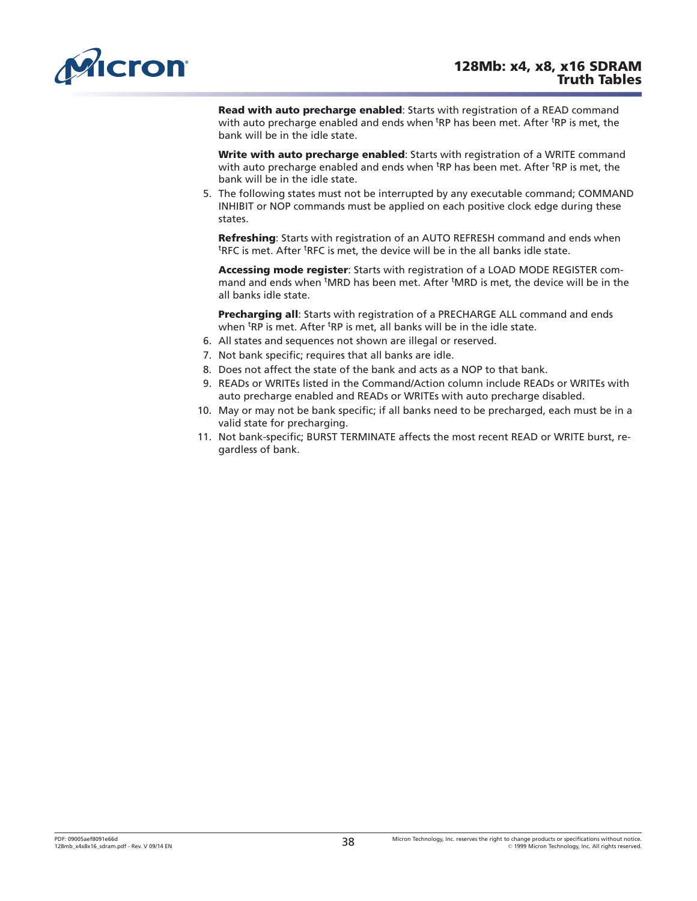**Read with auto precharge enabled**: Starts with registration of a READ command with auto precharge enabled and ends when $^{t}RP$ has been met. After $^{t}RP$ is met, the bank will be in the idle state.

**Write with auto precharge enabled**: Starts with registration of a WRITE command with auto precharge enabled and ends when $^{t}RP$ has been met. After $^{t}RP$ is met, the bank will be in the idle state.

5. The following states must not be interrupted by any executable command; COMMAND INHIBIT or NOP commands must be applied on each positive clock edge during these states.

   **Refreshing**: Starts with registration of an AUTO REFRESH command and ends when $^{t}RFC$ is met. After $^{t}RFC$ is met, the device will be in the all banks idle state.

   **Accessing mode register**: Starts with registration of a LOAD MODE REGISTER command and ends when $^{t}MRD$ has been met. After $^{t}MRD$ is met, the device will be in the all banks idle state.

   **Precharging all**: Starts with registration of a PRECHARGE ALL command and ends when $^{t}RP$ is met. After $^{t}RP$ is met, all banks will be in the idle state.

6. All states and sequences not shown are illegal or reserved.
7. Not bank specific; requires that all banks are idle.
8. Does not affect the state of the bank and acts as a NOP to that bank.
9. READs or WRITEs listed in the Command/Action column include READs or WRITEs with auto precharge enabled and READs or WRITEs with auto precharge disabled.
10. May or may not be bank specific; if all banks need to be precharged, each must be in a valid state for precharging.
11. Not bank-specific; BURST TERMINATE affects the most recent READ or WRITE burst, regardless of bank.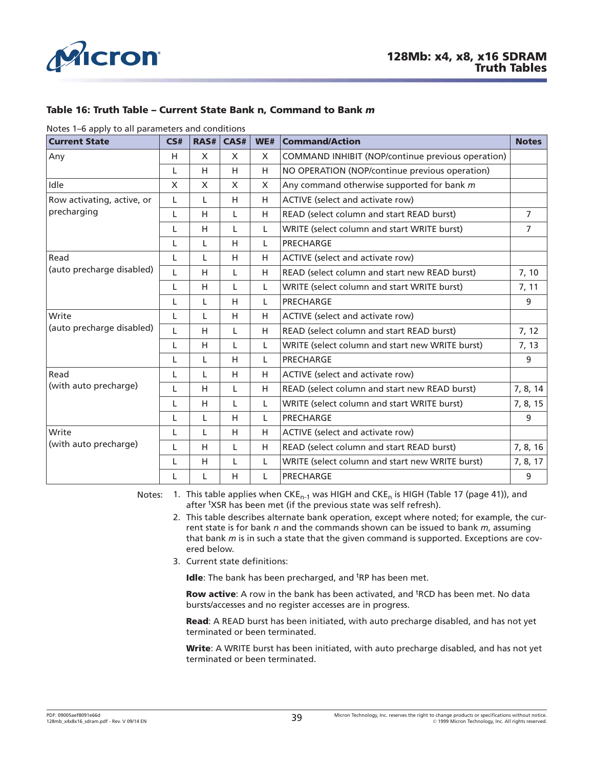### Table 16: Truth Table – Current State Bank n, Command to Bank *m*

Notes 1–6 apply to all parameters and conditions

| Current State | CS# | RAS# | CAS# | WE# | Command/Action | Notes |
|---|---|---|---|---|---|---|
| Any | H | X | X | X | COMMAND INHIBIT (NOP/continue previous operation) | |
| | L | H | H | H | NO OPERATION (NOP/continue previous operation) | |
| Idle | X | X | X | X | Any command otherwise supported for bank *m* | |
| Row activating, active, or precharging | L | L | H | H | ACTIVE (select and activate row) | |
| | L | H | L | H | READ (select column and start READ burst) | 7 |
| | L | H | L | L | WRITE (select column and start WRITE burst) | 7 |
| | L | L | H | L | PRECHARGE | |
| Read (auto precharge disabled) | L | L | H | H | ACTIVE (select and activate row) | |
| | L | H | L | H | READ (select column and start new READ burst) | 7, 10 |
| | L | H | L | L | WRITE (select column and start WRITE burst) | 7, 11 |
| | L | L | H | L | PRECHARGE | 9 |
| Write (auto precharge disabled) | L | L | H | H | ACTIVE (select and activate row) | |
| | L | H | L | H | READ (select column and start READ burst) | 7, 12 |
| | L | H | L | L | WRITE (select column and start new WRITE burst) | 7, 13 |
| | L | L | H | L | PRECHARGE | 9 |
| Read (with auto precharge) | L | L | H | H | ACTIVE (select and activate row) | |
| | L | H | L | H | READ (select column and start new READ burst) | 7, 8, 14 |
| | L | H | L | L | WRITE (select column and start WRITE burst) | 7, 8, 15 |
| | L | L | H | L | PRECHARGE | 9 |
| Write (with auto precharge) | L | L | H | H | ACTIVE (select and activate row) | |
| | L | H | L | H | READ (select column and start READ burst) | 7, 8, 16 |
| | L | H | L | L | WRITE (select column and start new WRITE burst) | 7, 8, 17 |
| | L | L | H | L | PRECHARGE | 9 |

Notes:

1. This table applies when $CKE_{n-1}$ was HIGH and $CKE_n$ is HIGH (Table 17 (page 41)), and after $^tXSR$ has been met (if the previous state was self refresh).
2. This table describes alternate bank operation, except where noted; for example, the current state is for bank *n* and the commands shown can be issued to bank *m*, assuming that bank *m* is in such a state that the given command is supported. Exceptions are covered below.
3. Current state definitions:

   **Idle**: The bank has been precharged, and $^tRP$ has been met.

   **Row active**: A row in the bank has been activated, and $^tRCD$ has been met. No data bursts/accesses and no register accesses are in progress.

   **Read**: A READ burst has been initiated, with auto precharge disabled, and has not yet terminated or been terminated.

   **Write**: A WRITE burst has been initiated, with auto precharge disabled, and has not yet terminated or been terminated.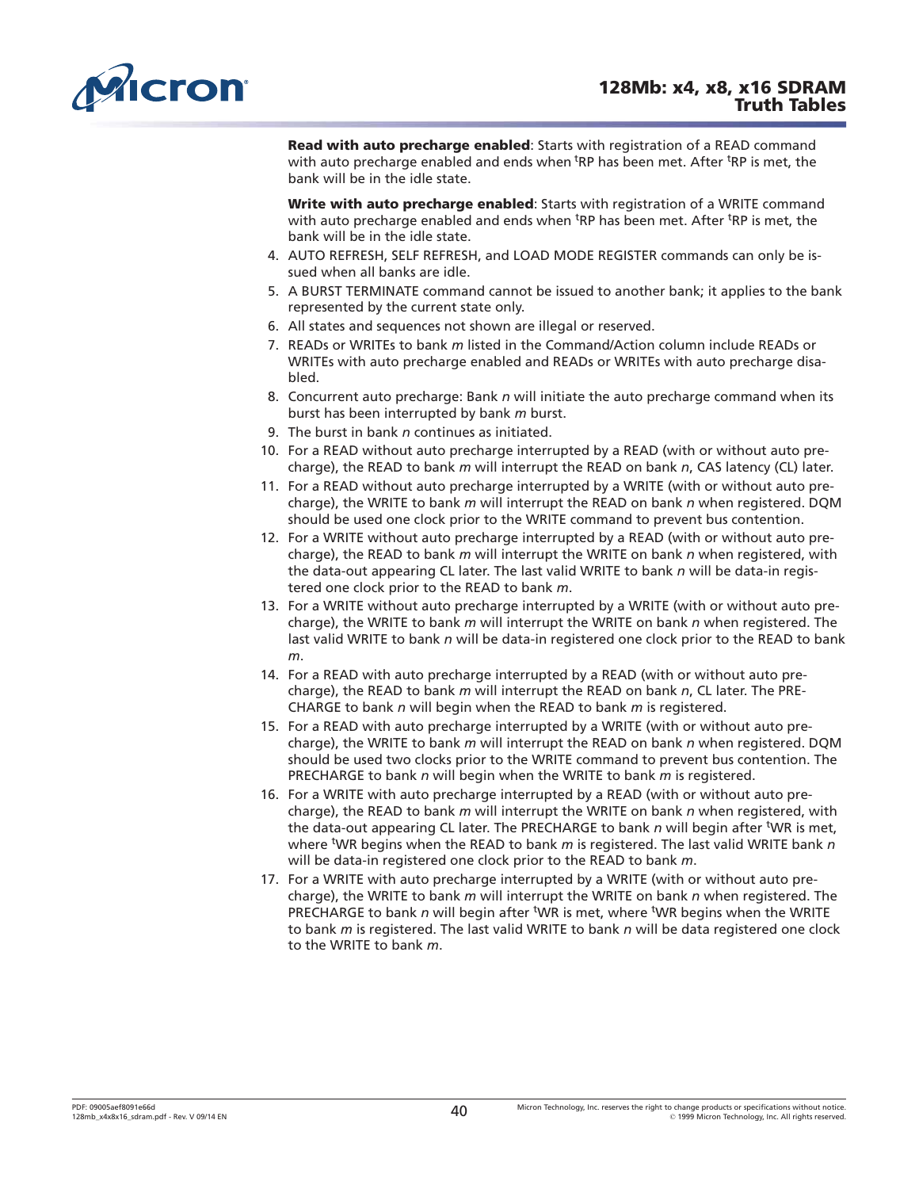**Read with auto precharge enabled**: Starts with registration of a READ command with auto precharge enabled and ends when $^tRP$ has been met. After $^tRP$ is met, the bank will be in the idle state.

**Write with auto precharge enabled**: Starts with registration of a WRITE command with auto precharge enabled and ends when $^tRP$ has been met. After $^tRP$ is met, the bank will be in the idle state.

4. AUTO REFRESH, SELF REFRESH, and LOAD MODE REGISTER commands can only be issued when all banks are idle.
5. A BURST TERMINATE command cannot be issued to another bank; it applies to the bank represented by the current state only.
6. All states and sequences not shown are illegal or reserved.
7. READs or WRITEs to bank *m* listed in the Command/Action column include READs or WRITEs with auto precharge enabled and READs or WRITEs with auto precharge disabled.
8. Concurrent auto precharge: Bank *n* will initiate the auto precharge command when its burst has been interrupted by bank *m* burst.
9. The burst in bank *n* continues as initiated.
10. For a READ without auto precharge interrupted by a READ (with or without auto precharge), the READ to bank *m* will interrupt the READ on bank *n*, CAS latency (CL) later.
11. For a READ without auto precharge interrupted by a WRITE (with or without auto precharge), the WRITE to bank *m* will interrupt the READ on bank *n* when registered. DQM should be used one clock prior to the WRITE command to prevent bus contention.
12. For a WRITE without auto precharge interrupted by a READ (with or without auto precharge), the READ to bank *m* will interrupt the WRITE on bank *n* when registered, with the data-out appearing CL later. The last valid WRITE to bank *n* will be data-in registered one clock prior to the READ to bank *m*.
13. For a WRITE without auto precharge interrupted by a WRITE (with or without auto precharge), the WRITE to bank *m* will interrupt the WRITE on bank *n* when registered. The last valid WRITE to bank *n* will be data-in registered one clock prior to the READ to bank *m*.
14. For a READ with auto precharge interrupted by a READ (with or without auto precharge), the READ to bank *m* will interrupt the READ on bank *n*, CL later. The PRECHARGE to bank *n* will begin when the READ to bank *m* is registered.
15. For a READ with auto precharge interrupted by a WRITE (with or without auto precharge), the WRITE to bank *m* will interrupt the READ on bank *n* when registered. DQM should be used two clocks prior to the WRITE command to prevent bus contention. The PRECHARGE to bank *n* will begin when the WRITE to bank *m* is registered.
16. For a WRITE with auto precharge interrupted by a READ (with or without auto precharge), the READ to bank *m* will interrupt the WRITE on bank *n* when registered, with the data-out appearing CL later. The PRECHARGE to bank *n* will begin after $^tWR$ is met, where $^tWR$ begins when the READ to bank *m* is registered. The last valid WRITE bank *n* will be data-in registered one clock prior to the READ to bank *m*.
17. For a WRITE with auto precharge interrupted by a WRITE (with or without auto precharge), the WRITE to bank *m* will interrupt the WRITE on bank *n* when registered. The PRECHARGE to bank *n* will begin after $^tWR$ is met, where $^tWR$ begins when the WRITE to bank *m* is registered. The last valid WRITE to bank *n* will be data registered one clock to the WRITE to bank *m*.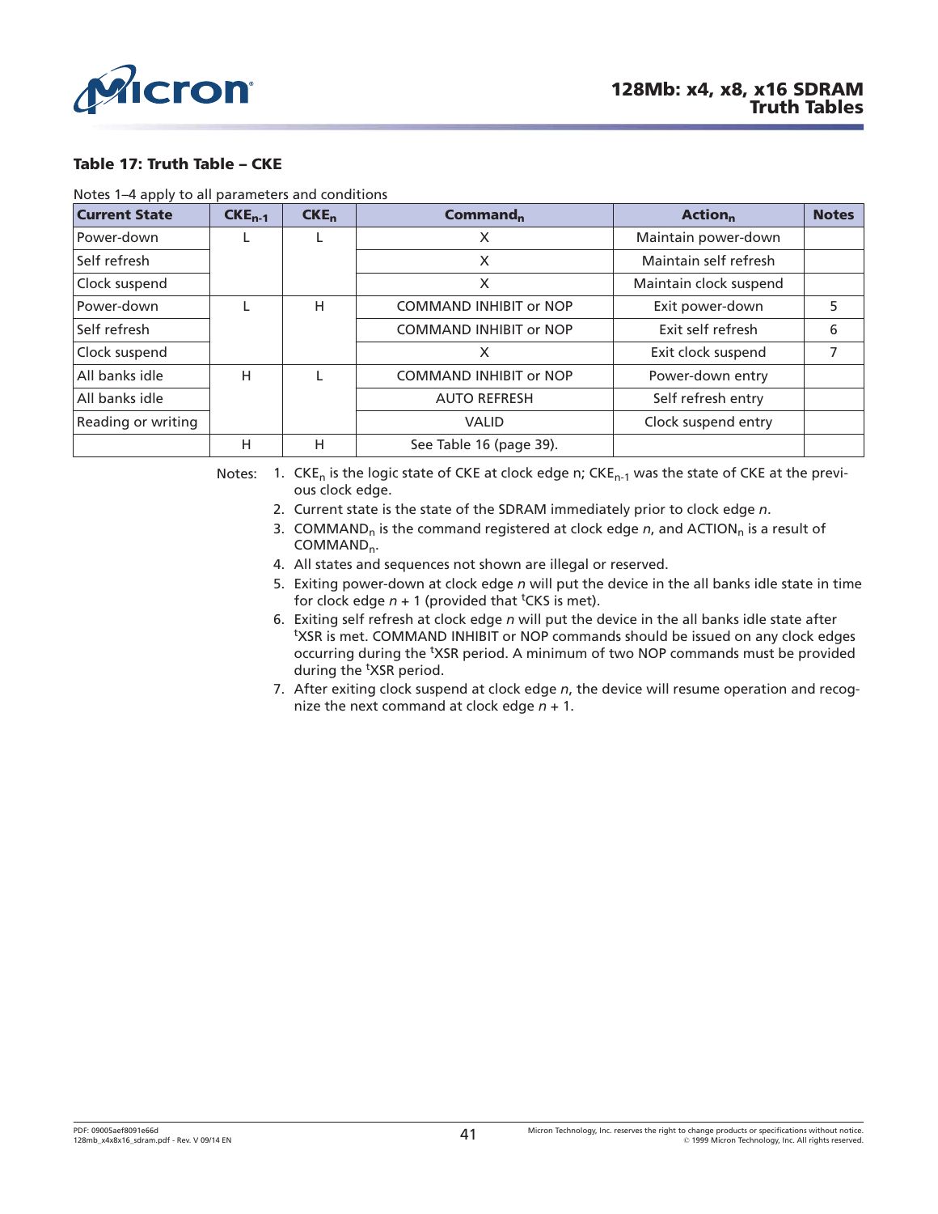**Table 17: Truth Table – CKE**

Notes 1–4 apply to all parameters and conditions

| Current State | $CKE_{n-1}$ | $CKE_n$ | $Command_n$ | $Action_n$ | Notes |
|---|---|---|---|---|---|
| Power-down | L | L | X | Maintain power-down | |
| Self refresh | | | X | Maintain self refresh | |
| Clock suspend | | | X | Maintain clock suspend | |
| Power-down | L | H | COMMAND INHIBIT or NOP | Exit power-down | 5 |
| Self refresh | | | COMMAND INHIBIT or NOP | Exit self refresh | 6 |
| Clock suspend | | | X | Exit clock suspend | 7 |
| All banks idle | H | L | COMMAND INHIBIT or NOP | Power-down entry | |
| All banks idle | | | AUTO REFRESH | Self refresh entry | |
| Reading or writing | | | VALID | Clock suspend entry | |
| | H | H | See Table 16 (page 39). | | |

Notes:
1. $CKE_n$ is the logic state of CKE at clock edge n; $CKE_{n-1}$ was the state of CKE at the previous clock edge.
2. Current state is the state of the SDRAM immediately prior to clock edge *n*.
3. $COMMAND_n$ is the command registered at clock edge *n*, and $ACTION_n$ is a result of $COMMAND_n$.
4. All states and sequences not shown are illegal or reserved.
5. Exiting power-down at clock edge *n* will put the device in the all banks idle state in time for clock edge *n* + 1 (provided that $^tCKS$ is met).
6. Exiting self refresh at clock edge *n* will put the device in the all banks idle state after $^tXSR$ is met. COMMAND INHIBIT or NOP commands should be issued on any clock edges occurring during the $^tXSR$ period. A minimum of two NOP commands must be provided during the $^tXSR$ period.
7. After exiting clock suspend at clock edge *n*, the device will resume operation and recognize the next command at clock edge *n* + 1.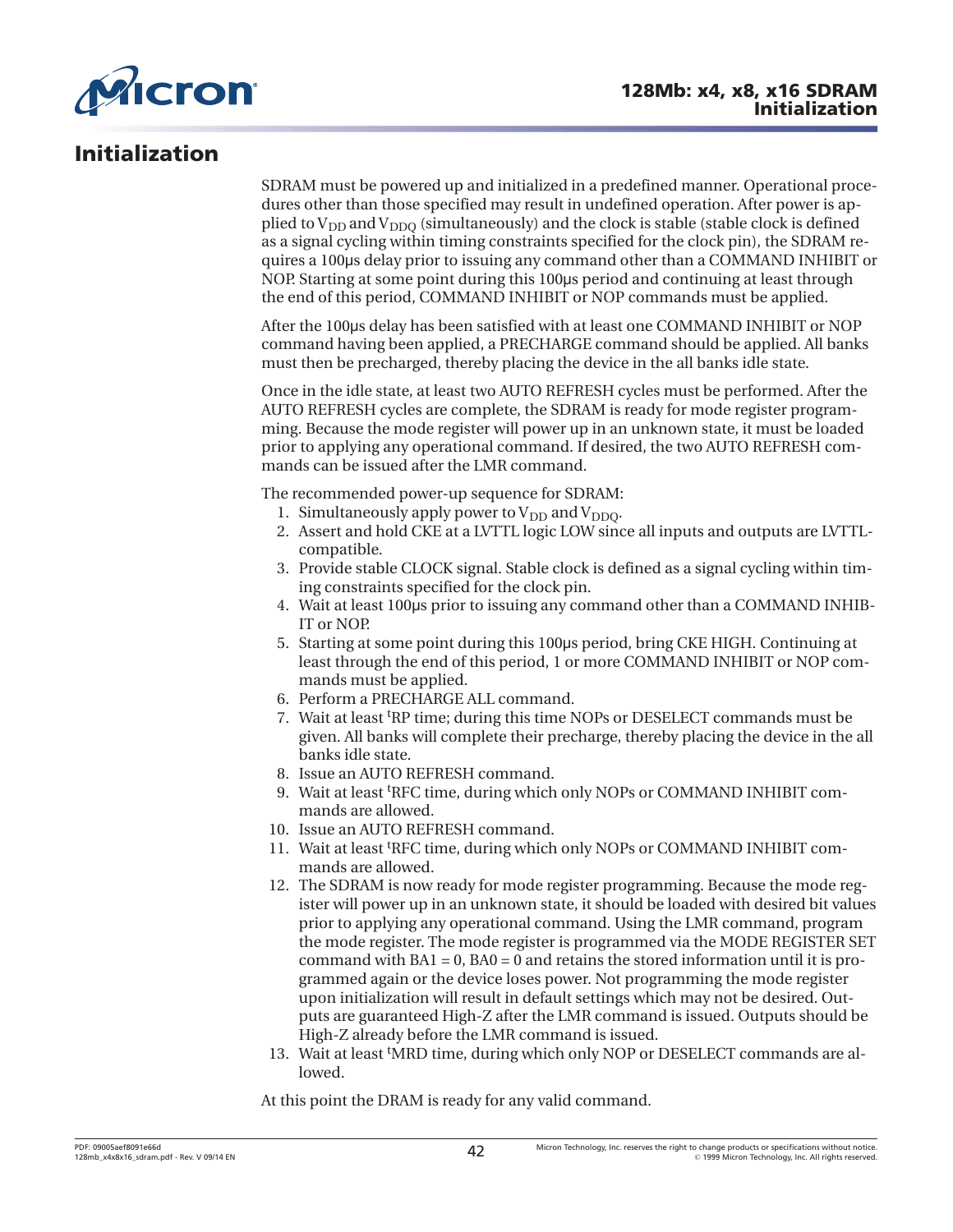# Initialization

SDRAM must be powered up and initialized in a predefined manner. Operational procedures other than those specified may result in undefined operation. After power is applied to $V_{DD}$ and $V_{DDQ}$ (simultaneously) and the clock is stable (stable clock is defined as a signal cycling within timing constraints specified for the clock pin), the SDRAM requires a 100µs delay prior to issuing any command other than a COMMAND INHIBIT or NOP. Starting at some point during this 100µs period and continuing at least through the end of this period, COMMAND INHIBIT or NOP commands must be applied.

After the 100µs delay has been satisfied with at least one COMMAND INHIBIT or NOP command having been applied, a PRECHARGE command should be applied. All banks must then be precharged, thereby placing the device in the all banks idle state.

Once in the idle state, at least two AUTO REFRESH cycles must be performed. After the AUTO REFRESH cycles are complete, the SDRAM is ready for mode register programming. Because the mode register will power up in an unknown state, it must be loaded prior to applying any operational command. If desired, the two AUTO REFRESH commands can be issued after the LMR command.

The recommended power-up sequence for SDRAM:

1. Simultaneously apply power to $V_{DD}$ and $V_{DDQ}$.
2. Assert and hold CKE at a LVTTL logic LOW since all inputs and outputs are LVTTL-compatible.
3. Provide stable CLOCK signal. Stable clock is defined as a signal cycling within timing constraints specified for the clock pin.
4. Wait at least 100µs prior to issuing any command other than a COMMAND INHIBIT or NOP.
5. Starting at some point during this 100µs period, bring CKE HIGH. Continuing at least through the end of this period, 1 or more COMMAND INHIBIT or NOP commands must be applied.
6. Perform a PRECHARGE ALL command.
7. Wait at least $^{t}$RP time; during this time NOPs or DESELECT commands must be given. All banks will complete their precharge, thereby placing the device in the all banks idle state.
8. Issue an AUTO REFRESH command.
9. Wait at least $^{t}$RFC time, during which only NOPs or COMMAND INHIBIT commands are allowed.
10. Issue an AUTO REFRESH command.
11. Wait at least $^{t}$RFC time, during which only NOPs or COMMAND INHIBIT commands are allowed.
12. The SDRAM is now ready for mode register programming. Because the mode register will power up in an unknown state, it should be loaded with desired bit values prior to applying any operational command. Using the LMR command, program the mode register. The mode register is programmed via the MODE REGISTER SET command with BA1 = 0, BA0 = 0 and retains the stored information until it is programmed again or the device loses power. Not programming the mode register upon initialization will result in default settings which may not be desired. Outputs are guaranteed High-Z after the LMR command is issued. Outputs should be High-Z already before the LMR command is issued.
13. Wait at least $^{t}$MRD time, during which only NOP or DESELECT commands are allowed.

At this point the DRAM is ready for any valid command.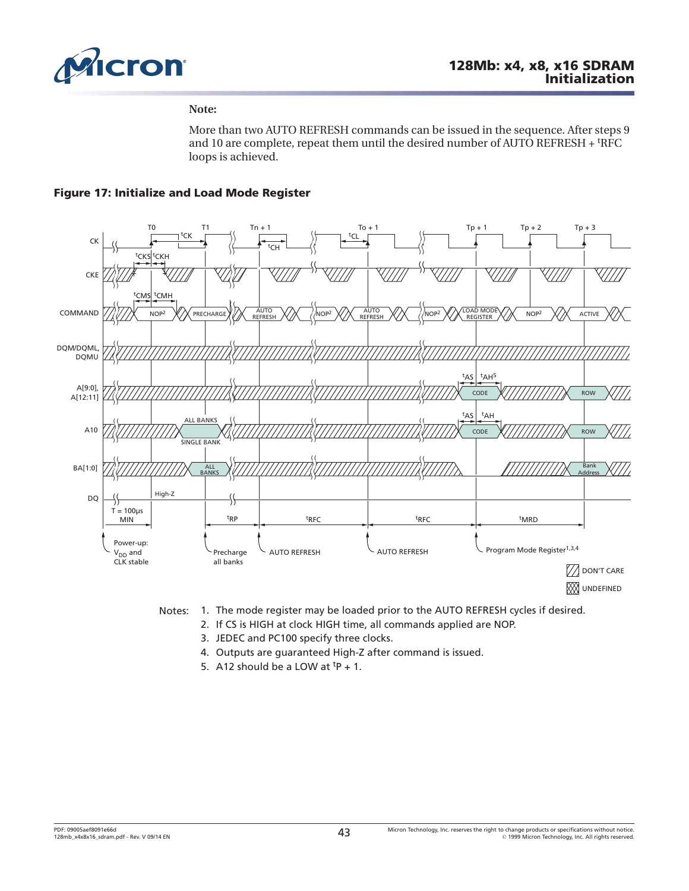**Note:**

More than two AUTO REFRESH commands can be issued in the sequence. After steps 9 and 10 are complete, repeat them until the desired number of AUTO REFRESH + $^{t}$RFC loops is achieved.

**Figure 17: Initialize and Load Mode Register**

Notes:
1. The mode register may be loaded prior to the AUTO REFRESH cycles if desired.
2. If CS is HIGH at clock HIGH time, all commands applied are NOP.
3. JEDEC and PC100 specify three clocks.
4. Outputs are guaranteed High-Z after command is issued.
5. A12 should be a LOW at $^{t}$P + 1.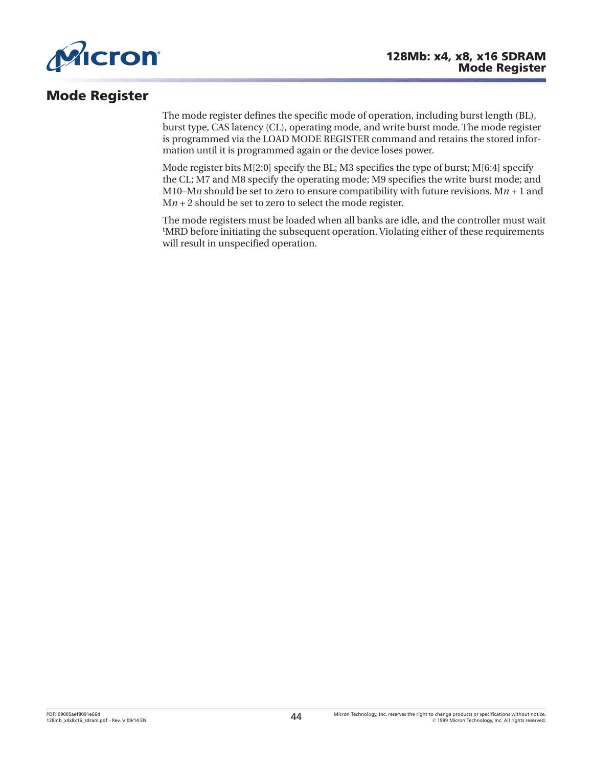## Mode Register

The mode register defines the specific mode of operation, including burst length (BL), burst type, CAS latency (CL), operating mode, and write burst mode. The mode register is programmed via the LOAD MODE REGISTER command and retains the stored information until it is programmed again or the device loses power.

Mode register bits M[2:0] specify the BL; M3 specifies the type of burst; M[6:4] specify the CL; M7 and M8 specify the operating mode; M9 specifies the write burst mode; and M10–M*n* should be set to zero to ensure compatibility with future revisions. M*n* + 1 and M*n* + 2 should be set to zero to select the mode register.

The mode registers must be loaded when all banks are idle, and the controller must wait $^{t}$MRD before initiating the subsequent operation. Violating either of these requirements will result in unspecified operation.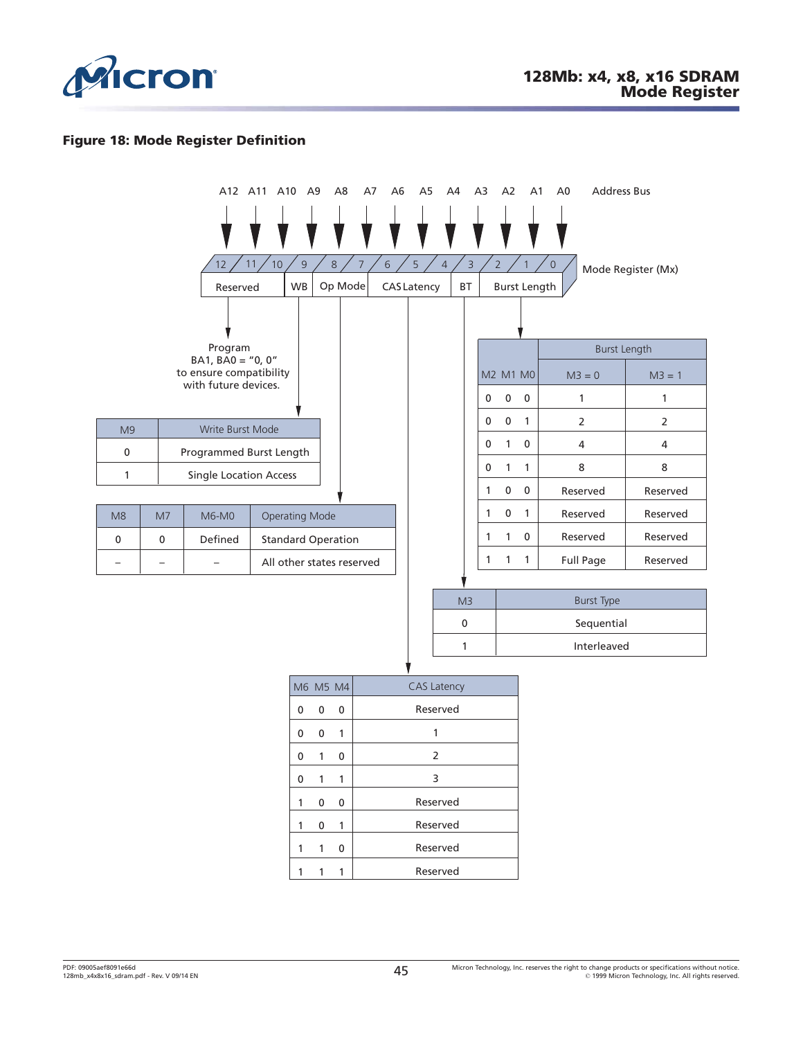**Figure 18: Mode Register Definition**

Address Bus: A12 A11 A10 A9 A8 A7 A6 A5 A4 A3 A2 A1 A0

Mode Register (Mx): 12 11 10 9 8 7 6 5 4 3 2 1 0

| 12–10 | 9 | 8–7 | 6–4 | 3 | 2–0 |
|---|---|---|---|---|---|
| Reserved | WB | Op Mode | CAS Latency | BT | Burst Length |

Program BA1, BA0 = "0, 0" to ensure compatibility with future devices.

| M9 | Write Burst Mode |
|---|---|
| 0 | Programmed Burst Length |
| 1 | Single Location Access |

| M8 | M7 | M6-M0 | Operating Mode |
|---|---|---|---|
| 0 | 0 | Defined | Standard Operation |
| – | – | – | All other states reserved |

| M2 M1 M0 | Burst Length M3 = 0 | Burst Length M3 = 1 |
|---|---|---|
| 0 0 0 | 1 | 1 |
| 0 0 1 | 2 | 2 |
| 0 1 0 | 4 | 4 |
| 0 1 1 | 8 | 8 |
| 1 0 0 | Reserved | Reserved |
| 1 0 1 | Reserved | Reserved |
| 1 1 0 | Reserved | Reserved |
| 1 1 1 | Full Page | Reserved |

| M3 | Burst Type |
|---|---|
| 0 | Sequential |
| 1 | Interleaved |

| M6 M5 M4 | CAS Latency |
|---|---|
| 0 0 0 | Reserved |
| 0 0 1 | 1 |
| 0 1 0 | 2 |
| 0 1 1 | 3 |
| 1 0 0 | Reserved |
| 1 0 1 | Reserved |
| 1 1 0 | Reserved |
| 1 1 1 | Reserved |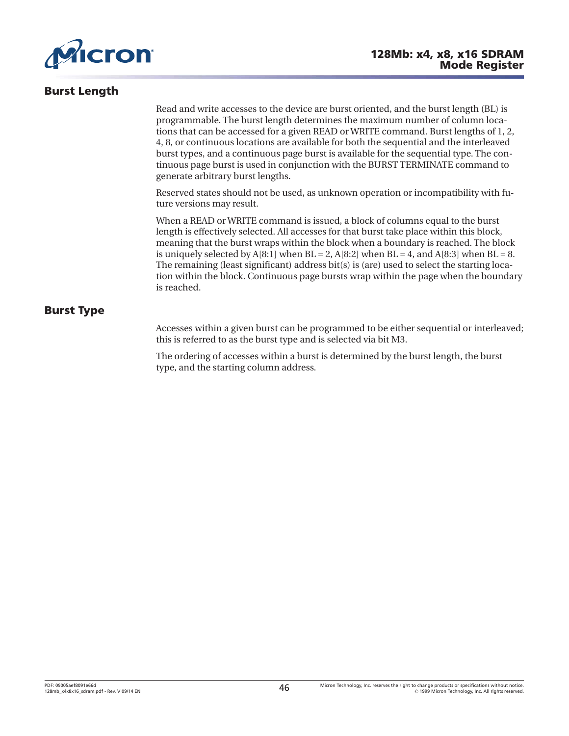## Burst Length

Read and write accesses to the device are burst oriented, and the burst length (BL) is programmable. The burst length determines the maximum number of column locations that can be accessed for a given READ or WRITE command. Burst lengths of 1, 2, 4, 8, or continuous locations are available for both the sequential and the interleaved burst types, and a continuous page burst is available for the sequential type. The continuous page burst is used in conjunction with the BURST TERMINATE command to generate arbitrary burst lengths.

Reserved states should not be used, as unknown operation or incompatibility with future versions may result.

When a READ or WRITE command is issued, a block of columns equal to the burst length is effectively selected. All accesses for that burst take place within this block, meaning that the burst wraps within the block when a boundary is reached. The block is uniquely selected by A[8:1] when BL = 2, A[8:2] when BL = 4, and A[8:3] when BL = 8. The remaining (least significant) address bit(s) is (are) used to select the starting location within the block. Continuous page bursts wrap within the page when the boundary is reached.

## Burst Type

Accesses within a given burst can be programmed to be either sequential or interleaved; this is referred to as the burst type and is selected via bit M3.

The ordering of accesses within a burst is determined by the burst length, the burst type, and the starting column address.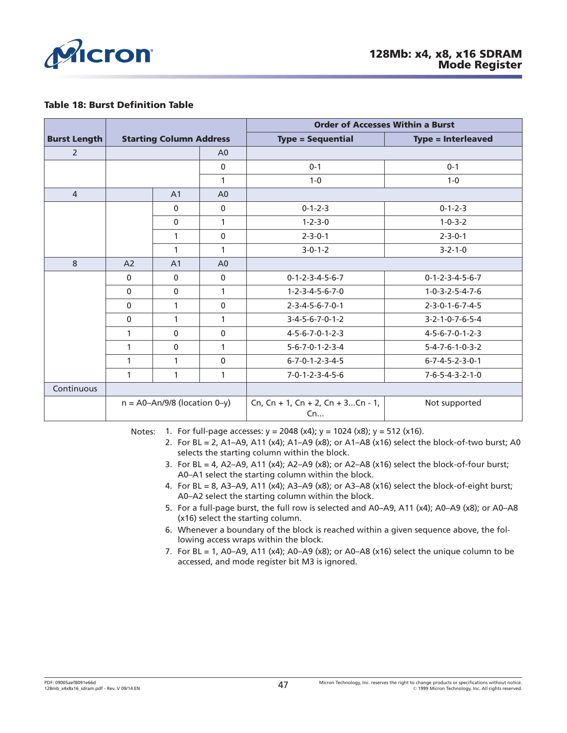**Table 18: Burst Definition Table**

| Burst Length | Starting Column Address | | | Order of Accesses Within a Burst | |
|---|---|---|---|---|---|
| | | | | Type = Sequential | Type = Interleaved |
| 2 | | | A0 | | |
| | | | 0 | 0-1 | 0-1 |
| | | | 1 | 1-0 | 1-0 |
| 4 | | A1 | A0 | | |
| | | 0 | 0 | 0-1-2-3 | 0-1-2-3 |
| | | 0 | 1 | 1-2-3-0 | 1-0-3-2 |
| | | 1 | 0 | 2-3-0-1 | 2-3-0-1 |
| | | 1 | 1 | 3-0-1-2 | 3-2-1-0 |
| 8 | A2 | A1 | A0 | | |
| | 0 | 0 | 0 | 0-1-2-3-4-5-6-7 | 0-1-2-3-4-5-6-7 |
| | 0 | 0 | 1 | 1-2-3-4-5-6-7-0 | 1-0-3-2-5-4-7-6 |
| | 0 | 1 | 0 | 2-3-4-5-6-7-0-1 | 2-3-0-1-6-7-4-5 |
| | 0 | 1 | 1 | 3-4-5-6-7-0-1-2 | 3-2-1-0-7-6-5-4 |
| | 1 | 0 | 0 | 4-5-6-7-0-1-2-3 | 4-5-6-7-0-1-2-3 |
| | 1 | 0 | 1 | 5-6-7-0-1-2-3-4 | 5-4-7-6-1-0-3-2 |
| | 1 | 1 | 0 | 6-7-0-1-2-3-4-5 | 6-7-4-5-2-3-0-1 |
| | 1 | 1 | 1 | 7-0-1-2-3-4-5-6 | 7-6-5-4-3-2-1-0 |
| Continuous | | | | | |
| | n = A0–An/9/8 (location 0–y) | | | Cn, Cn + 1, Cn + 2, Cn + 3...Cn - 1, Cn... | Not supported |

Notes:
1. For full-page accesses: y = 2048 (x4); y = 1024 (x8); y = 512 (x16).
2. For BL = 2, A1–A9, A11 (x4); A1–A9 (x8); or A1–A8 (x16) select the block-of-two burst; A0 selects the starting column within the block.
3. For BL = 4, A2–A9, A11 (x4); A2–A9 (x8); or A2–A8 (x16) select the block-of-four burst; A0–A1 select the starting column within the block.
4. For BL = 8, A3–A9, A11 (x4); A3–A9 (x8); or A3–A8 (x16) select the block-of-eight burst; A0–A2 select the starting column within the block.
5. For a full-page burst, the full row is selected and A0–A9, A11 (x4); A0–A9 (x8); or A0–A8 (x16) select the starting column.
6. Whenever a boundary of the block is reached within a given sequence above, the following access wraps within the block.
7. For BL = 1, A0–A9, A11 (x4); A0–A9 (x8); or A0–A8 (x16) select the unique column to be accessed, and mode register bit M3 is ignored.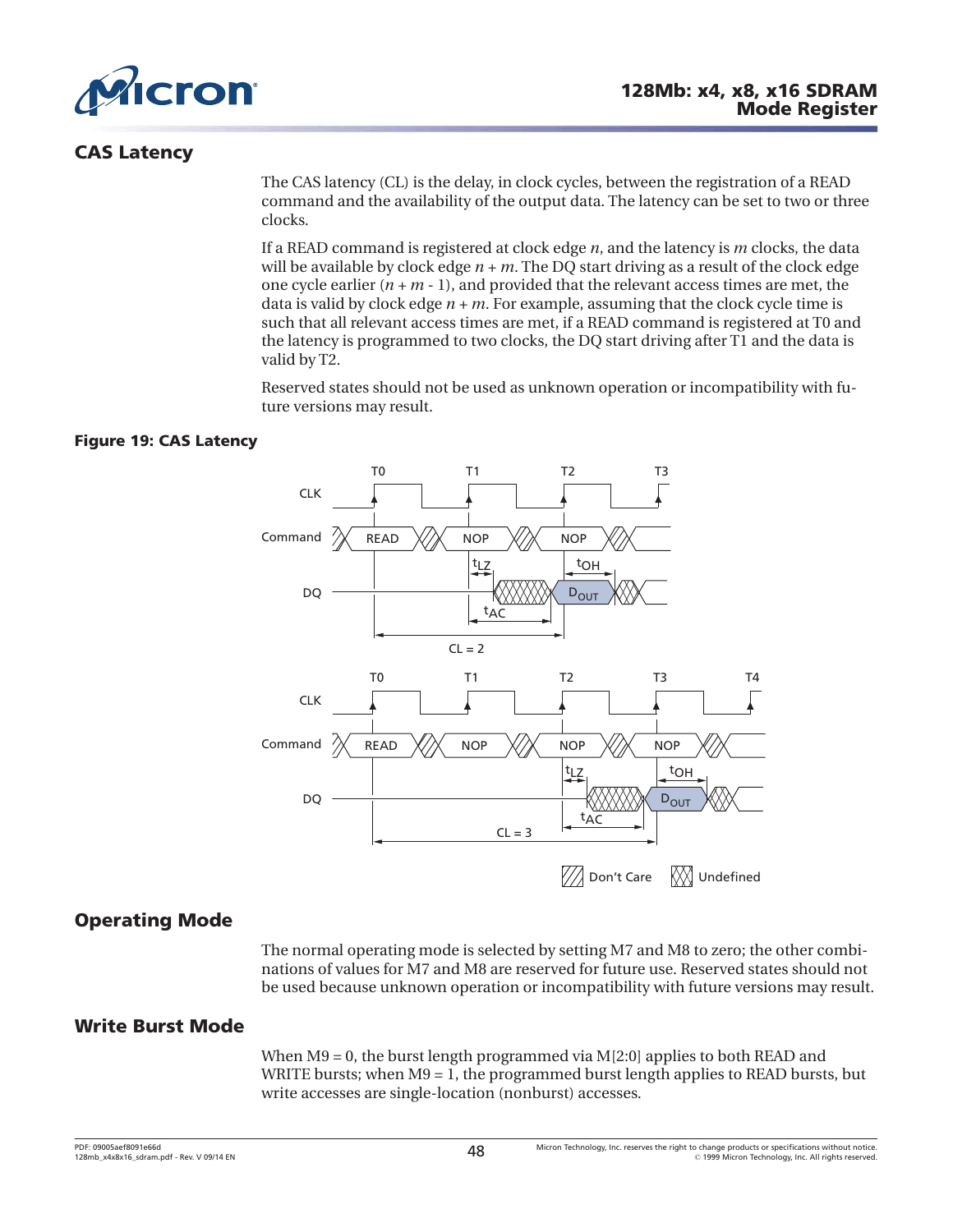## CAS Latency

The CAS latency (CL) is the delay, in clock cycles, between the registration of a READ command and the availability of the output data. The latency can be set to two or three clocks.

If a READ command is registered at clock edge *n*, and the latency is *m* clocks, the data will be available by clock edge $n + m$. The DQ start driving as a result of the clock edge one cycle earlier ($n + m - 1$), and provided that the relevant access times are met, the data is valid by clock edge $n + m$. For example, assuming that the clock cycle time is such that all relevant access times are met, if a READ command is registered at T0 and the latency is programmed to two clocks, the DQ start driving after T1 and the data is valid by T2.

Reserved states should not be used as unknown operation or incompatibility with future versions may result.

**Figure 19: CAS Latency**

## Operating Mode

The normal operating mode is selected by setting M7 and M8 to zero; the other combinations of values for M7 and M8 are reserved for future use. Reserved states should not be used because unknown operation or incompatibility with future versions may result.

## Write Burst Mode

When M9 = 0, the burst length programmed via M[2:0] applies to both READ and WRITE bursts; when M9 = 1, the programmed burst length applies to READ bursts, but write accesses are single-location (nonburst) accesses.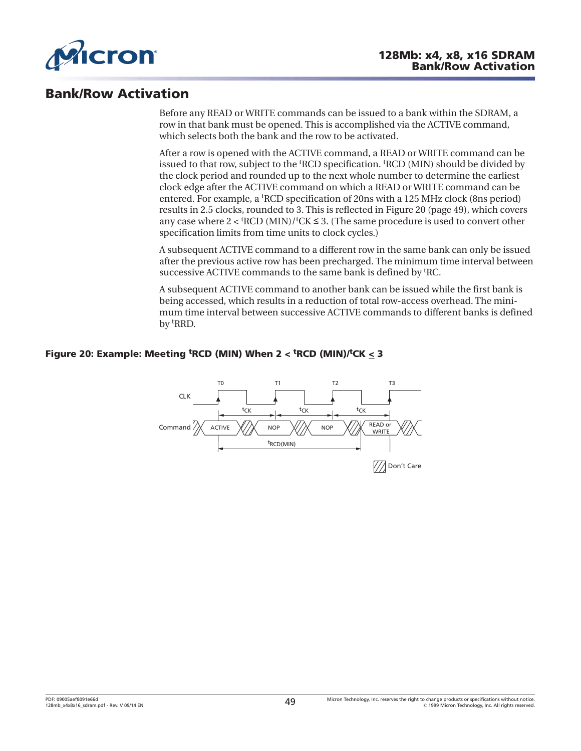## Bank/Row Activation

Before any READ or WRITE commands can be issued to a bank within the SDRAM, a row in that bank must be opened. This is accomplished via the ACTIVE command, which selects both the bank and the row to be activated.

After a row is opened with the ACTIVE command, a READ or WRITE command can be issued to that row, subject to the $^{t}RCD$ specification. $^{t}RCD$ (MIN) should be divided by the clock period and rounded up to the next whole number to determine the earliest clock edge after the ACTIVE command on which a READ or WRITE command can be entered. For example, a $^{t}RCD$ specification of 20ns with a 125 MHz clock (8ns period) results in 2.5 clocks, rounded to 3. This is reflected in Figure 20 (page 49), which covers any case where $2 < {}^{t}RCD\ (MIN)/{}^{t}CK \leq 3$. (The same procedure is used to convert other specification limits from time units to clock cycles.)

A subsequent ACTIVE command to a different row in the same bank can only be issued after the previous active row has been precharged. The minimum time interval between successive ACTIVE commands to the same bank is defined by $^{t}RC$.

A subsequent ACTIVE command to another bank can be issued while the first bank is being accessed, which results in a reduction of total row-access overhead. The minimum time interval between successive ACTIVE commands to different banks is defined by $^{t}RRD$.

**Figure 20: Example: Meeting $^{t}RCD$ (MIN) When $2 < {}^{t}RCD\ (MIN)/{}^{t}CK \leq 3$**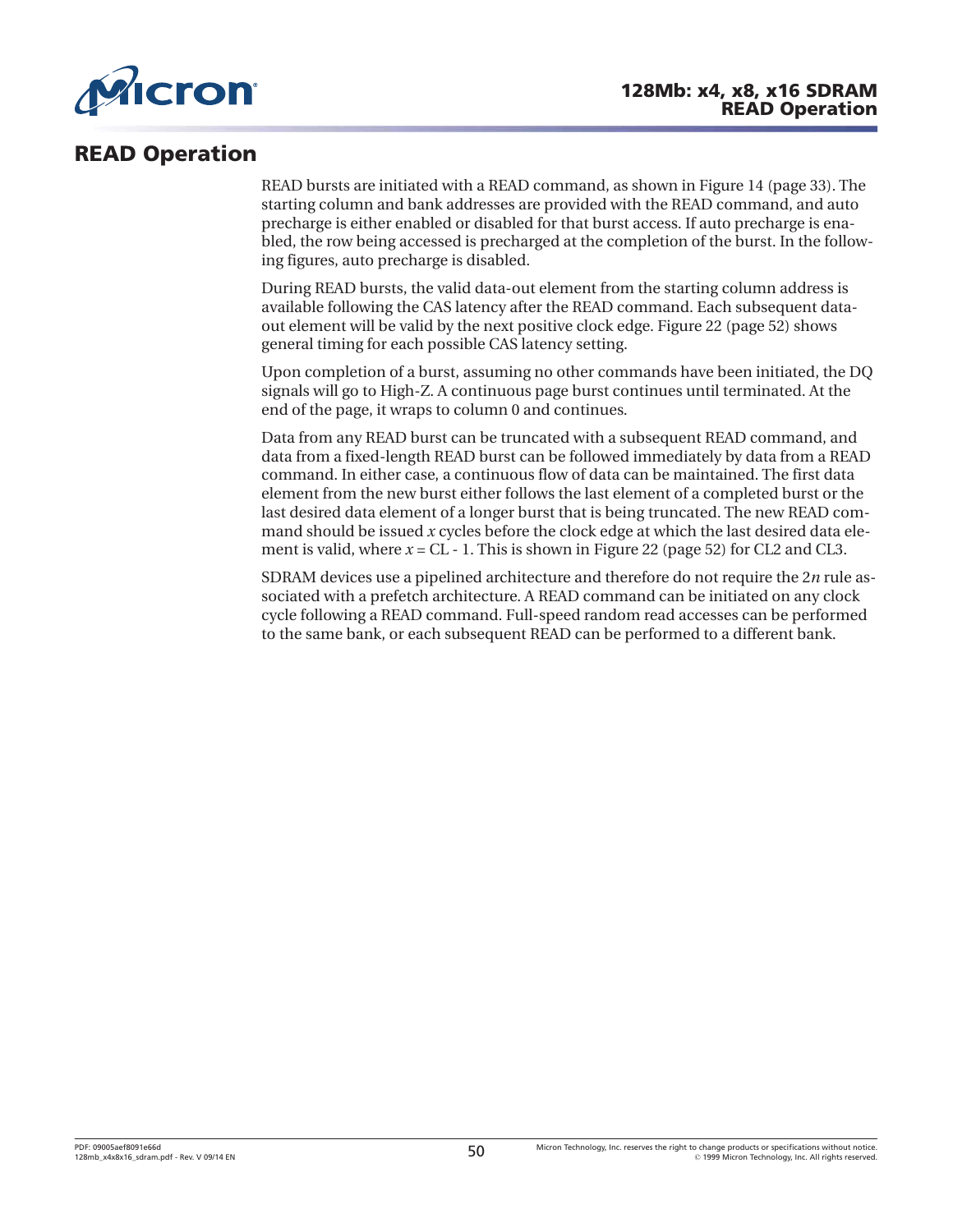# READ Operation

READ bursts are initiated with a READ command, as shown in Figure 14 (page 33). The starting column and bank addresses are provided with the READ command, and auto precharge is either enabled or disabled for that burst access. If auto precharge is enabled, the row being accessed is precharged at the completion of the burst. In the following figures, auto precharge is disabled.

During READ bursts, the valid data-out element from the starting column address is available following the CAS latency after the READ command. Each subsequent data-out element will be valid by the next positive clock edge. Figure 22 (page 52) shows general timing for each possible CAS latency setting.

Upon completion of a burst, assuming no other commands have been initiated, the DQ signals will go to High-Z. A continuous page burst continues until terminated. At the end of the page, it wraps to column 0 and continues.

Data from any READ burst can be truncated with a subsequent READ command, and data from a fixed-length READ burst can be followed immediately by data from a READ command. In either case, a continuous flow of data can be maintained. The first data element from the new burst either follows the last element of a completed burst or the last desired data element of a longer burst that is being truncated. The new READ command should be issued $x$ cycles before the clock edge at which the last desired data element is valid, where $x = CL - 1$. This is shown in Figure 22 (page 52) for CL2 and CL3.

SDRAM devices use a pipelined architecture and therefore do not require the $2n$ rule associated with a prefetch architecture. A READ command can be initiated on any clock cycle following a READ command. Full-speed random read accesses can be performed to the same bank, or each subsequent READ can be performed to a different bank.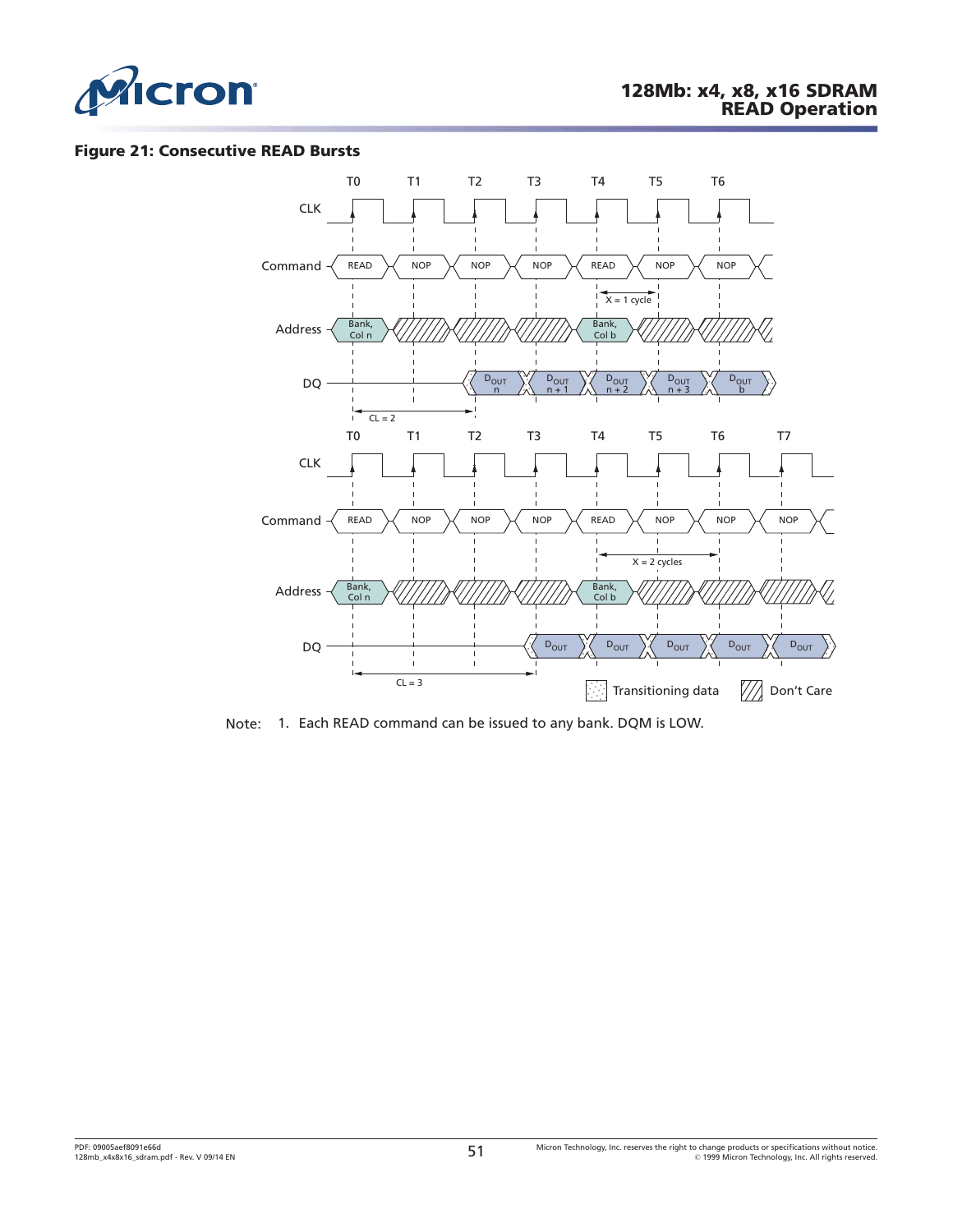**Figure 21: Consecutive READ Bursts**

Note: 1. Each READ command can be issued to any bank. DQM is LOW.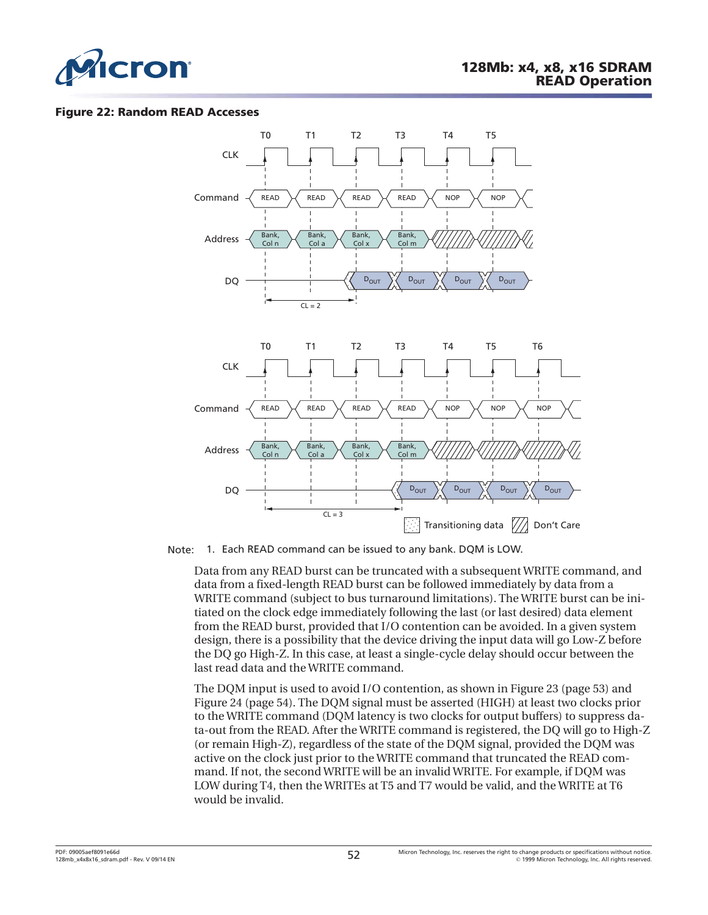**Figure 22: Random READ Accesses**

Note: 1. Each READ command can be issued to any bank. DQM is LOW.

Data from any READ burst can be truncated with a subsequent WRITE command, and data from a fixed-length READ burst can be followed immediately by data from a WRITE command (subject to bus turnaround limitations). The WRITE burst can be initiated on the clock edge immediately following the last (or last desired) data element from the READ burst, provided that I/O contention can be avoided. In a given system design, there is a possibility that the device driving the input data will go Low-Z before the DQ go High-Z. In this case, at least a single-cycle delay should occur between the last read data and the WRITE command.

The DQM input is used to avoid I/O contention, as shown in Figure 23 (page 53) and Figure 24 (page 54). The DQM signal must be asserted (HIGH) at least two clocks prior to the WRITE command (DQM latency is two clocks for output buffers) to suppress data-out from the READ. After the WRITE command is registered, the DQ will go to High-Z (or remain High-Z), regardless of the state of the DQM signal, provided the DQM was active on the clock just prior to the WRITE command that truncated the READ command. If not, the second WRITE will be an invalid WRITE. For example, if DQM was LOW during T4, then the WRITEs at T5 and T7 would be valid, and the WRITE at T6 would be invalid.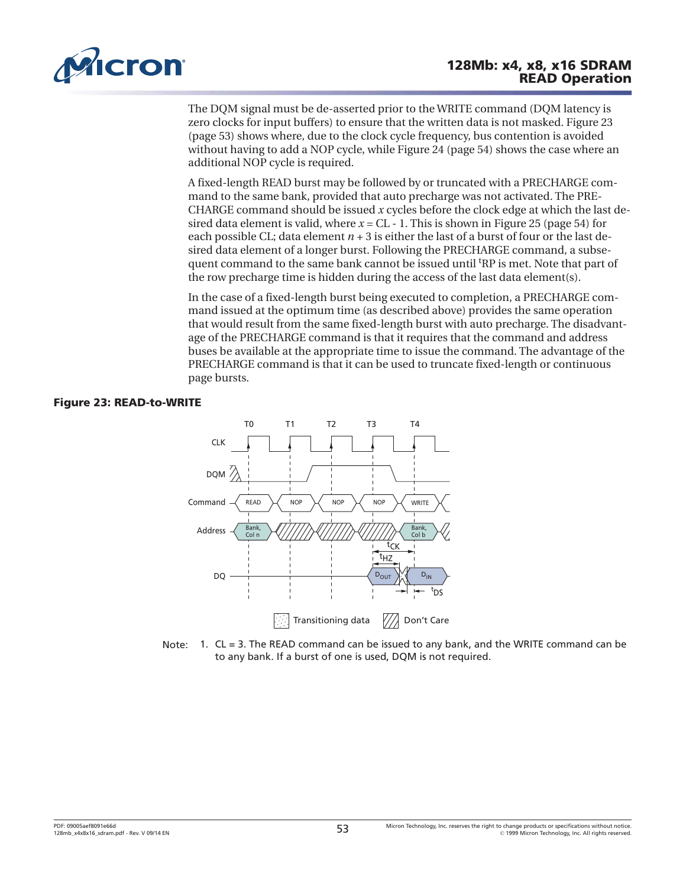The DQM signal must be de-asserted prior to the WRITE command (DQM latency is zero clocks for input buffers) to ensure that the written data is not masked. Figure 23 (page 53) shows where, due to the clock cycle frequency, bus contention is avoided without having to add a NOP cycle, while Figure 24 (page 54) shows the case where an additional NOP cycle is required.

A fixed-length READ burst may be followed by or truncated with a PRECHARGE command to the same bank, provided that auto precharge was not activated. The PRECHARGE command should be issued $x$ cycles before the clock edge at which the last desired data element is valid, where $x$ = CL - 1. This is shown in Figure 25 (page 54) for each possible CL; data element $n + 3$ is either the last of a burst of four or the last desired data element of a longer burst. Following the PRECHARGE command, a subsequent command to the same bank cannot be issued until $^{t}$RP is met. Note that part of the row precharge time is hidden during the access of the last data element(s).

In the case of a fixed-length burst being executed to completion, a PRECHARGE command issued at the optimum time (as described above) provides the same operation that would result from the same fixed-length burst with auto precharge. The disadvantage of the PRECHARGE command is that it requires that the command and address buses be available at the appropriate time to issue the command. The advantage of the PRECHARGE command is that it can be used to truncate fixed-length or continuous page bursts.

**Figure 23: READ-to-WRITE**

Note: 1. CL = 3. The READ command can be issued to any bank, and the WRITE command can be to any bank. If a burst of one is used, DQM is not required.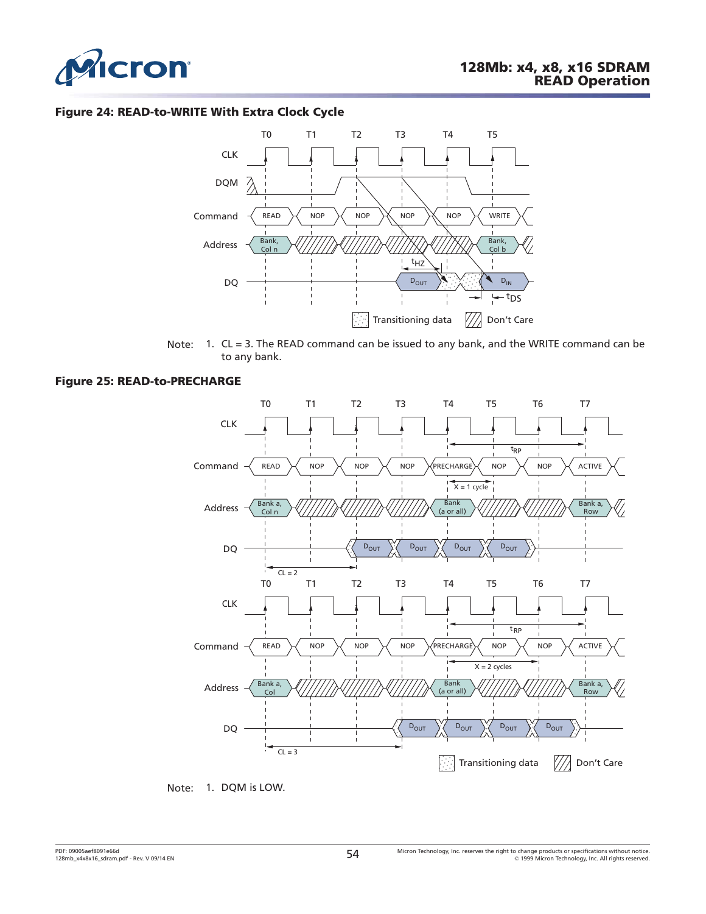**Figure 24: READ-to-WRITE With Extra Clock Cycle**

Note: 1. CL = 3. The READ command can be issued to any bank, and the WRITE command can be to any bank.

**Figure 25: READ-to-PRECHARGE**

Note: 1. DQM is LOW.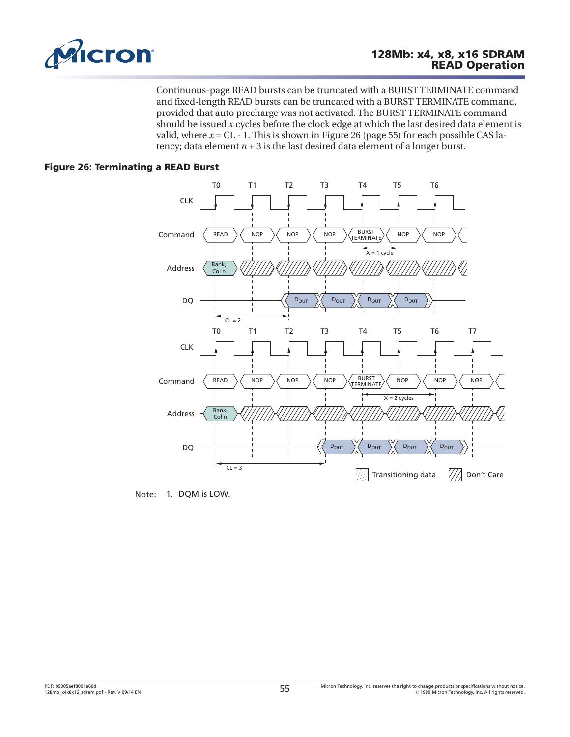Continuous-page READ bursts can be truncated with a BURST TERMINATE command and fixed-length READ bursts can be truncated with a BURST TERMINATE command, provided that auto precharge was not activated. The BURST TERMINATE command should be issued $x$ cycles before the clock edge at which the last desired data element is valid, where $x$ = CL - 1. This is shown in Figure 26 (page 55) for each possible CAS latency; data element $n$ + 3 is the last desired data element of a longer burst.

**Figure 26: Terminating a READ Burst**

Note: 1. DQM is LOW.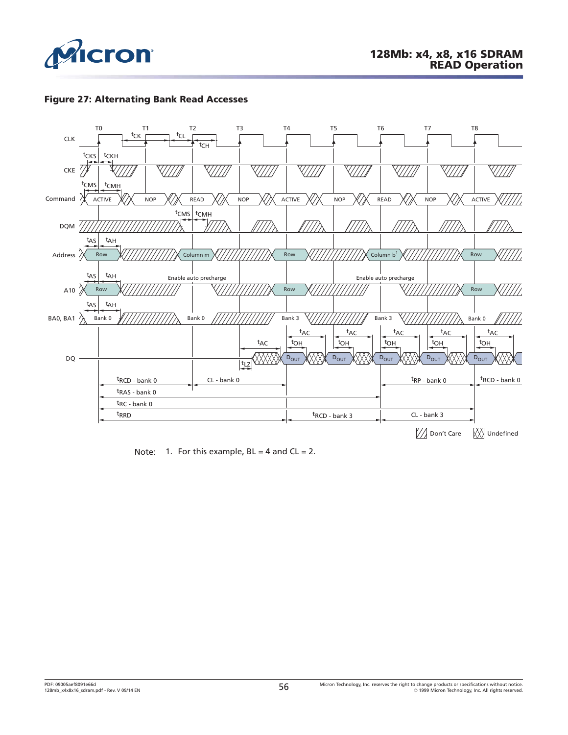## Figure 27: Alternating Bank Read Accesses

Note: 1. For this example, BL = 4 and CL = 2.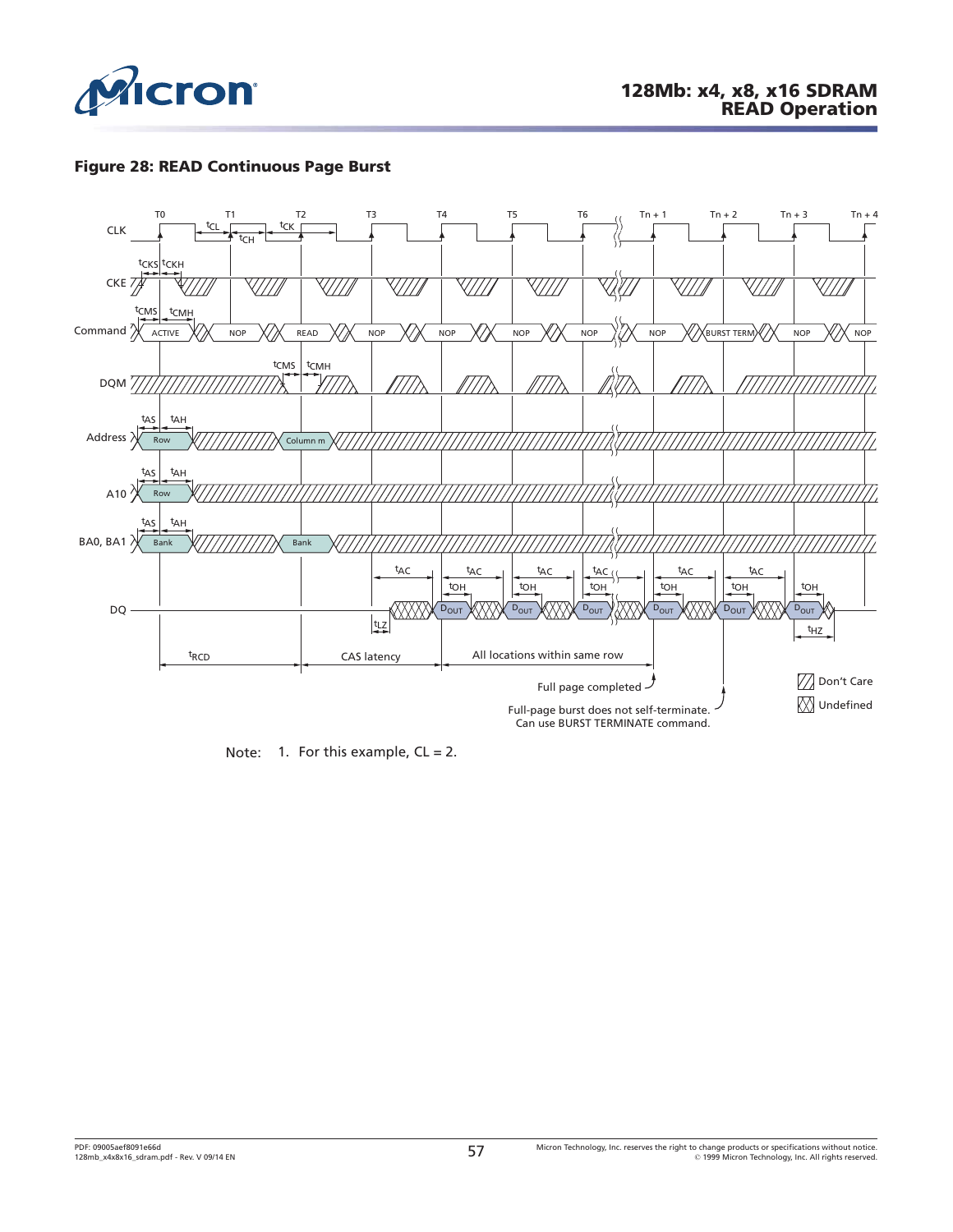# Figure 28: READ Continuous Page Burst

Note: 1. For this example, CL = 2.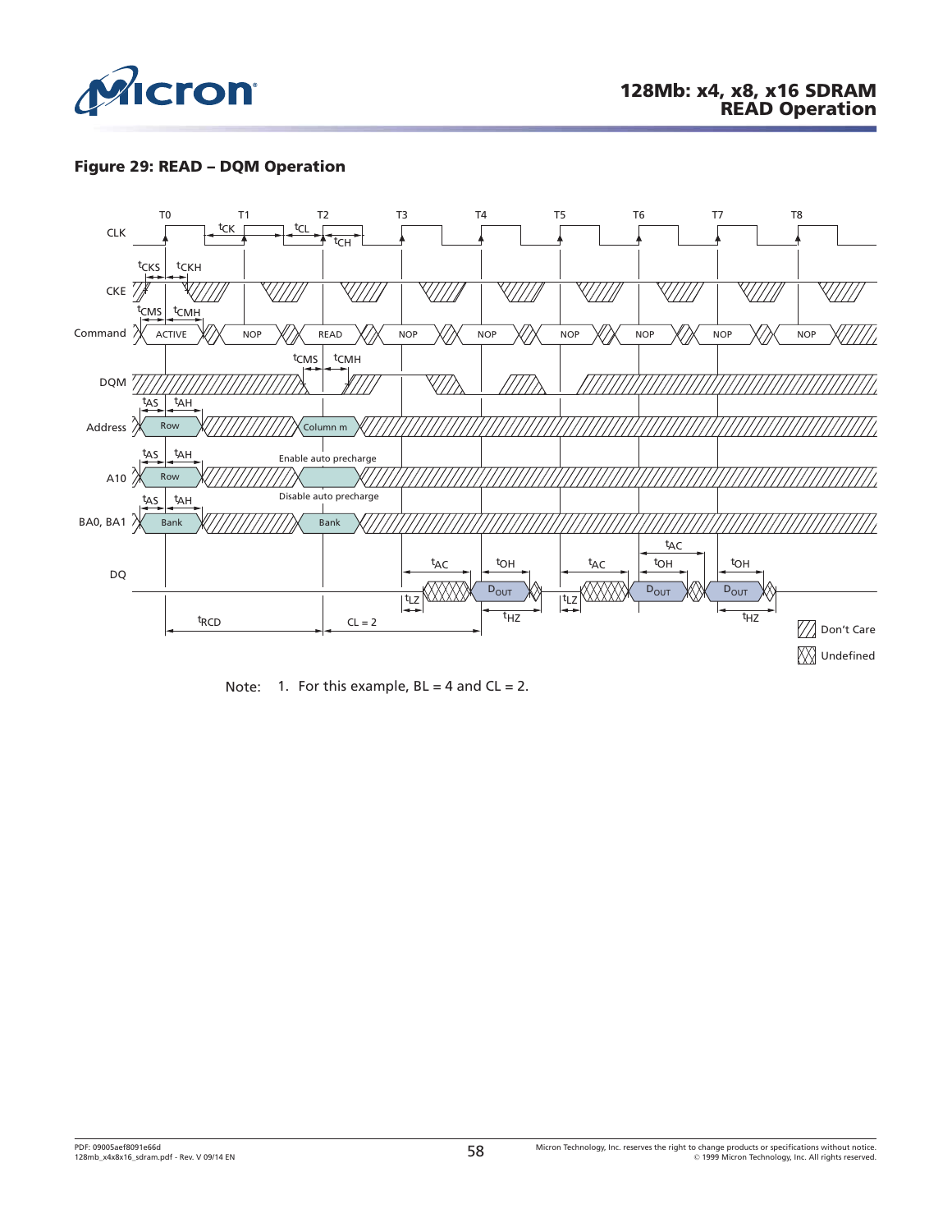# 128Mb: x4, x8, x16 SDRAM READ Operation

**Figure 29: READ – DQM Operation**

T0 T1 T2 T3 T4 T5 T6 T7 T8

CLK — $t_{CK}$, $t_{CL}$, $t_{CH}$

CKE — $t_{CKS}$, $t_{CKH}$

Command — $t_{CMS}$, $t_{CMH}$: ACTIVE, NOP, READ, NOP, NOP, NOP, NOP, NOP, NOP

DQM — $t_{CMS}$, $t_{CMH}$

Address — $t_{AS}$, $t_{AH}$: Row, Column m

A10 — $t_{AS}$, $t_{AH}$: Row, Enable auto precharge, Disable auto precharge

BA0, BA1 — $t_{AS}$, $t_{AH}$: Bank, Bank

DQ — $t_{AC}$, $t_{OH}$, $t_{LZ}$, $t_{HZ}$: $D_{OUT}$, $D_{OUT}$, $D_{OUT}$

$t_{RCD}$ CL = 2

Don't Care

Undefined

Note: 1. For this example, BL = 4 and CL = 2.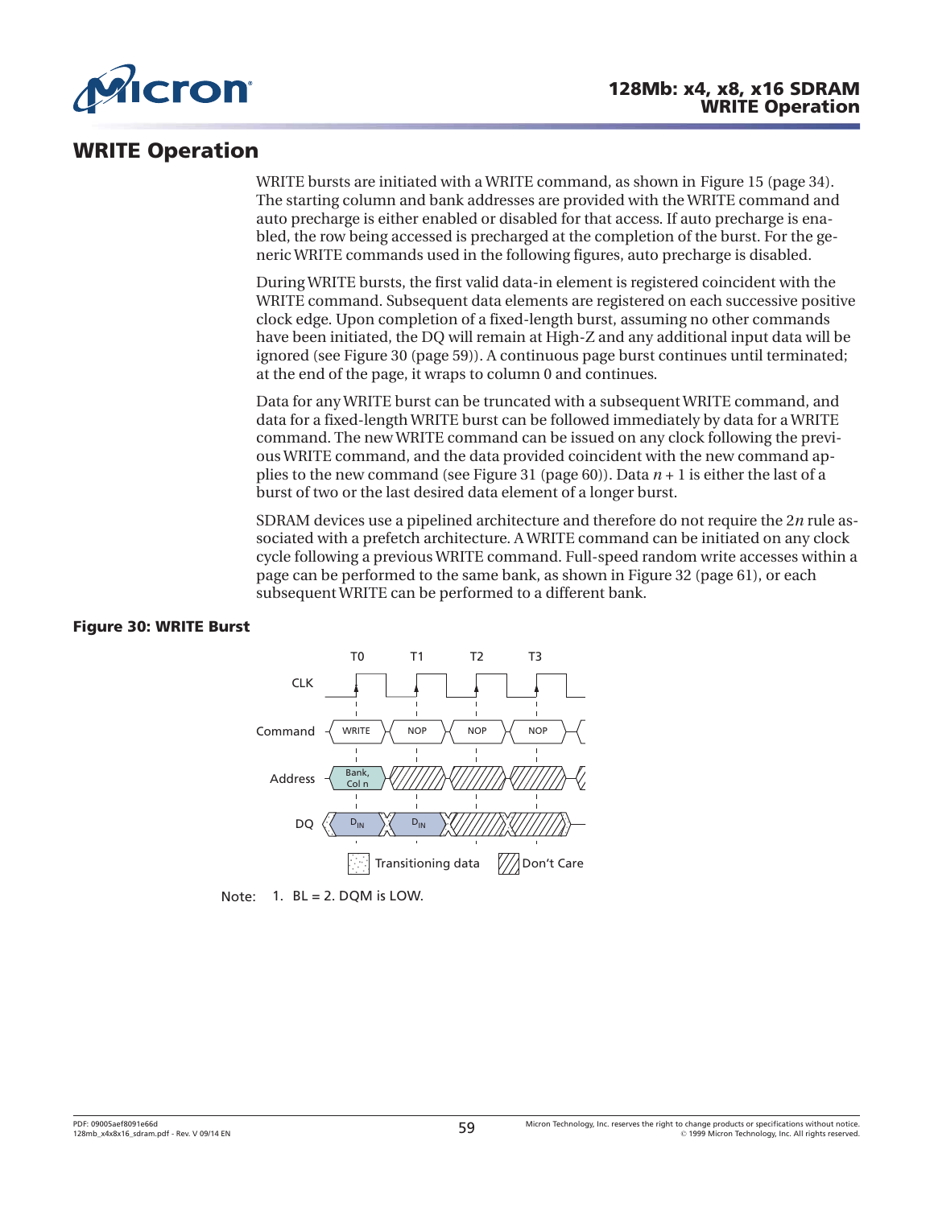## WRITE Operation

WRITE bursts are initiated with a WRITE command, as shown in Figure 15 (page 34). The starting column and bank addresses are provided with the WRITE command and auto precharge is either enabled or disabled for that access. If auto precharge is enabled, the row being accessed is precharged at the completion of the burst. For the generic WRITE commands used in the following figures, auto precharge is disabled.

During WRITE bursts, the first valid data-in element is registered coincident with the WRITE command. Subsequent data elements are registered on each successive positive clock edge. Upon completion of a fixed-length burst, assuming no other commands have been initiated, the DQ will remain at High-Z and any additional input data will be ignored (see Figure 30 (page 59)). A continuous page burst continues until terminated; at the end of the page, it wraps to column 0 and continues.

Data for any WRITE burst can be truncated with a subsequent WRITE command, and data for a fixed-length WRITE burst can be followed immediately by data for a WRITE command. The new WRITE command can be issued on any clock following the previous WRITE command, and the data provided coincident with the new command applies to the new command (see Figure 31 (page 60)). Data $n + 1$ is either the last of a burst of two or the last desired data element of a longer burst.

SDRAM devices use a pipelined architecture and therefore do not require the $2n$ rule associated with a prefetch architecture. A WRITE command can be initiated on any clock cycle following a previous WRITE command. Full-speed random write accesses within a page can be performed to the same bank, as shown in Figure 32 (page 61), or each subsequent WRITE can be performed to a different bank.

**Figure 30: WRITE Burst**

Note: 1. BL = 2. DQM is LOW.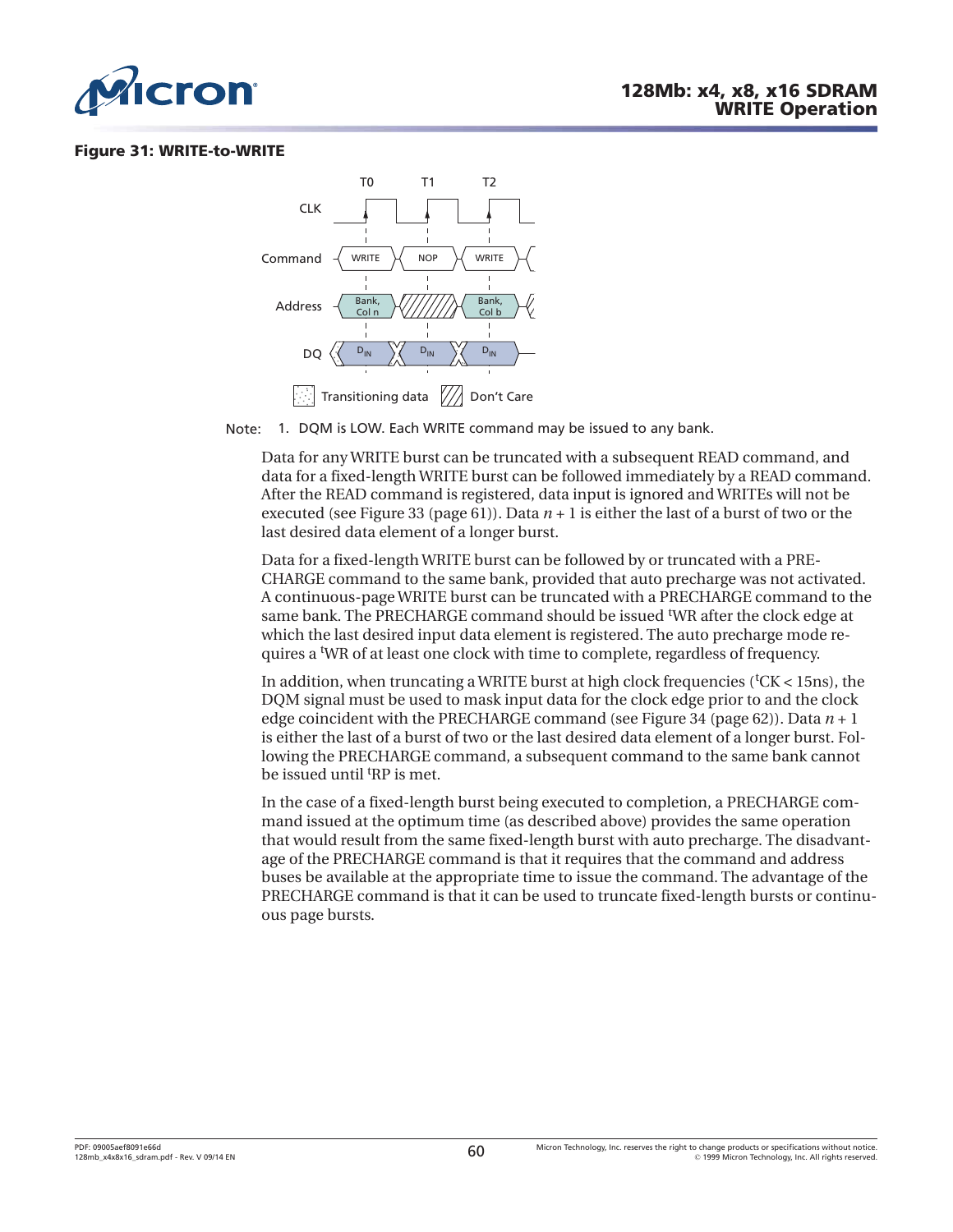**Figure 31: WRITE-to-WRITE**

Note: 1. DQM is LOW. Each WRITE command may be issued to any bank.

Data for any WRITE burst can be truncated with a subsequent READ command, and data for a fixed-length WRITE burst can be followed immediately by a READ command. After the READ command is registered, data input is ignored and WRITEs will not be executed (see Figure 33 (page 61)). Data $n + 1$ is either the last of a burst of two or the last desired data element of a longer burst.

Data for a fixed-length WRITE burst can be followed by or truncated with a PRECHARGE command to the same bank, provided that auto precharge was not activated. A continuous-page WRITE burst can be truncated with a PRECHARGE command to the same bank. The PRECHARGE command should be issued $^t$WR after the clock edge at which the last desired input data element is registered. The auto precharge mode requires a $^t$WR of at least one clock with time to complete, regardless of frequency.

In addition, when truncating a WRITE burst at high clock frequencies ($^t$CK < 15ns), the DQM signal must be used to mask input data for the clock edge prior to and the clock edge coincident with the PRECHARGE command (see Figure 34 (page 62)). Data $n + 1$ is either the last of a burst of two or the last desired data element of a longer burst. Following the PRECHARGE command, a subsequent command to the same bank cannot be issued until $^t$RP is met.

In the case of a fixed-length burst being executed to completion, a PRECHARGE command issued at the optimum time (as described above) provides the same operation that would result from the same fixed-length burst with auto precharge. The disadvantage of the PRECHARGE command is that it requires that the command and address buses be available at the appropriate time to issue the command. The advantage of the PRECHARGE command is that it can be used to truncate fixed-length bursts or continuous page bursts.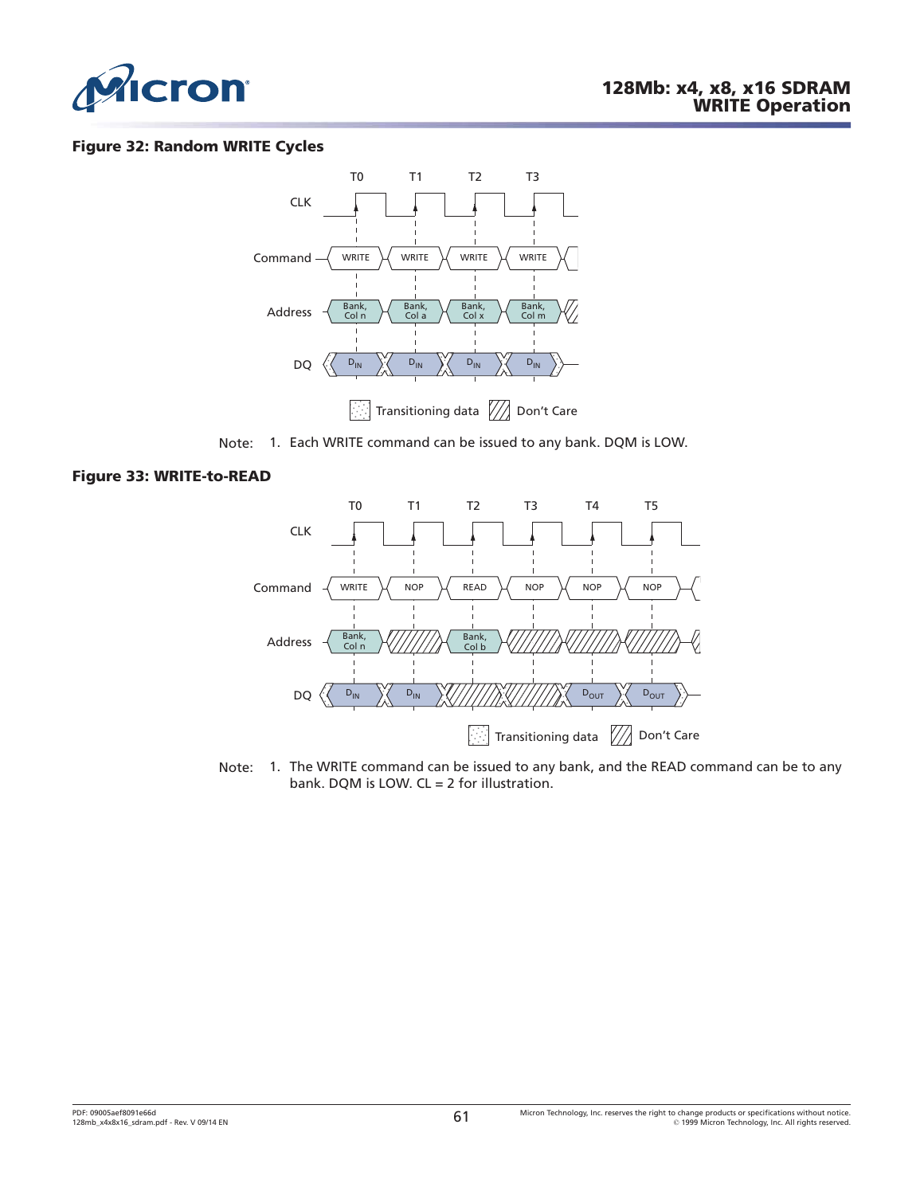**Figure 32: Random WRITE Cycles**

Note: 1. Each WRITE command can be issued to any bank. DQM is LOW.

**Figure 33: WRITE-to-READ**

Note: 1. The WRITE command can be issued to any bank, and the READ command can be to any bank. DQM is LOW. CL = 2 for illustration.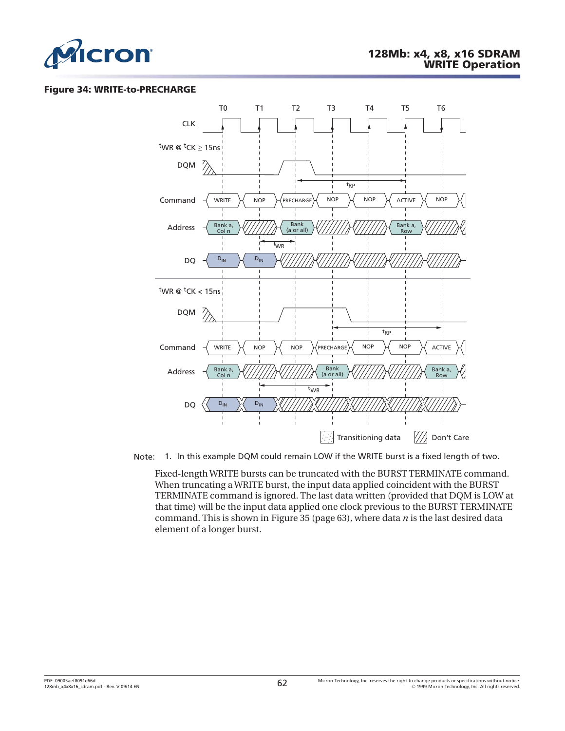**Figure 34: WRITE-to-PRECHARGE**

Note: 1. In this example DQM could remain LOW if the WRITE burst is a fixed length of two.

Fixed-length WRITE bursts can be truncated with the BURST TERMINATE command. When truncating a WRITE burst, the input data applied coincident with the BURST TERMINATE command is ignored. The last data written (provided that DQM is LOW at that time) will be the input data applied one clock previous to the BURST TERMINATE command. This is shown in Figure 35 (page 63), where data *n* is the last desired data element of a longer burst.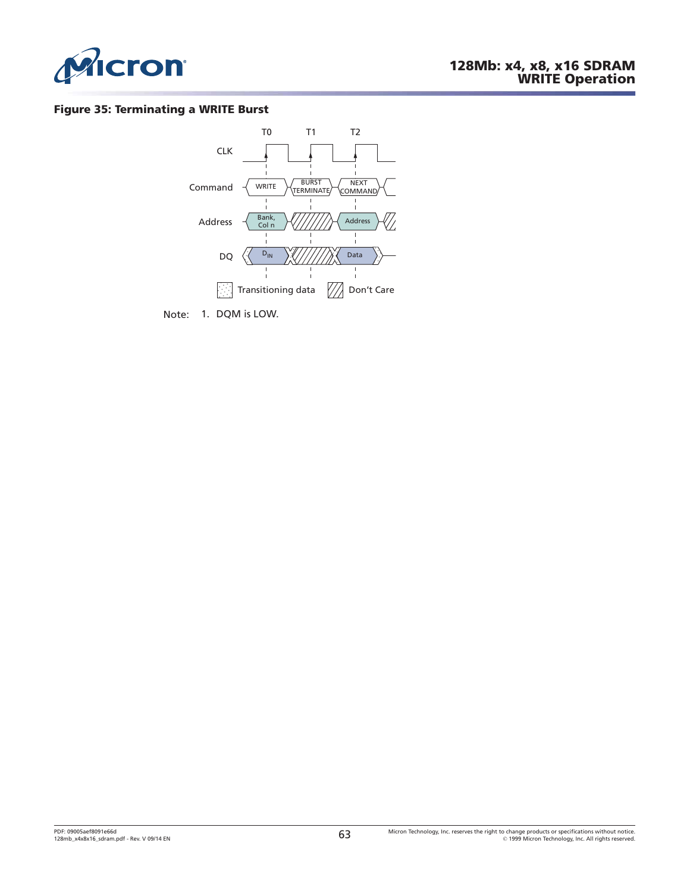**Figure 35: Terminating a WRITE Burst**

Note: 1. DQM is LOW.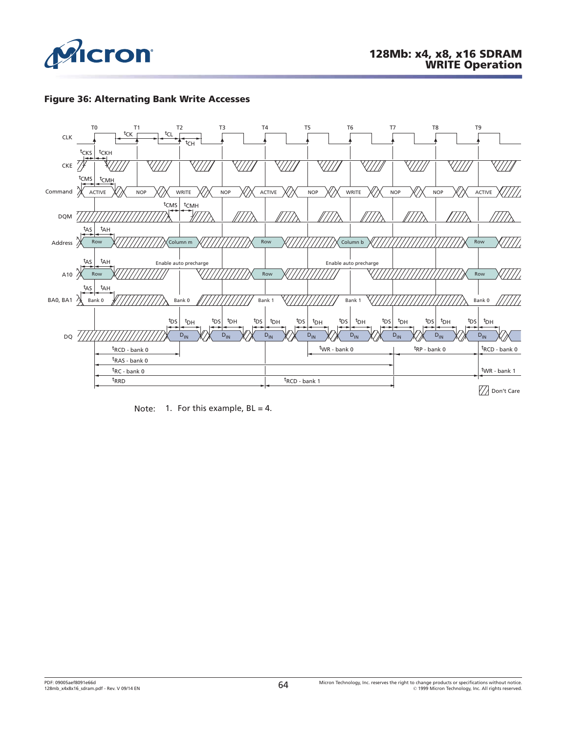## Figure 36: Alternating Bank Write Accesses

Note: 1. For this example, BL = 4.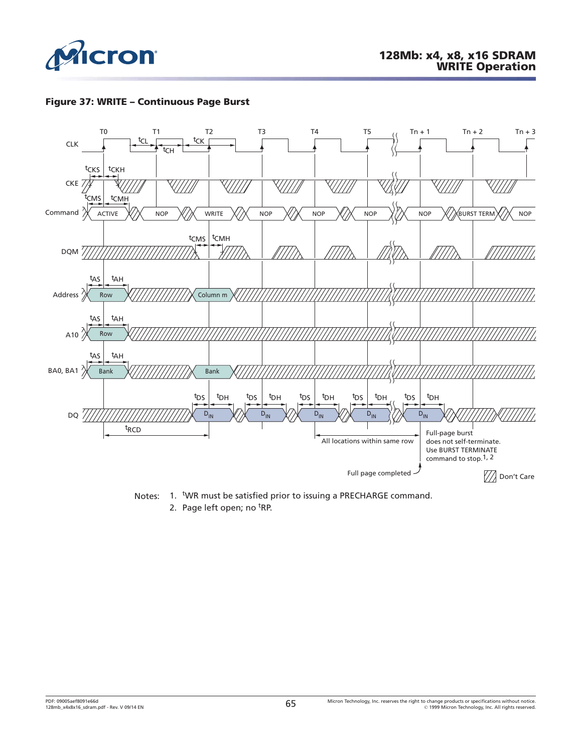**Figure 37: WRITE – Continuous Page Burst**

Notes: 1. $^{t}$WR must be satisfied prior to issuing a PRECHARGE command.

2. Page left open; no $^{t}$RP.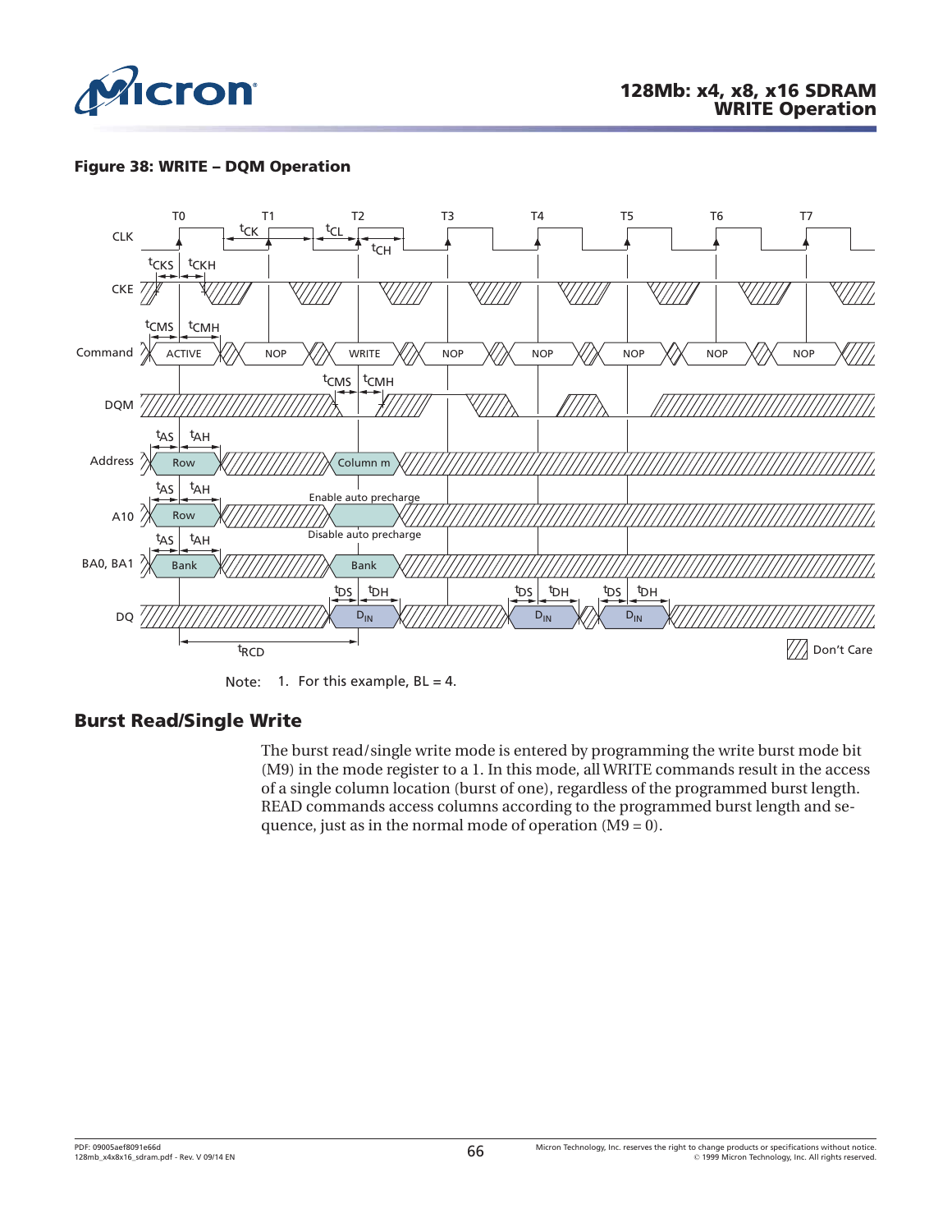**Figure 38: WRITE – DQM Operation**

Note: 1. For this example, BL = 4.

## Burst Read/Single Write

The burst read/single write mode is entered by programming the write burst mode bit (M9) in the mode register to a 1. In this mode, all WRITE commands result in the access of a single column location (burst of one), regardless of the programmed burst length. READ commands access columns according to the programmed burst length and sequence, just as in the normal mode of operation (M9 = 0).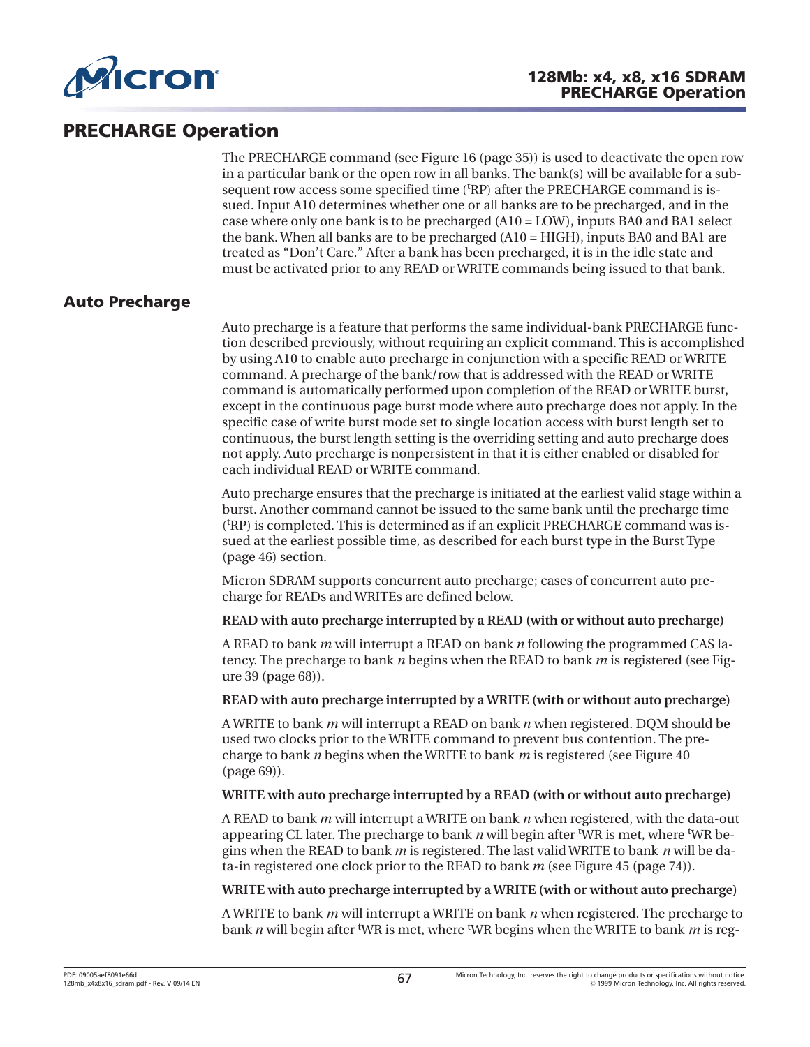## PRECHARGE Operation

The PRECHARGE command (see Figure 16 (page 35)) is used to deactivate the open row in a particular bank or the open row in all banks. The bank(s) will be available for a subsequent row access some specified time ($^tRP$) after the PRECHARGE command is issued. Input A10 determines whether one or all banks are to be precharged, and in the case where only one bank is to be precharged (A10 = LOW), inputs BA0 and BA1 select the bank. When all banks are to be precharged (A10 = HIGH), inputs BA0 and BA1 are treated as "Don't Care." After a bank has been precharged, it is in the idle state and must be activated prior to any READ or WRITE commands being issued to that bank.

## Auto Precharge

Auto precharge is a feature that performs the same individual-bank PRECHARGE function described previously, without requiring an explicit command. This is accomplished by using A10 to enable auto precharge in conjunction with a specific READ or WRITE command. A precharge of the bank/row that is addressed with the READ or WRITE command is automatically performed upon completion of the READ or WRITE burst, except in the continuous page burst mode where auto precharge does not apply. In the specific case of write burst mode set to single location access with burst length set to continuous, the burst length setting is the overriding setting and auto precharge does not apply. Auto precharge is nonpersistent in that it is either enabled or disabled for each individual READ or WRITE command.

Auto precharge ensures that the precharge is initiated at the earliest valid stage within a burst. Another command cannot be issued to the same bank until the precharge time ($^tRP$) is completed. This is determined as if an explicit PRECHARGE command was issued at the earliest possible time, as described for each burst type in the Burst Type (page 46) section.

Micron SDRAM supports concurrent auto precharge; cases of concurrent auto precharge for READs and WRITEs are defined below.

**READ with auto precharge interrupted by a READ (with or without auto precharge)**

A READ to bank *m* will interrupt a READ on bank *n* following the programmed CAS latency. The precharge to bank *n* begins when the READ to bank *m* is registered (see Figure 39 (page 68)).

**READ with auto precharge interrupted by a WRITE (with or without auto precharge)**

A WRITE to bank *m* will interrupt a READ on bank *n* when registered. DQM should be used two clocks prior to the WRITE command to prevent bus contention. The precharge to bank *n* begins when the WRITE to bank *m* is registered (see Figure 40 (page 69)).

**WRITE with auto precharge interrupted by a READ (with or without auto precharge)**

A READ to bank *m* will interrupt a WRITE on bank *n* when registered, with the data-out appearing CL later. The precharge to bank *n* will begin after $^tWR$ is met, where $^tWR$ begins when the READ to bank *m* is registered. The last valid WRITE to bank *n* will be data-in registered one clock prior to the READ to bank *m* (see Figure 45 (page 74)).

**WRITE with auto precharge interrupted by a WRITE (with or without auto precharge)**

A WRITE to bank *m* will interrupt a WRITE on bank *n* when registered. The precharge to bank *n* will begin after $^tWR$ is met, where $^tWR$ begins when the WRITE to bank *m* is reg-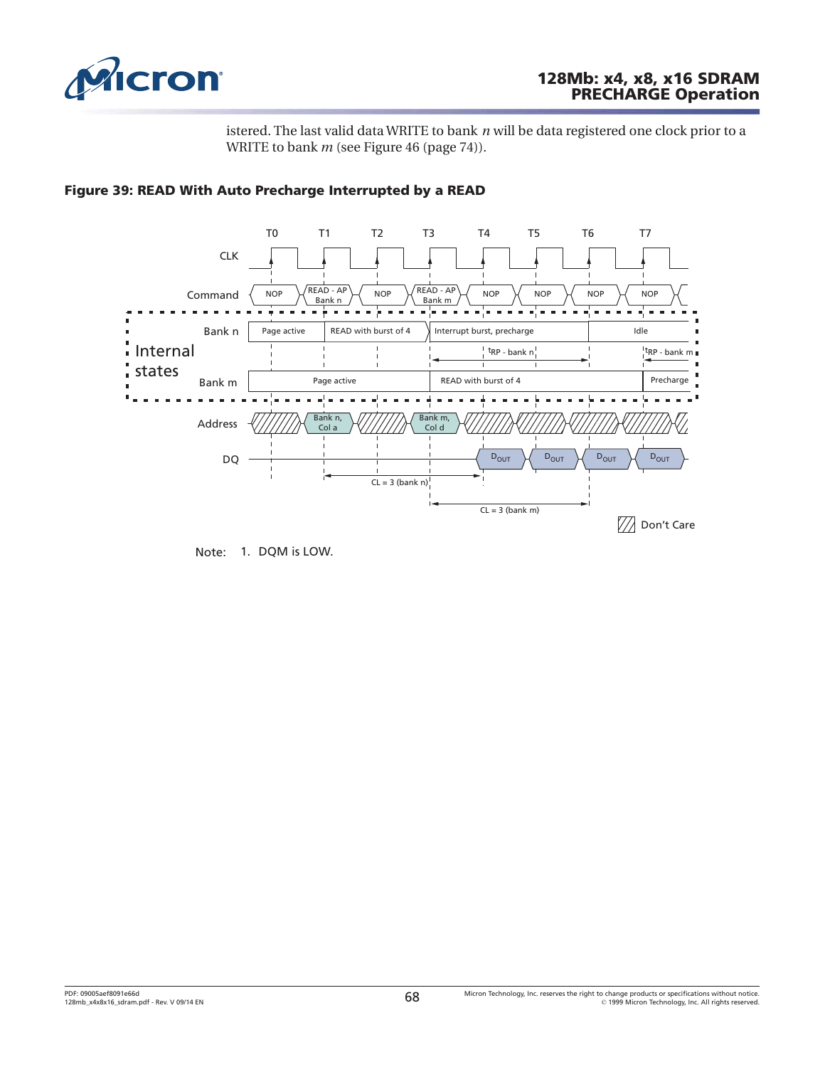istered. The last valid data WRITE to bank *n* will be data registered one clock prior to a WRITE to bank *m* (see Figure 46 (page 74)).

**Figure 39: READ With Auto Precharge Interrupted by a READ**

Note: 1. DQM is LOW.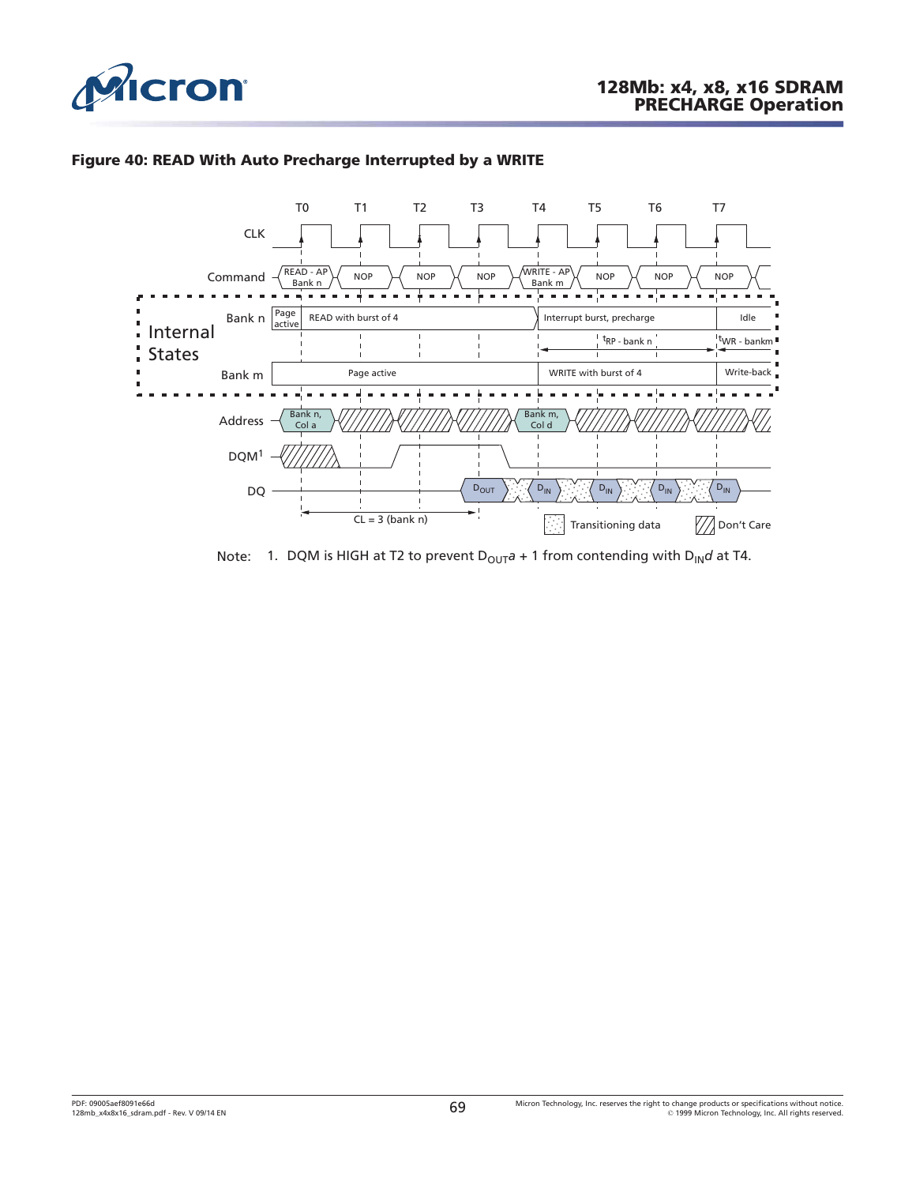**Figure 40: READ With Auto Precharge Interrupted by a WRITE**

Note: 1. DQM is HIGH at T2 to prevent $D_{OUT}a + 1$ from contending with $D_{IN}d$ at T4.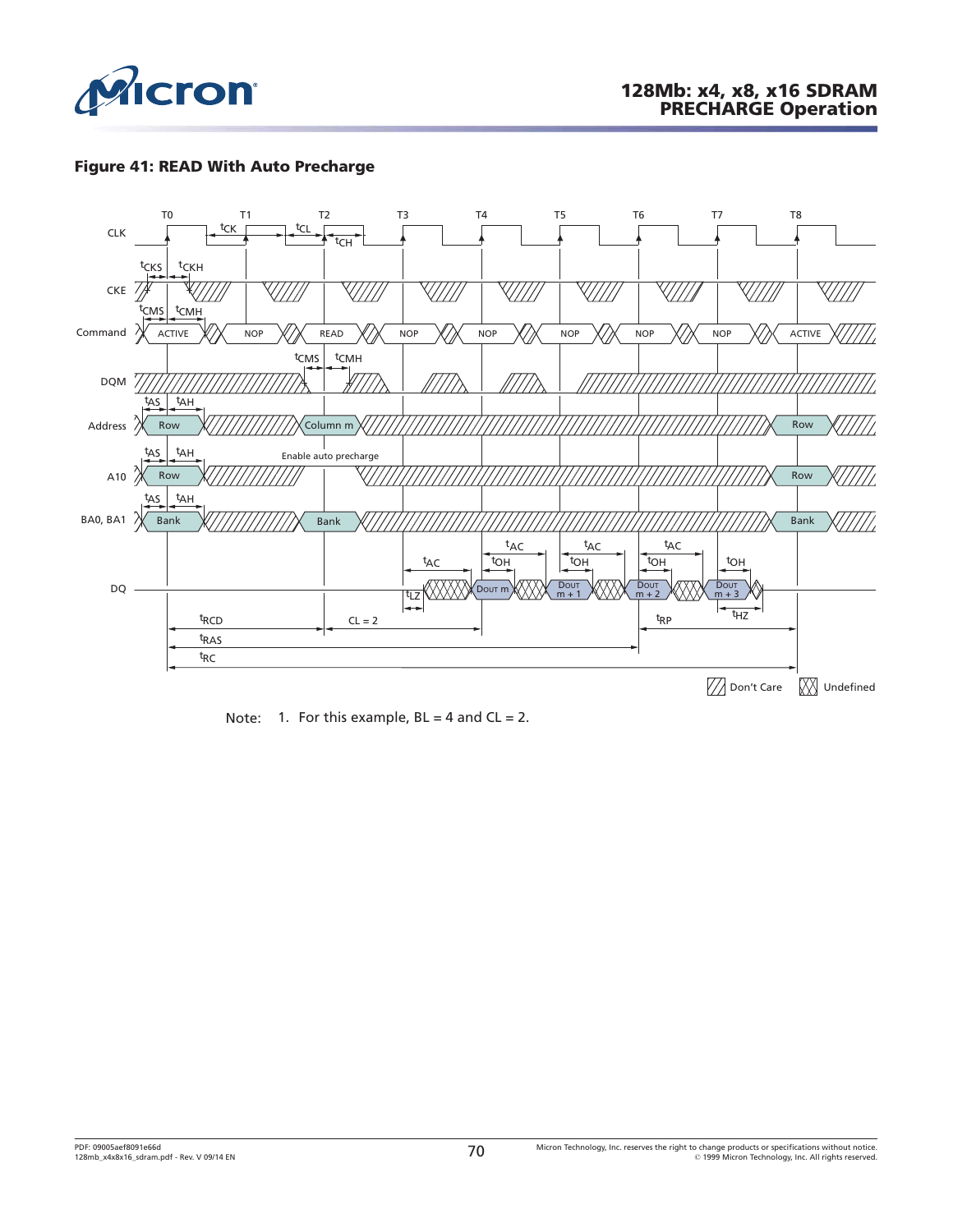**Figure 41: READ With Auto Precharge**

Note: 1. For this example, BL = 4 and CL = 2.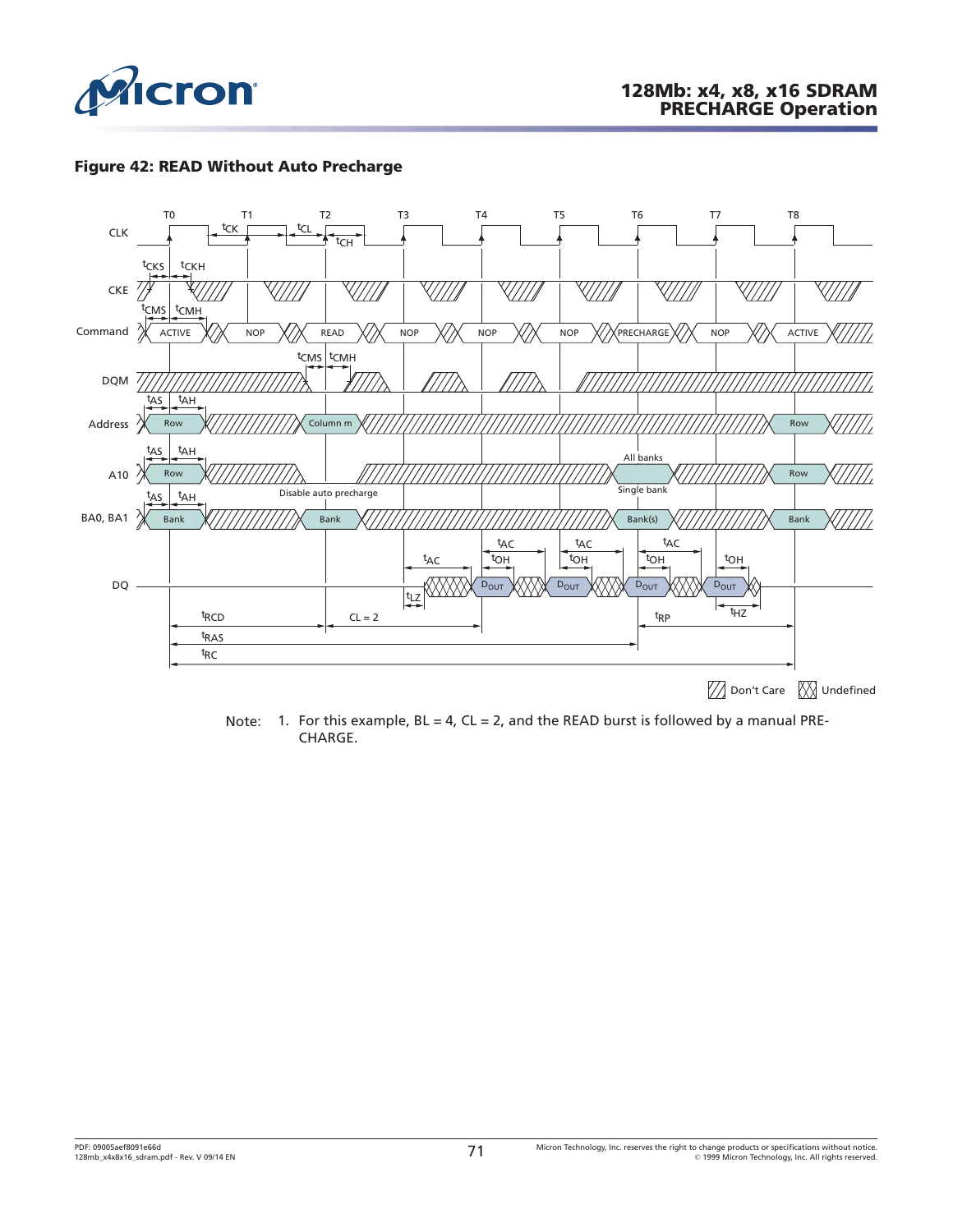**Figure 42: READ Without Auto Precharge**

Note: 1. For this example, BL = 4, CL = 2, and the READ burst is followed by a manual PRECHARGE.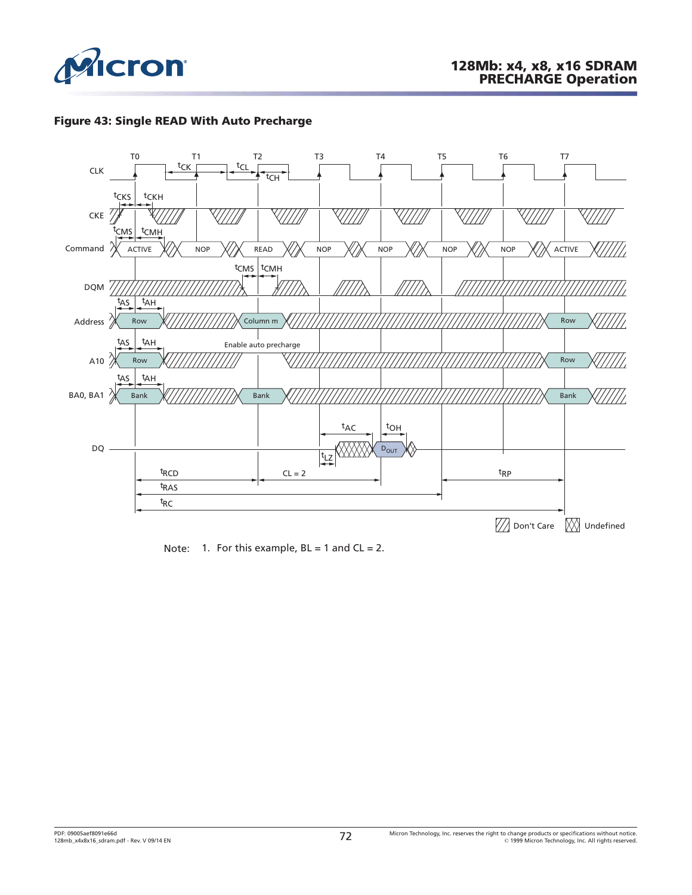## Figure 43: Single READ With Auto Precharge

Note: 1. For this example, BL = 1 and CL = 2.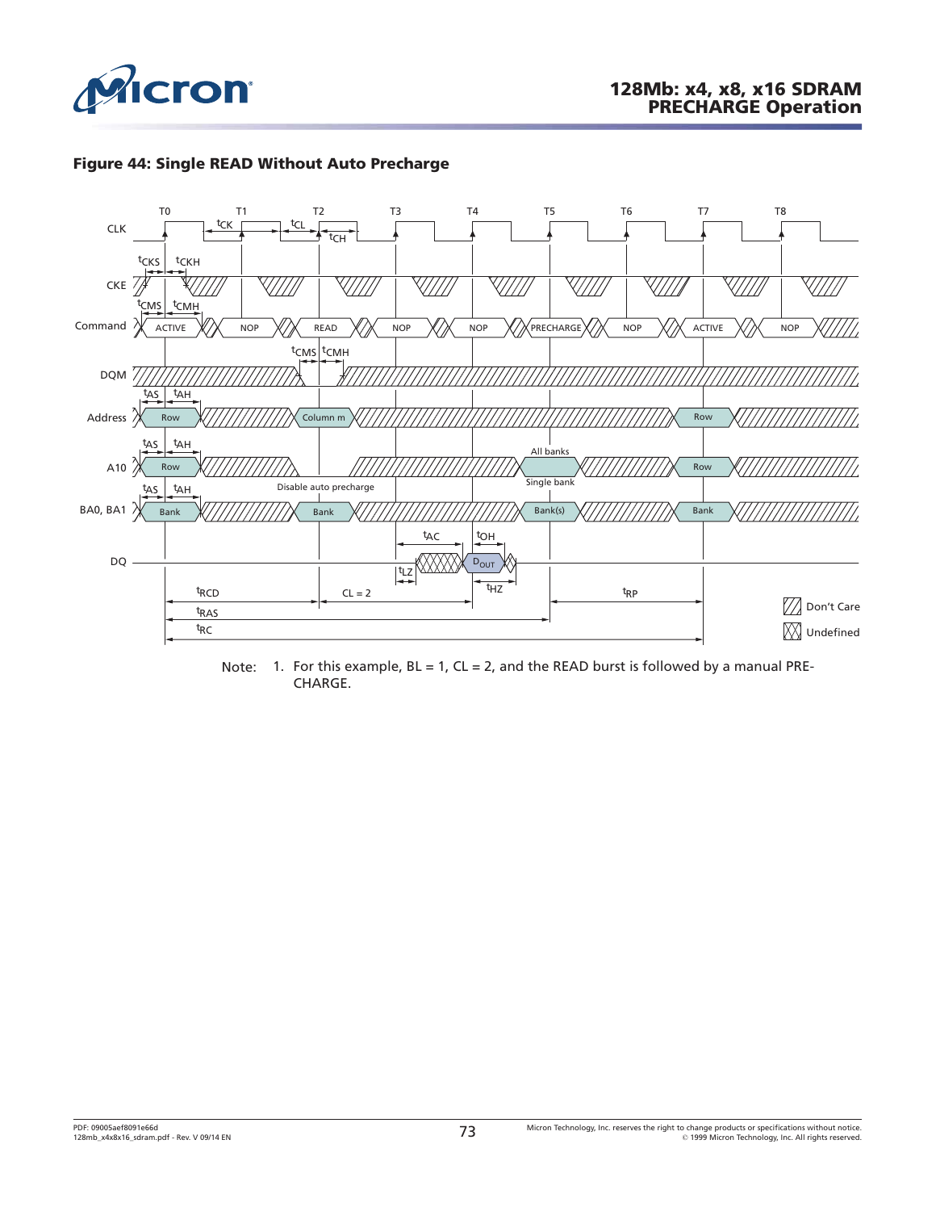**Figure 44: Single READ Without Auto Precharge**

Note: 1. For this example, BL = 1, CL = 2, and the READ burst is followed by a manual PRE-CHARGE.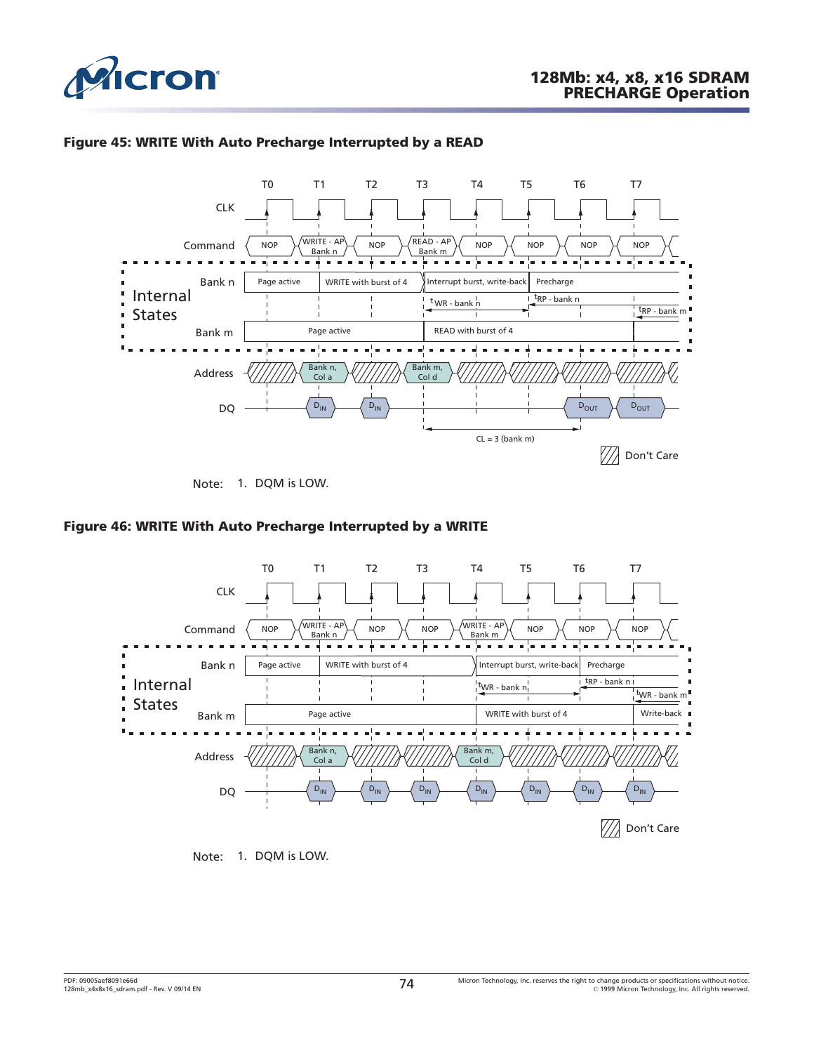**Figure 45: WRITE With Auto Precharge Interrupted by a READ**

Note: 1. DQM is LOW.

**Figure 46: WRITE With Auto Precharge Interrupted by a WRITE**

Note: 1. DQM is LOW.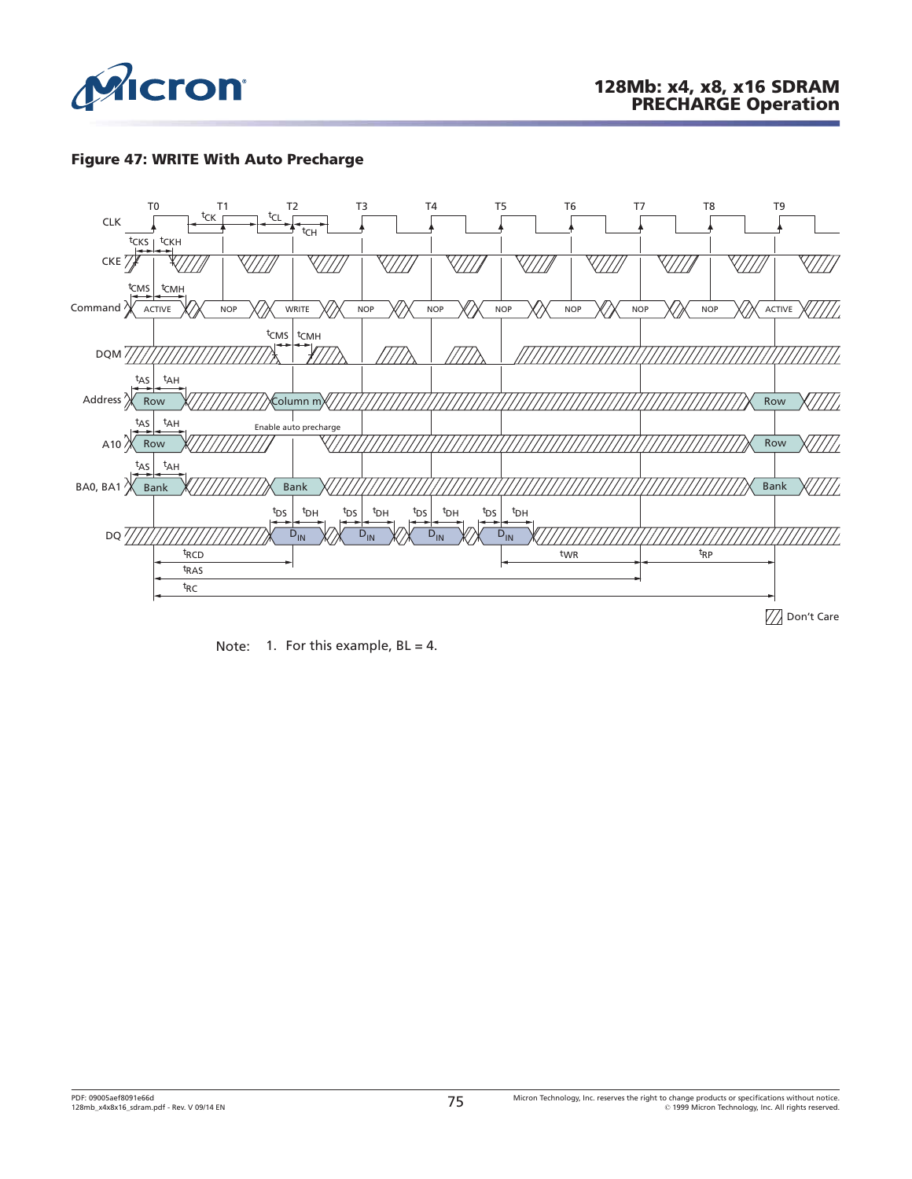**Figure 47: WRITE With Auto Precharge**

Note: 1. For this example, BL = 4.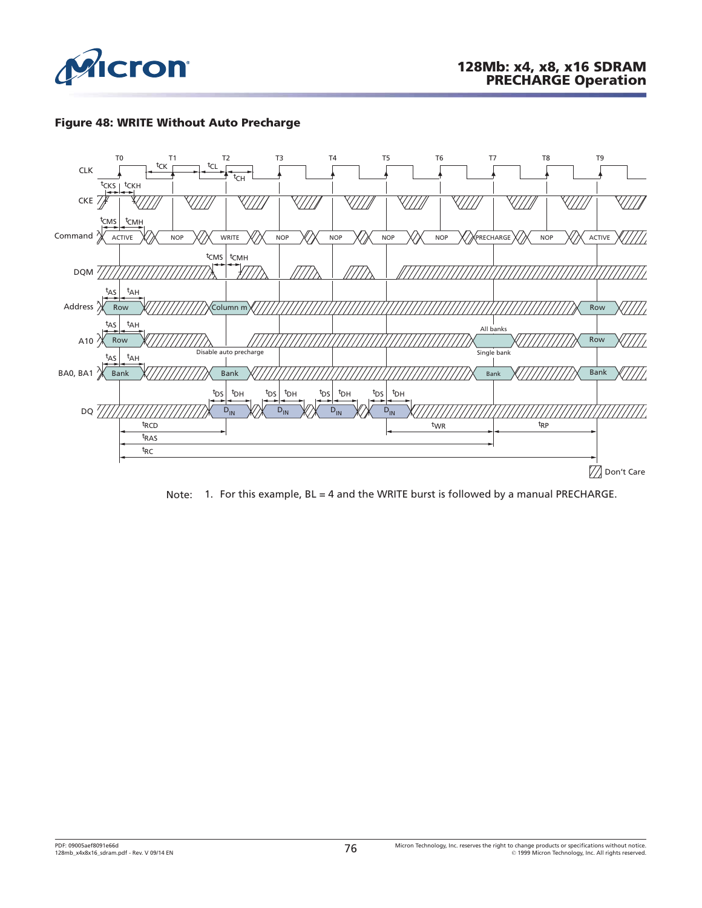**Figure 48: WRITE Without Auto Precharge**

Note: 1. For this example, BL = 4 and the WRITE burst is followed by a manual PRECHARGE.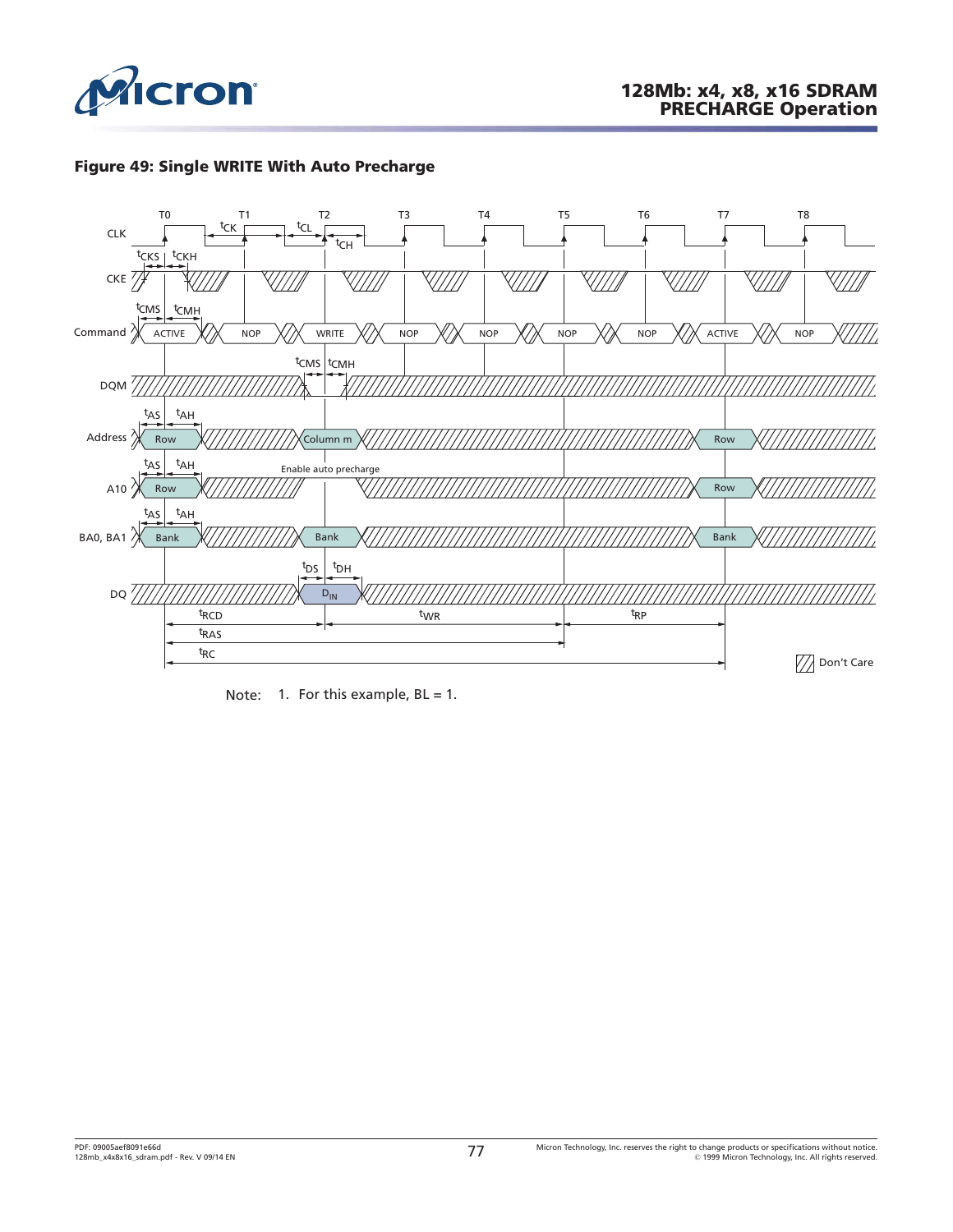**Figure 49: Single WRITE With Auto Precharge**

Note: 1. For this example, BL = 1.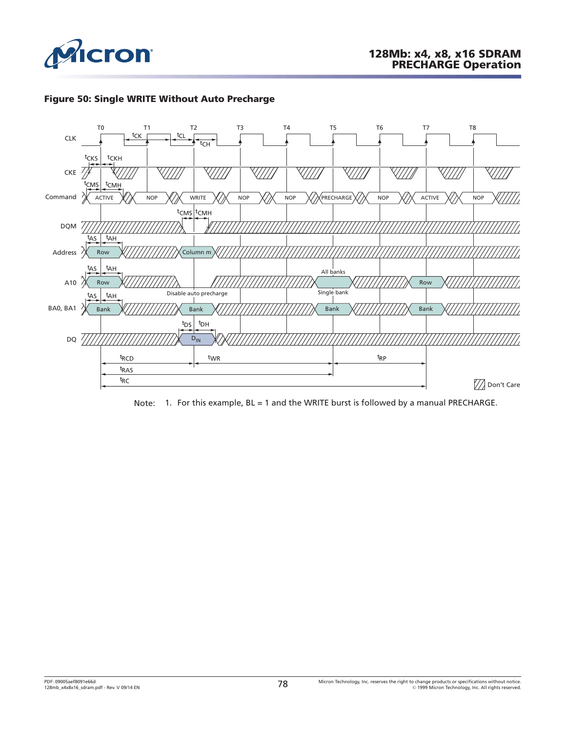## Figure 50: Single WRITE Without Auto Precharge

Note: 1. For this example, BL = 1 and the WRITE burst is followed by a manual PRECHARGE.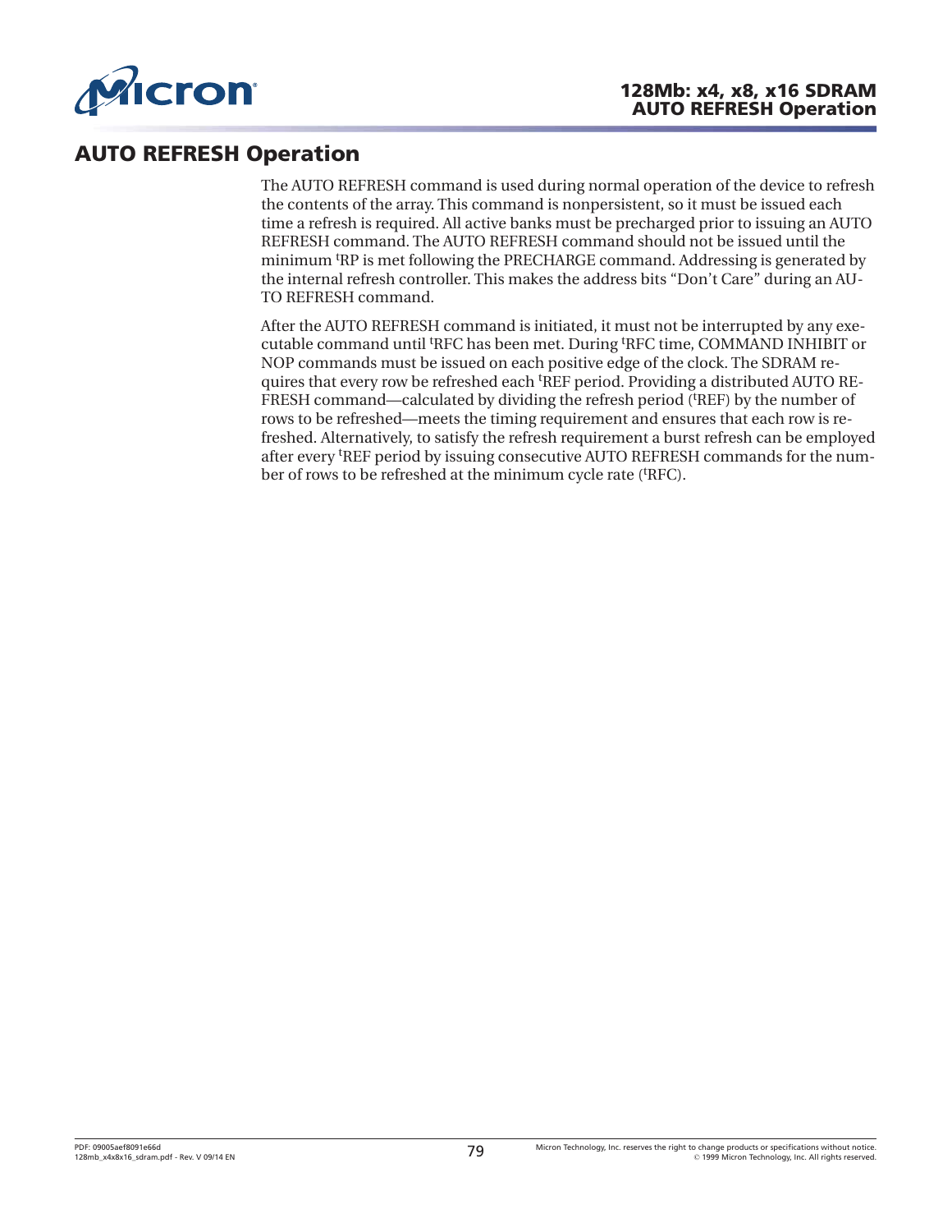# AUTO REFRESH Operation

The AUTO REFRESH command is used during normal operation of the device to refresh the contents of the array. This command is nonpersistent, so it must be issued each time a refresh is required. All active banks must be precharged prior to issuing an AUTO REFRESH command. The AUTO REFRESH command should not be issued until the minimum $^tRP$ is met following the PRECHARGE command. Addressing is generated by the internal refresh controller. This makes the address bits “Don’t Care” during an AUTO REFRESH command.

After the AUTO REFRESH command is initiated, it must not be interrupted by any executable command until $^tRFC$ has been met. During $^tRFC$ time, COMMAND INHIBIT or NOP commands must be issued on each positive edge of the clock. The SDRAM requires that every row be refreshed each $^tREF$ period. Providing a distributed AUTO REFRESH command—calculated by dividing the refresh period ($^tREF$) by the number of rows to be refreshed—meets the timing requirement and ensures that each row is refreshed. Alternatively, to satisfy the refresh requirement a burst refresh can be employed after every $^tREF$ period by issuing consecutive AUTO REFRESH commands for the number of rows to be refreshed at the minimum cycle rate ($^tRFC$).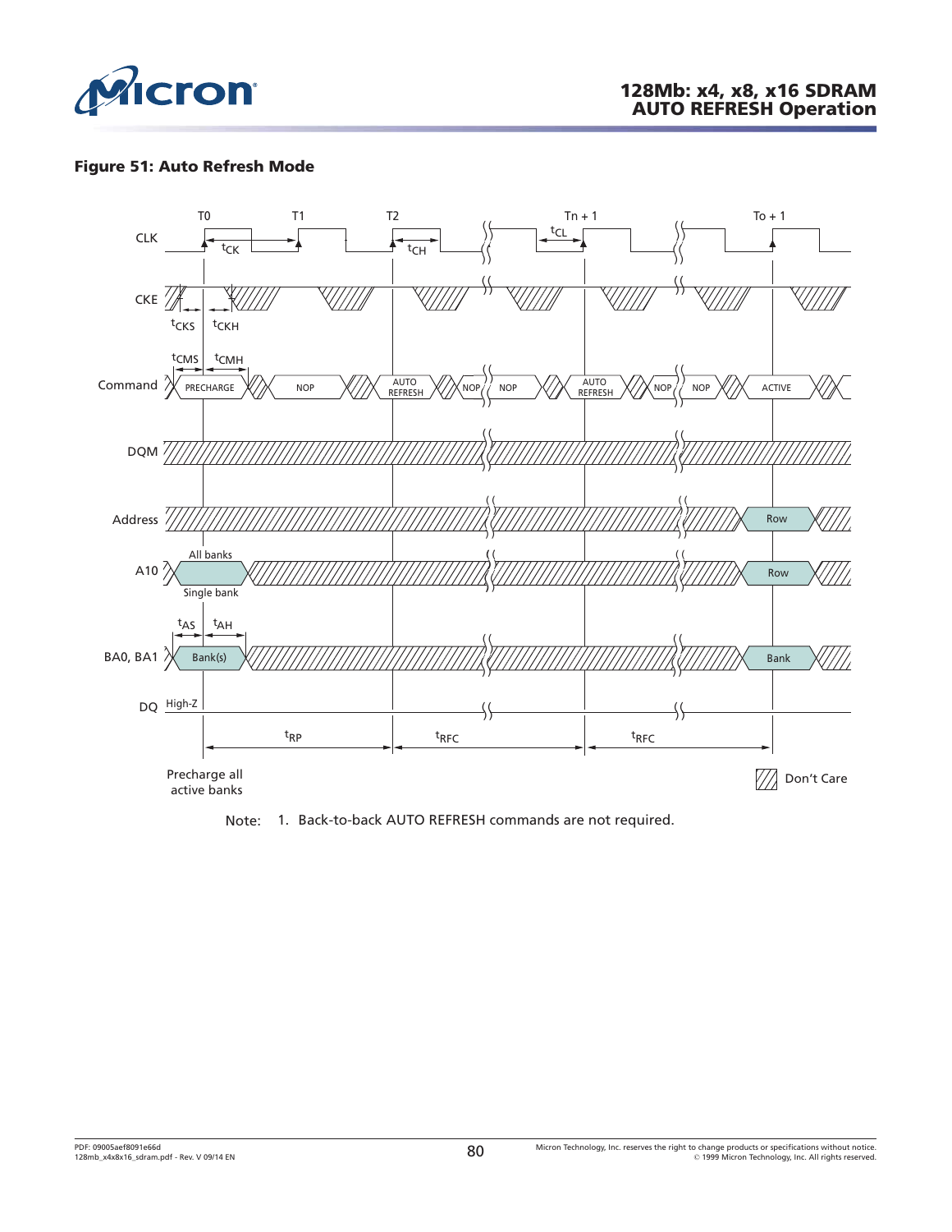**Figure 51: Auto Refresh Mode**

Note: 1. Back-to-back AUTO REFRESH commands are not required.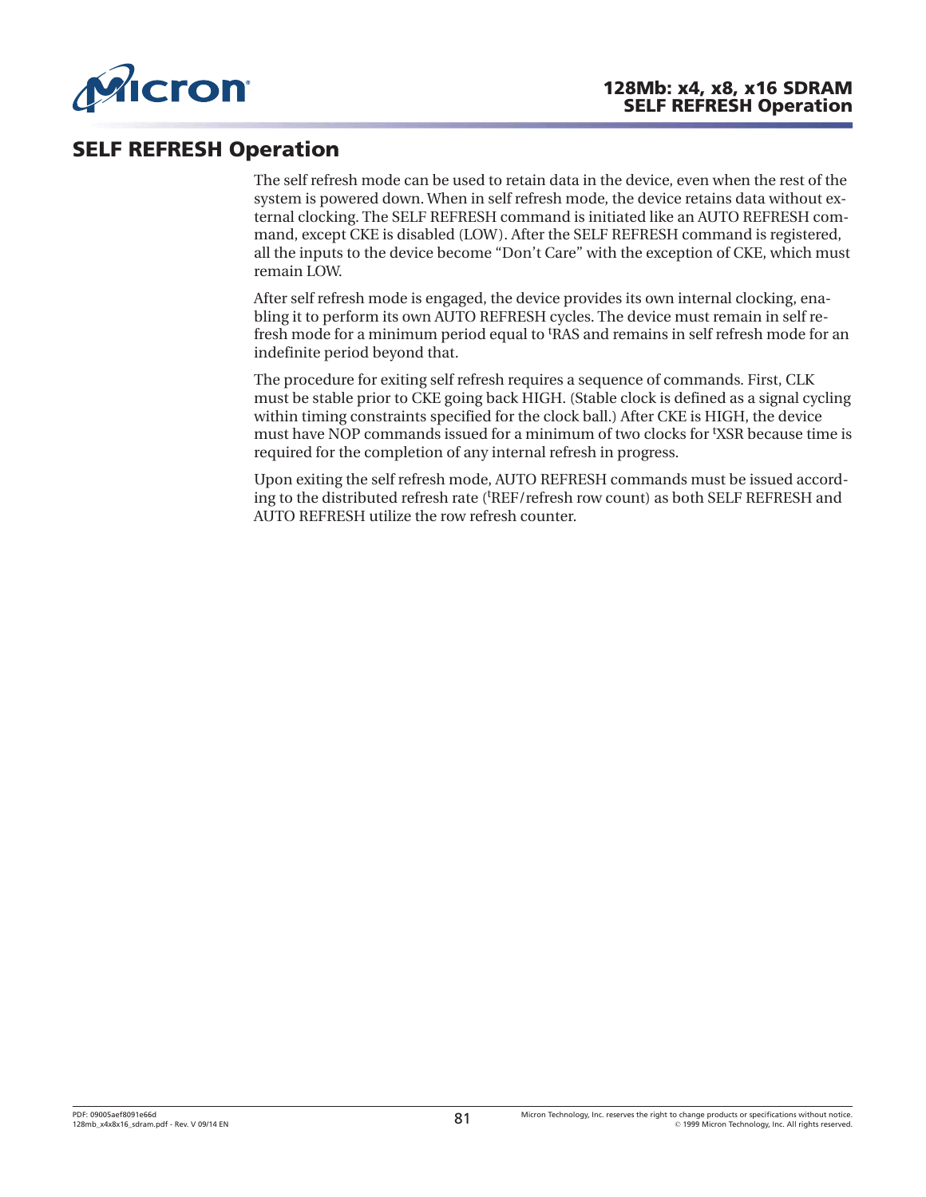# SELF REFRESH Operation

The self refresh mode can be used to retain data in the device, even when the rest of the system is powered down. When in self refresh mode, the device retains data without external clocking. The SELF REFRESH command is initiated like an AUTO REFRESH command, except CKE is disabled (LOW). After the SELF REFRESH command is registered, all the inputs to the device become "Don't Care" with the exception of CKE, which must remain LOW.

After self refresh mode is engaged, the device provides its own internal clocking, enabling it to perform its own AUTO REFRESH cycles. The device must remain in self refresh mode for a minimum period equal to $^{t}$RAS and remains in self refresh mode for an indefinite period beyond that.

The procedure for exiting self refresh requires a sequence of commands. First, CLK must be stable prior to CKE going back HIGH. (Stable clock is defined as a signal cycling within timing constraints specified for the clock ball.) After CKE is HIGH, the device must have NOP commands issued for a minimum of two clocks for $^{t}$XSR because time is required for the completion of any internal refresh in progress.

Upon exiting the self refresh mode, AUTO REFRESH commands must be issued according to the distributed refresh rate ($^{t}$REF/refresh row count) as both SELF REFRESH and AUTO REFRESH utilize the row refresh counter.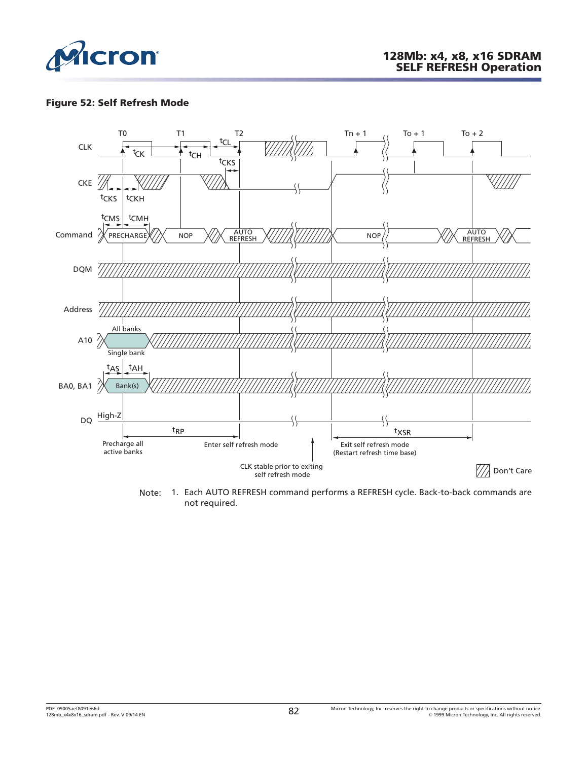**Figure 52: Self Refresh Mode**

Note: 1. Each AUTO REFRESH command performs a REFRESH cycle. Back-to-back commands are not required.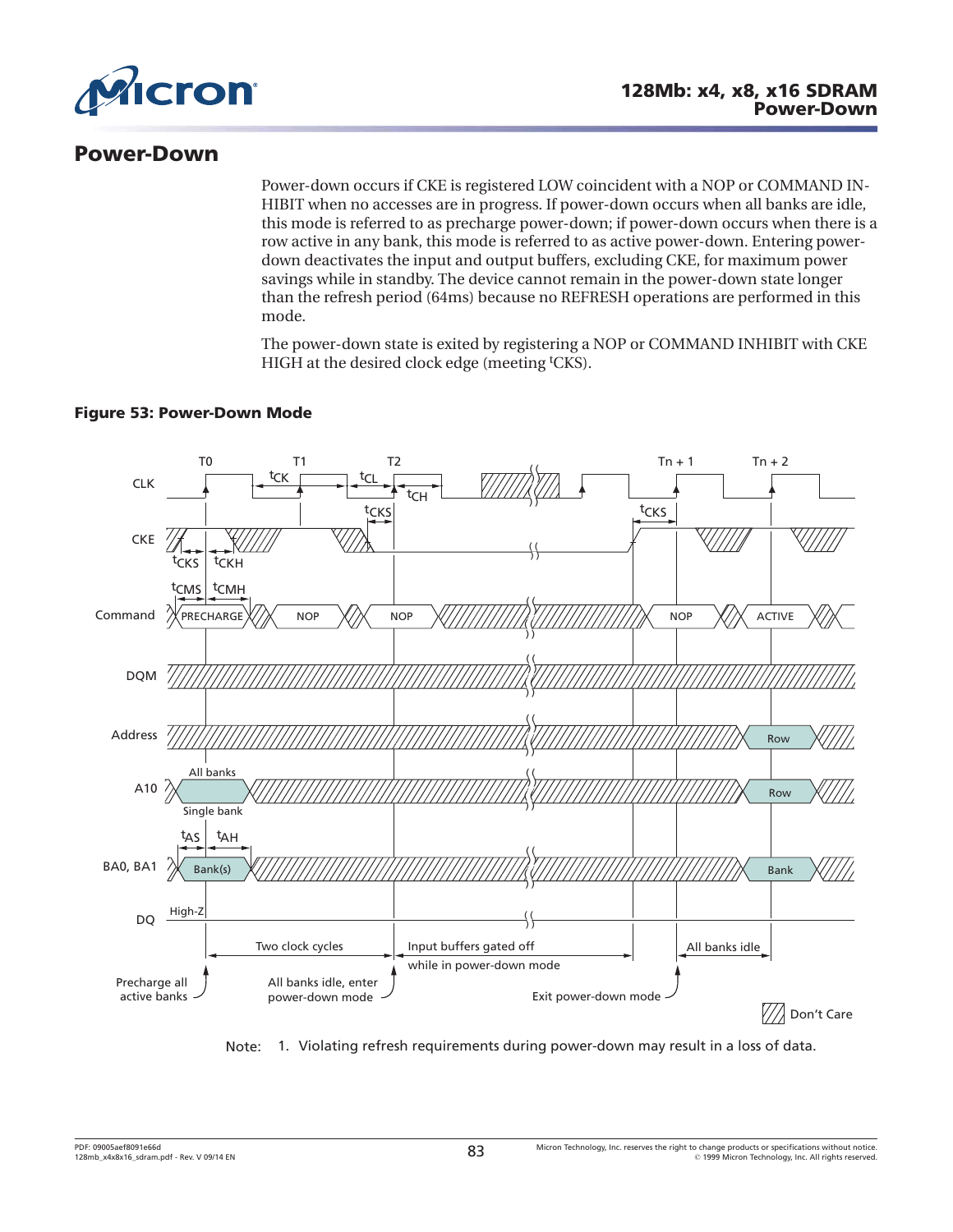## Power-Down

Power-down occurs if CKE is registered LOW coincident with a NOP or COMMAND INHIBIT when no accesses are in progress. If power-down occurs when all banks are idle, this mode is referred to as precharge power-down; if power-down occurs when there is a row active in any bank, this mode is referred to as active power-down. Entering power-down deactivates the input and output buffers, excluding CKE, for maximum power savings while in standby. The device cannot remain in the power-down state longer than the refresh period (64ms) because no REFRESH operations are performed in this mode.

The power-down state is exited by registering a NOP or COMMAND INHIBIT with CKE HIGH at the desired clock edge (meeting ${}^{t}CKS$).

**Figure 53: Power-Down Mode**

Note: 1. Violating refresh requirements during power-down may result in a loss of data.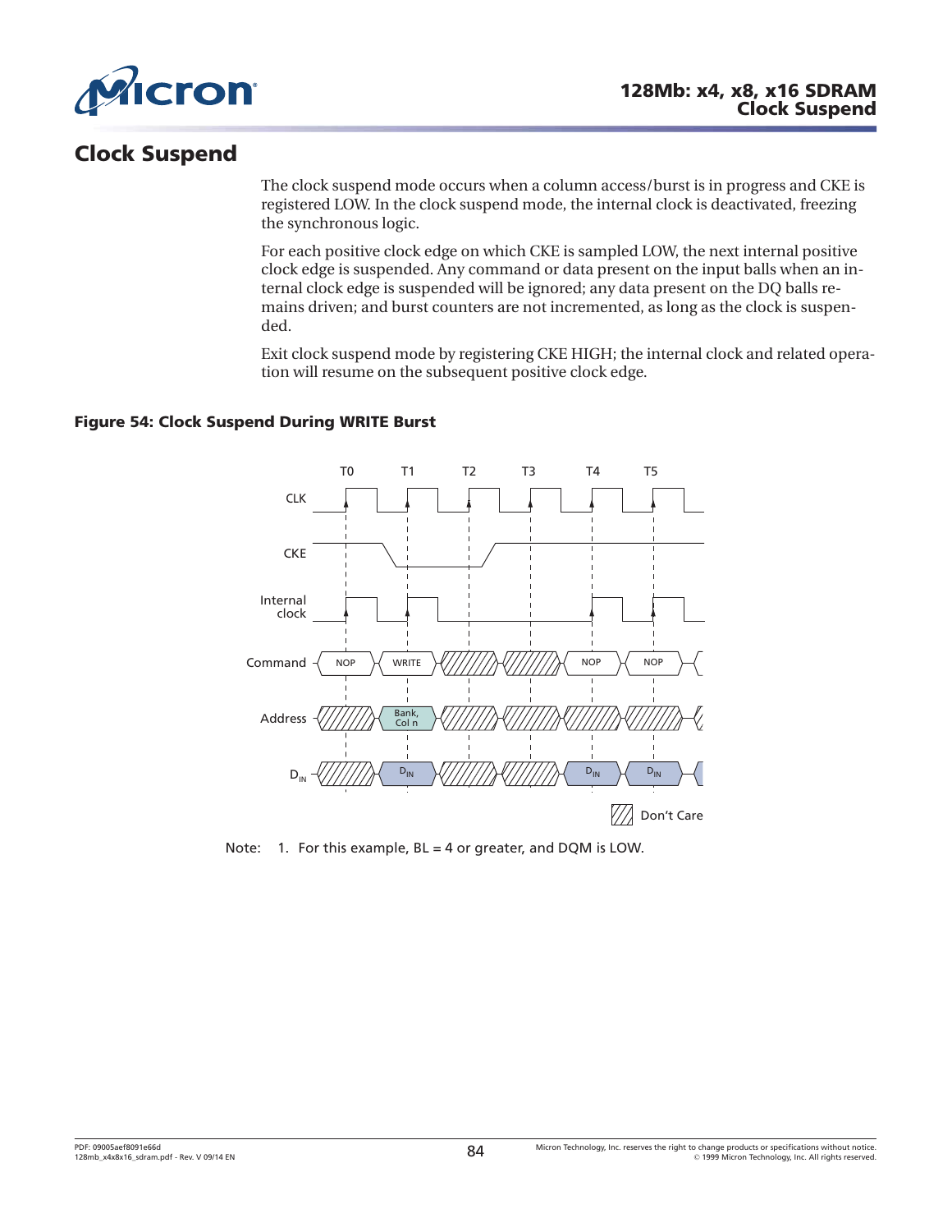## Clock Suspend

The clock suspend mode occurs when a column access/burst is in progress and CKE is registered LOW. In the clock suspend mode, the internal clock is deactivated, freezing the synchronous logic.

For each positive clock edge on which CKE is sampled LOW, the next internal positive clock edge is suspended. Any command or data present on the input balls when an internal clock edge is suspended will be ignored; any data present on the DQ balls remains driven; and burst counters are not incremented, as long as the clock is suspended.

Exit clock suspend mode by registering CKE HIGH; the internal clock and related operation will resume on the subsequent positive clock edge.

**Figure 54: Clock Suspend During WRITE Burst**

Note: 1. For this example, BL = 4 or greater, and DQM is LOW.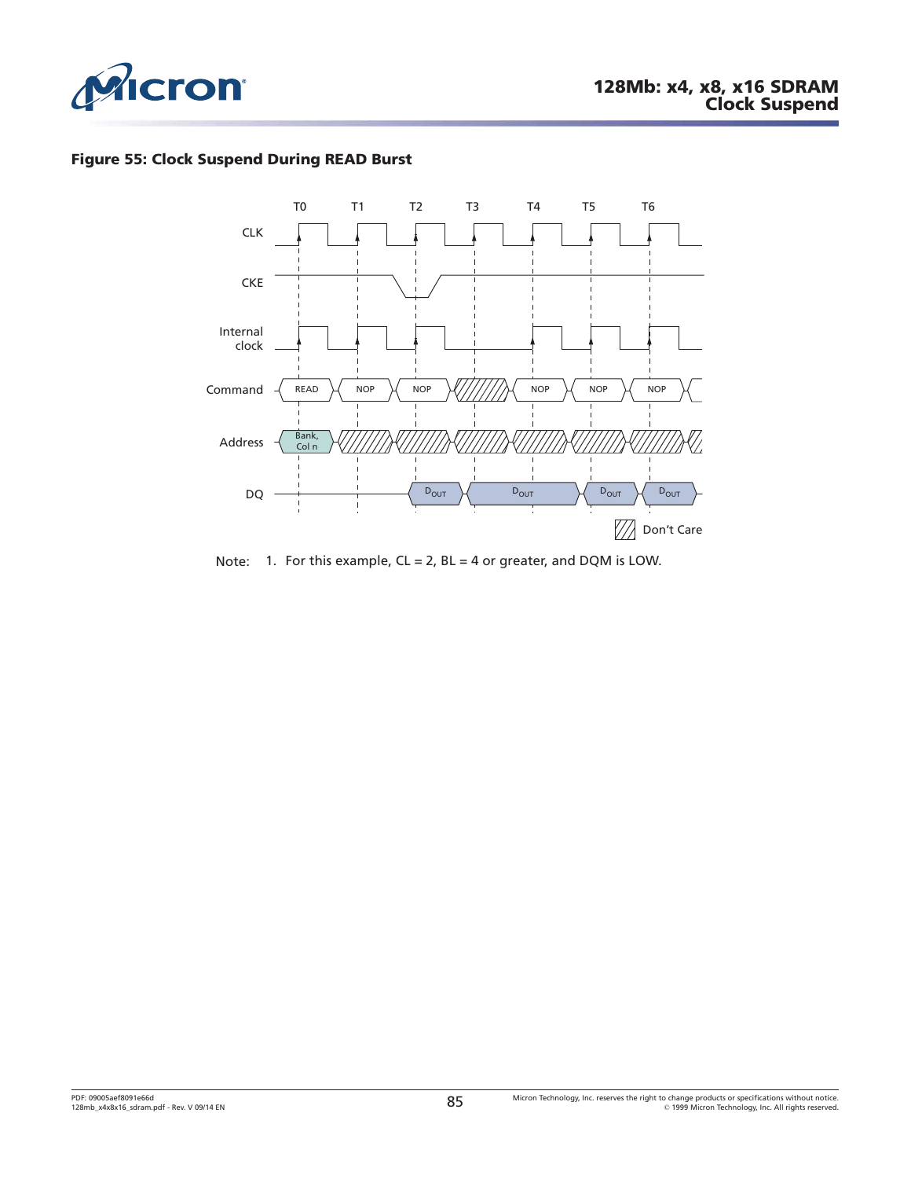**Figure 55: Clock Suspend During READ Burst**

T0 T1 T2 T3 T4 T5 T6

CLK

CKE

Internal clock

Command: READ, NOP, NOP, (Don't Care), NOP, NOP, NOP

Address: Bank, Col n

DQ: $D_{OUT}$, $D_{OUT}$, $D_{OUT}$, $D_{OUT}$

Don't Care

Note: 1. For this example, CL = 2, BL = 4 or greater, and DQM is LOW.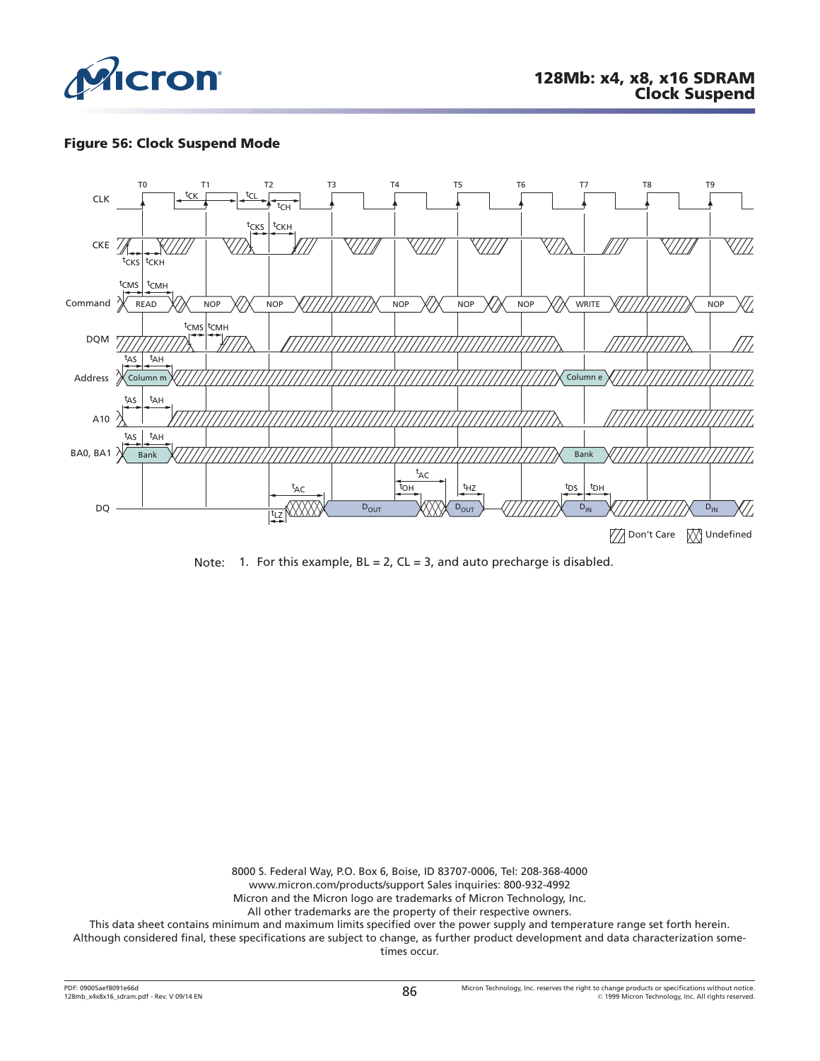**Figure 56: Clock Suspend Mode**

T0 T1 T2 T3 T4 T5 T6 T7 T8 T9

CLK

$t_{CK}$ $t_{CL}$ $t_{CH}$

CKE

$t_{CKS}$ $t_{CKH}$

$t_{CKS}$ $t_{CKH}$

Command

$t_{CMS}$ $t_{CMH}$

READ NOP NOP NOP NOP NOP WRITE NOP

DQM

$t_{CMS}$ $t_{CMH}$

Address

$t_{AS}$ $t_{AH}$

Column m Column e

A10

$t_{AS}$ $t_{AH}$

BA0, BA1

$t_{AS}$ $t_{AH}$

Bank Bank

DQ

$t_{AC}$ $t_{LZ}$ $t_{AC}$ $t_{OH}$ $t_{HZ}$ $t_{DS}$ $t_{DH}$

$D_{OUT}$ $D_{OUT}$ $D_{IN}$ $D_{IN}$

Don't Care Undefined

Note: 1. For this example, BL = 2, CL = 3, and auto precharge is disabled.

8000 S. Federal Way, P.O. Box 6, Boise, ID 83707-0006, Tel: 208-368-4000
www.micron.com/products/support Sales inquiries: 800-932-4992
Micron and the Micron logo are trademarks of Micron Technology, Inc.
All other trademarks are the property of their respective owners.
This data sheet contains minimum and maximum limits specified over the power supply and temperature range set forth herein.
Although considered final, these specifications are subject to change, as further product development and data characterization sometimes occur.